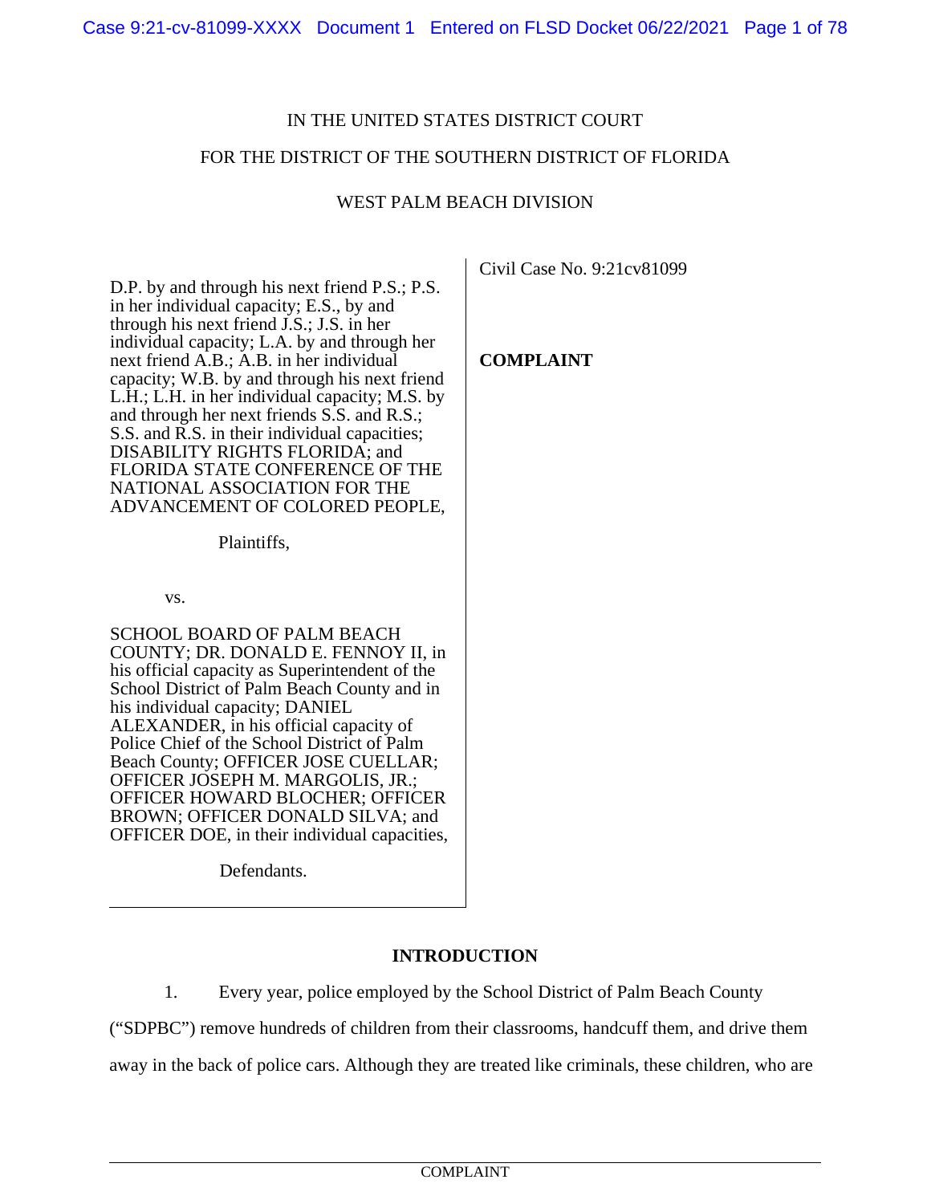IN THE UNITED STATES DISTRICT COURT

FOR THE DISTRICT OF THE SOUTHERN DISTRICT OF FLORIDA

WEST PALM BEACH DIVISION

D.P. by and through his next friend P.S.; P.S. in her individual capacity; E.S., by and through his next friend J.S.; J.S. in her individual capacity; L.A. by and through her next friend A.B.; A.B. in her individual capacity; W.B. by and through his next friend L.H.; L.H. in her individual capacity; M.S. by and through her next friends S.S. and R.S.; S.S. and R.S. in their individual capacities; DISABILITY RIGHTS FLORIDA; and FLORIDA STATE CONFERENCE OF THE NATIONAL ASSOCIATION FOR THE ADVANCEMENT OF COLORED PEOPLE,

Plaintiffs,

vs.

SCHOOL BOARD OF PALM BEACH COUNTY; DR. DONALD E. FENNOY II, in his official capacity as Superintendent of the School District of Palm Beach County and in his individual capacity; DANIEL ALEXANDER, in his official capacity of Police Chief of the School District of Palm Beach County; OFFICER JOSE CUELLAR; OFFICER JOSEPH M. MARGOLIS, JR.; OFFICER HOWARD BLOCHER; OFFICER BROWN; OFFICER DONALD SILVA; and OFFICER DOE, in their individual capacities,

Defendants.

Civil Case No. 9:21cv81099

**COMPLAINT**

## INTRODUCTION

1. Every year, police employed by the School District of Palm Beach County ("SDPBC") remove hundreds of children from their classrooms, handcuff them, and drive them away in the back of police cars. Although they are treated like criminals, these children, who are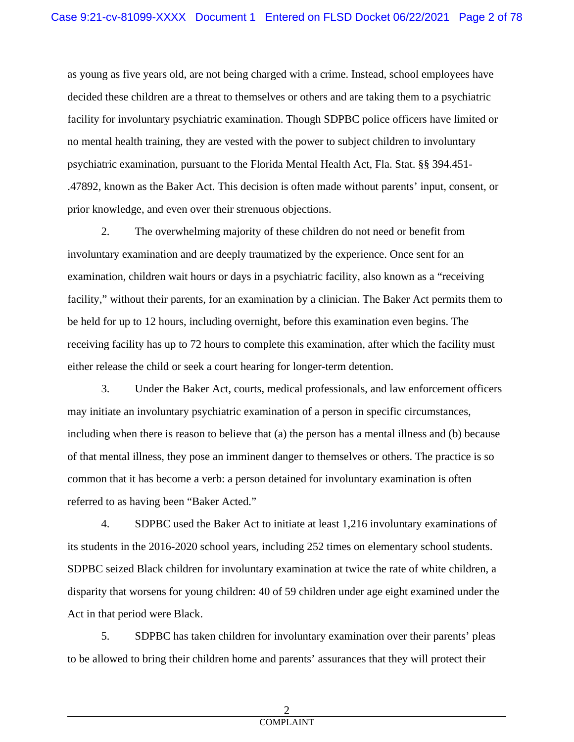as young as five years old, are not being charged with a crime. Instead, school employees have decided these children are a threat to themselves or others and are taking them to a psychiatric facility for involuntary psychiatric examination. Though SDPBC police officers have limited or no mental health training, they are vested with the power to subject children to involuntary psychiatric examination, pursuant to the Florida Mental Health Act, Fla. Stat. §§ 394.451-.47892, known as the Baker Act. This decision is often made without parents' input, consent, or prior knowledge, and even over their strenuous objections.

2. The overwhelming majority of these children do not need or benefit from involuntary examination and are deeply traumatized by the experience. Once sent for an examination, children wait hours or days in a psychiatric facility, also known as a "receiving facility," without their parents, for an examination by a clinician. The Baker Act permits them to be held for up to 12 hours, including overnight, before this examination even begins. The receiving facility has up to 72 hours to complete this examination, after which the facility must either release the child or seek a court hearing for longer-term detention.

3. Under the Baker Act, courts, medical professionals, and law enforcement officers may initiate an involuntary psychiatric examination of a person in specific circumstances, including when there is reason to believe that (a) the person has a mental illness and (b) because of that mental illness, they pose an imminent danger to themselves or others. The practice is so common that it has become a verb: a person detained for involuntary examination is often referred to as having been "Baker Acted."

4. SDPBC used the Baker Act to initiate at least 1,216 involuntary examinations of its students in the 2016-2020 school years, including 252 times on elementary school students. SDPBC seized Black children for involuntary examination at twice the rate of white children, a disparity that worsens for young children: 40 of 59 children under age eight examined under the Act in that period were Black.

5. SDPBC has taken children for involuntary examination over their parents' pleas to be allowed to bring their children home and parents' assurances that they will protect their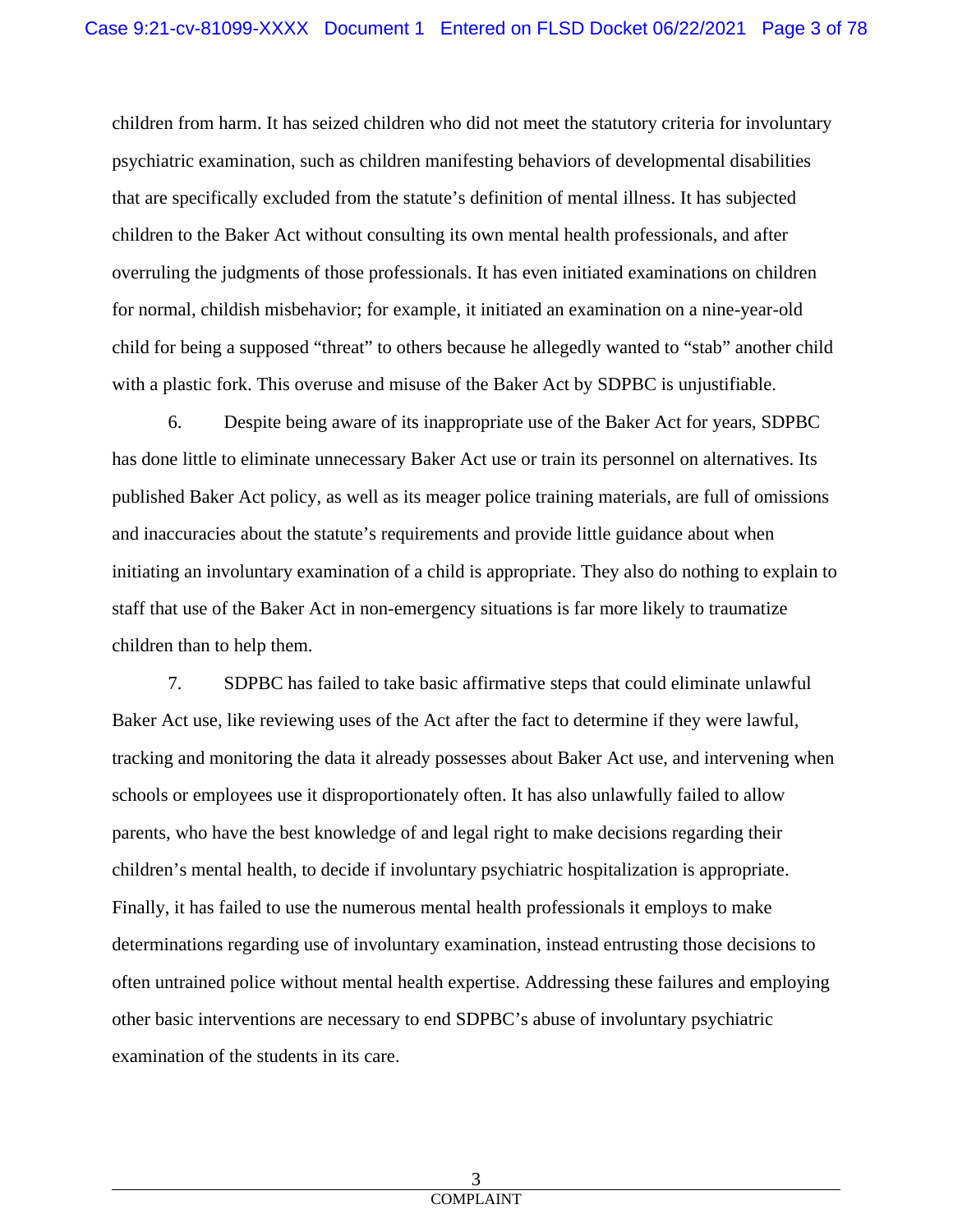children from harm. It has seized children who did not meet the statutory criteria for involuntary psychiatric examination, such as children manifesting behaviors of developmental disabilities that are specifically excluded from the statute's definition of mental illness. It has subjected children to the Baker Act without consulting its own mental health professionals, and after overruling the judgments of those professionals. It has even initiated examinations on children for normal, childish misbehavior; for example, it initiated an examination on a nine-year-old child for being a supposed "threat" to others because he allegedly wanted to "stab" another child with a plastic fork. This overuse and misuse of the Baker Act by SDPBC is unjustifiable.

6. Despite being aware of its inappropriate use of the Baker Act for years, SDPBC has done little to eliminate unnecessary Baker Act use or train its personnel on alternatives. Its published Baker Act policy, as well as its meager police training materials, are full of omissions and inaccuracies about the statute's requirements and provide little guidance about when initiating an involuntary examination of a child is appropriate. They also do nothing to explain to staff that use of the Baker Act in non-emergency situations is far more likely to traumatize children than to help them.

7. SDPBC has failed to take basic affirmative steps that could eliminate unlawful Baker Act use, like reviewing uses of the Act after the fact to determine if they were lawful, tracking and monitoring the data it already possesses about Baker Act use, and intervening when schools or employees use it disproportionately often. It has also unlawfully failed to allow parents, who have the best knowledge of and legal right to make decisions regarding their children's mental health, to decide if involuntary psychiatric hospitalization is appropriate. Finally, it has failed to use the numerous mental health professionals it employs to make determinations regarding use of involuntary examination, instead entrusting those decisions to often untrained police without mental health expertise. Addressing these failures and employing other basic interventions are necessary to end SDPBC's abuse of involuntary psychiatric examination of the students in its care.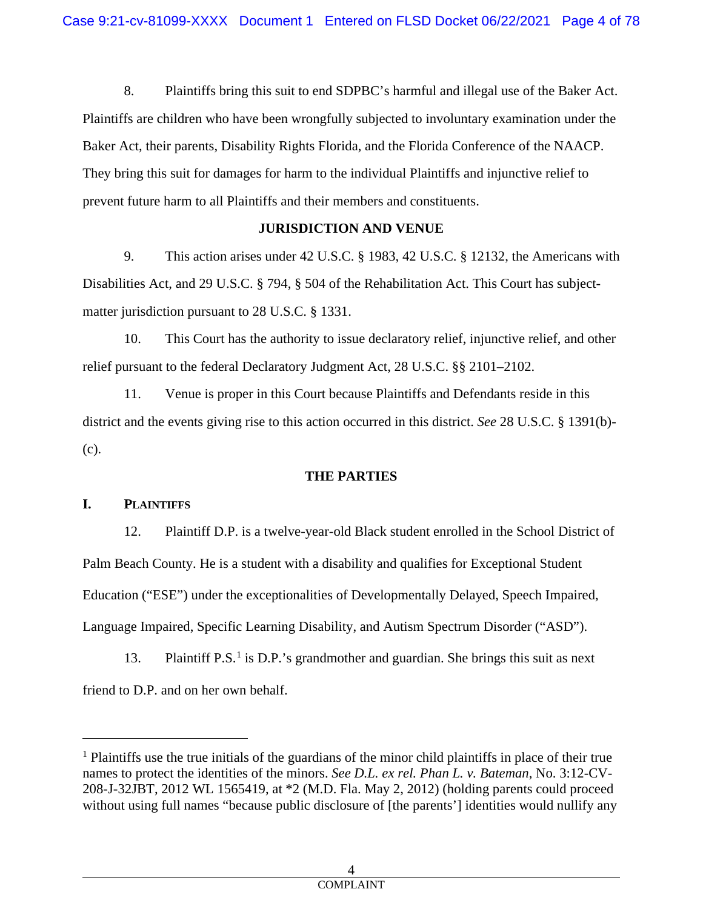8. Plaintiffs bring this suit to end SDPBC's harmful and illegal use of the Baker Act. Plaintiffs are children who have been wrongfully subjected to involuntary examination under the Baker Act, their parents, Disability Rights Florida, and the Florida Conference of the NAACP. They bring this suit for damages for harm to the individual Plaintiffs and injunctive relief to prevent future harm to all Plaintiffs and their members and constituents.

## JURISDICTION AND VENUE

9. This action arises under 42 U.S.C. § 1983, 42 U.S.C. § 12132, the Americans with Disabilities Act, and 29 U.S.C. § 794, § 504 of the Rehabilitation Act. This Court has subject-matter jurisdiction pursuant to 28 U.S.C. § 1331.

10. This Court has the authority to issue declaratory relief, injunctive relief, and other relief pursuant to the federal Declaratory Judgment Act, 28 U.S.C. §§ 2101–2102.

11. Venue is proper in this Court because Plaintiffs and Defendants reside in this district and the events giving rise to this action occurred in this district. *See* 28 U.S.C. § 1391(b)-(c).

## THE PARTIES

### I. PLAINTIFFS

12. Plaintiff D.P. is a twelve-year-old Black student enrolled in the School District of Palm Beach County. He is a student with a disability and qualifies for Exceptional Student Education ("ESE") under the exceptionalities of Developmentally Delayed, Speech Impaired, Language Impaired, Specific Learning Disability, and Autism Spectrum Disorder ("ASD").

13. Plaintiff P.S.[1] is D.P.'s grandmother and guardian. She brings this suit as next friend to D.P. and on her own behalf.

---

[1] Plaintiffs use the true initials of the guardians of the minor child plaintiffs in place of their true names to protect the identities of the minors. *See D.L. ex rel. Phan L. v. Bateman*, No. 3:12-CV-208-J-32JBT, 2012 WL 1565419, at *2 (M.D. Fla. May 2, 2012) (holding parents could proceed without using full names "because public disclosure of [the parents'] identities would nullify any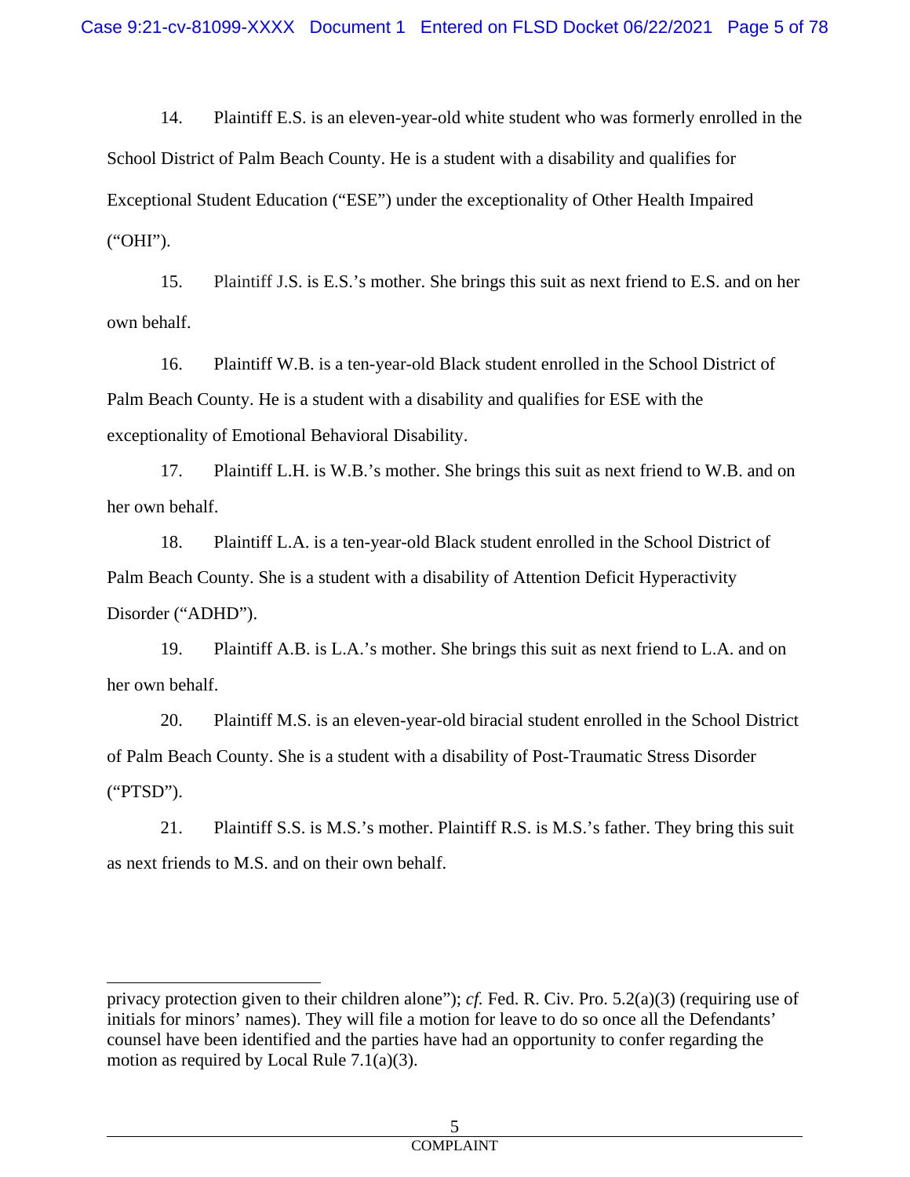14. Plaintiff E.S. is an eleven-year-old white student who was formerly enrolled in the School District of Palm Beach County. He is a student with a disability and qualifies for Exceptional Student Education ("ESE") under the exceptionality of Other Health Impaired ("OHI").

15. Plaintiff J.S. is E.S.'s mother. She brings this suit as next friend to E.S. and on her own behalf.

16. Plaintiff W.B. is a ten-year-old Black student enrolled in the School District of Palm Beach County. He is a student with a disability and qualifies for ESE with the exceptionality of Emotional Behavioral Disability.

17. Plaintiff L.H. is W.B.'s mother. She brings this suit as next friend to W.B. and on her own behalf.

18. Plaintiff L.A. is a ten-year-old Black student enrolled in the School District of Palm Beach County. She is a student with a disability of Attention Deficit Hyperactivity Disorder ("ADHD").

19. Plaintiff A.B. is L.A.'s mother. She brings this suit as next friend to L.A. and on her own behalf.

20. Plaintiff M.S. is an eleven-year-old biracial student enrolled in the School District of Palm Beach County. She is a student with a disability of Post-Traumatic Stress Disorder ("PTSD").

21. Plaintiff S.S. is M.S.'s mother. Plaintiff R.S. is M.S.'s father. They bring this suit as next friends to M.S. and on their own behalf.

---

privacy protection given to their children alone"); *cf.* Fed. R. Civ. Pro. 5.2(a)(3) (requiring use of initials for minors' names). They will file a motion for leave to do so once all the Defendants' counsel have been identified and the parties have had an opportunity to confer regarding the motion as required by Local Rule 7.1(a)(3).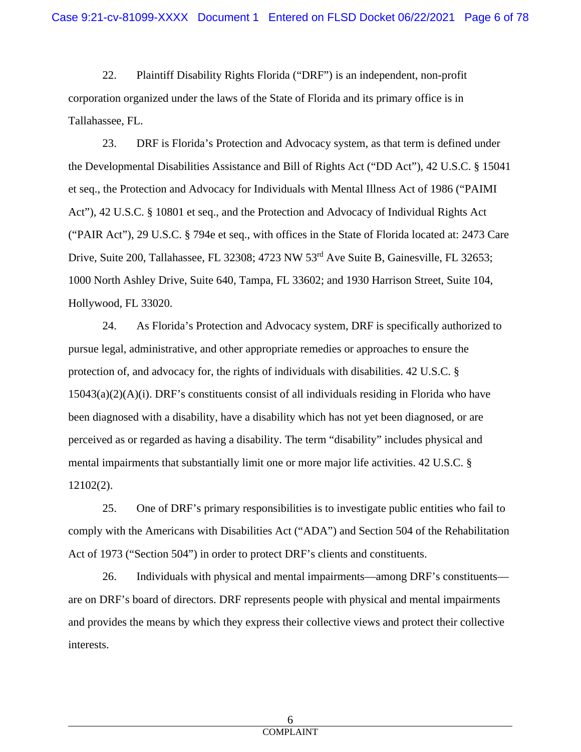22. Plaintiff Disability Rights Florida ("DRF") is an independent, non-profit corporation organized under the laws of the State of Florida and its primary office is in Tallahassee, FL.

23. DRF is Florida's Protection and Advocacy system, as that term is defined under the Developmental Disabilities Assistance and Bill of Rights Act ("DD Act"), 42 U.S.C. § 15041 et seq., the Protection and Advocacy for Individuals with Mental Illness Act of 1986 ("PAIMI Act"), 42 U.S.C. § 10801 et seq., and the Protection and Advocacy of Individual Rights Act ("PAIR Act"), 29 U.S.C. § 794e et seq., with offices in the State of Florida located at: 2473 Care Drive, Suite 200, Tallahassee, FL 32308; 4723 NW 53rd Ave Suite B, Gainesville, FL 32653; 1000 North Ashley Drive, Suite 640, Tampa, FL 33602; and 1930 Harrison Street, Suite 104, Hollywood, FL 33020.

24. As Florida's Protection and Advocacy system, DRF is specifically authorized to pursue legal, administrative, and other appropriate remedies or approaches to ensure the protection of, and advocacy for, the rights of individuals with disabilities. 42 U.S.C. § 15043(a)(2)(A)(i). DRF's constituents consist of all individuals residing in Florida who have been diagnosed with a disability, have a disability which has not yet been diagnosed, or are perceived as or regarded as having a disability. The term "disability" includes physical and mental impairments that substantially limit one or more major life activities. 42 U.S.C. § 12102(2).

25. One of DRF's primary responsibilities is to investigate public entities who fail to comply with the Americans with Disabilities Act ("ADA") and Section 504 of the Rehabilitation Act of 1973 ("Section 504") in order to protect DRF's clients and constituents.

26. Individuals with physical and mental impairments—among DRF's constituents—are on DRF's board of directors. DRF represents people with physical and mental impairments and provides the means by which they express their collective views and protect their collective interests.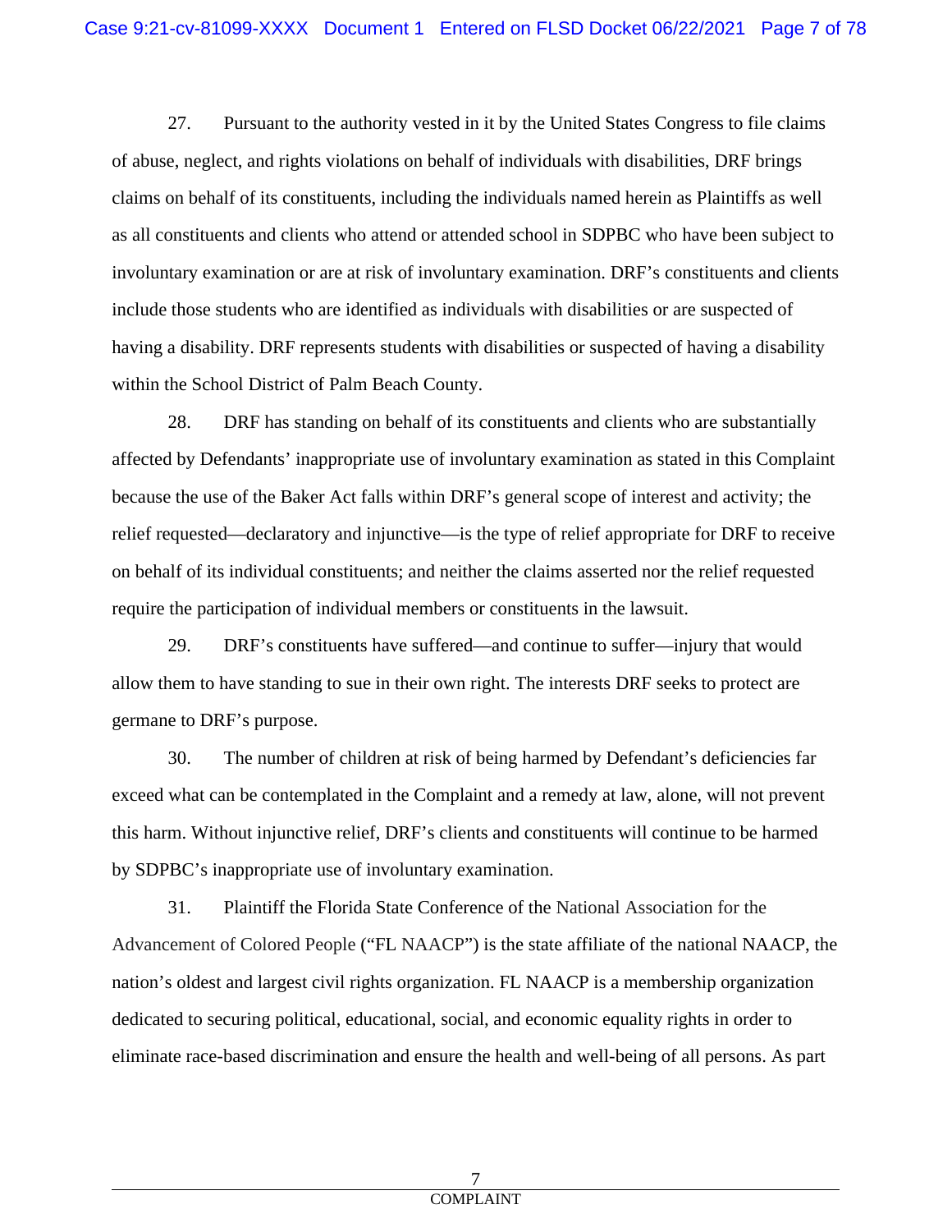27. Pursuant to the authority vested in it by the United States Congress to file claims of abuse, neglect, and rights violations on behalf of individuals with disabilities, DRF brings claims on behalf of its constituents, including the individuals named herein as Plaintiffs as well as all constituents and clients who attend or attended school in SDPBC who have been subject to involuntary examination or are at risk of involuntary examination. DRF's constituents and clients include those students who are identified as individuals with disabilities or are suspected of having a disability. DRF represents students with disabilities or suspected of having a disability within the School District of Palm Beach County.

28. DRF has standing on behalf of its constituents and clients who are substantially affected by Defendants' inappropriate use of involuntary examination as stated in this Complaint because the use of the Baker Act falls within DRF's general scope of interest and activity; the relief requested—declaratory and injunctive—is the type of relief appropriate for DRF to receive on behalf of its individual constituents; and neither the claims asserted nor the relief requested require the participation of individual members or constituents in the lawsuit.

29. DRF's constituents have suffered—and continue to suffer—injury that would allow them to have standing to sue in their own right. The interests DRF seeks to protect are germane to DRF's purpose.

30. The number of children at risk of being harmed by Defendant's deficiencies far exceed what can be contemplated in the Complaint and a remedy at law, alone, will not prevent this harm. Without injunctive relief, DRF's clients and constituents will continue to be harmed by SDPBC's inappropriate use of involuntary examination.

31. Plaintiff the Florida State Conference of the National Association for the Advancement of Colored People ("FL NAACP") is the state affiliate of the national NAACP, the nation's oldest and largest civil rights organization. FL NAACP is a membership organization dedicated to securing political, educational, social, and economic equality rights in order to eliminate race-based discrimination and ensure the health and well-being of all persons. As part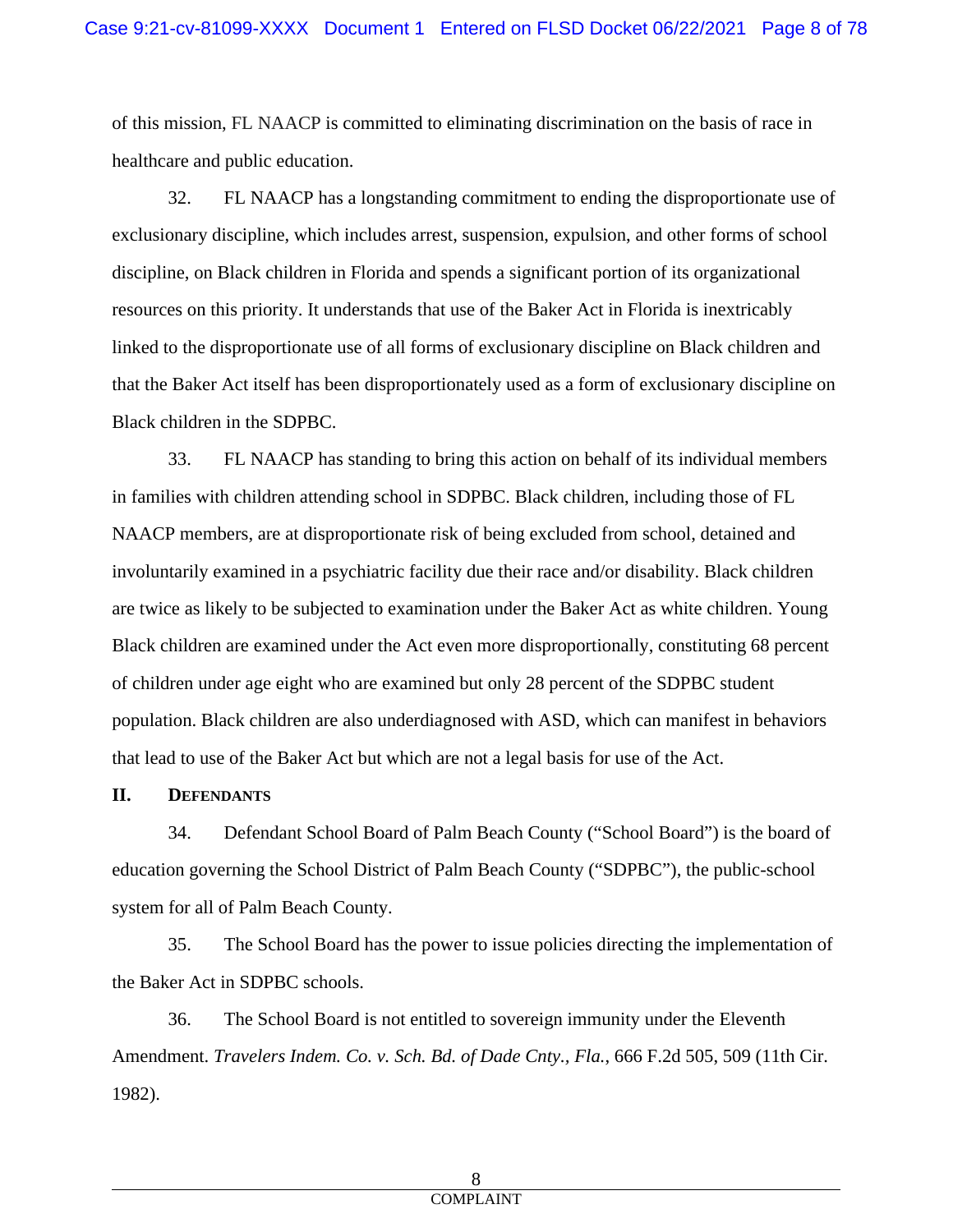of this mission, FL NAACP is committed to eliminating discrimination on the basis of race in healthcare and public education.

32. FL NAACP has a longstanding commitment to ending the disproportionate use of exclusionary discipline, which includes arrest, suspension, expulsion, and other forms of school discipline, on Black children in Florida and spends a significant portion of its organizational resources on this priority. It understands that use of the Baker Act in Florida is inextricably linked to the disproportionate use of all forms of exclusionary discipline on Black children and that the Baker Act itself has been disproportionately used as a form of exclusionary discipline on Black children in the SDPBC.

33. FL NAACP has standing to bring this action on behalf of its individual members in families with children attending school in SDPBC. Black children, including those of FL NAACP members, are at disproportionate risk of being excluded from school, detained and involuntarily examined in a psychiatric facility due their race and/or disability. Black children are twice as likely to be subjected to examination under the Baker Act as white children. Young Black children are examined under the Act even more disproportionally, constituting 68 percent of children under age eight who are examined but only 28 percent of the SDPBC student population. Black children are also underdiagnosed with ASD, which can manifest in behaviors that lead to use of the Baker Act but which are not a legal basis for use of the Act.

## II. Defendants

34. Defendant School Board of Palm Beach County ("School Board") is the board of education governing the School District of Palm Beach County ("SDPBC"), the public-school system for all of Palm Beach County.

35. The School Board has the power to issue policies directing the implementation of the Baker Act in SDPBC schools.

36. The School Board is not entitled to sovereign immunity under the Eleventh Amendment. *Travelers Indem. Co. v. Sch. Bd. of Dade Cnty., Fla.*, 666 F.2d 505, 509 (11th Cir. 1982).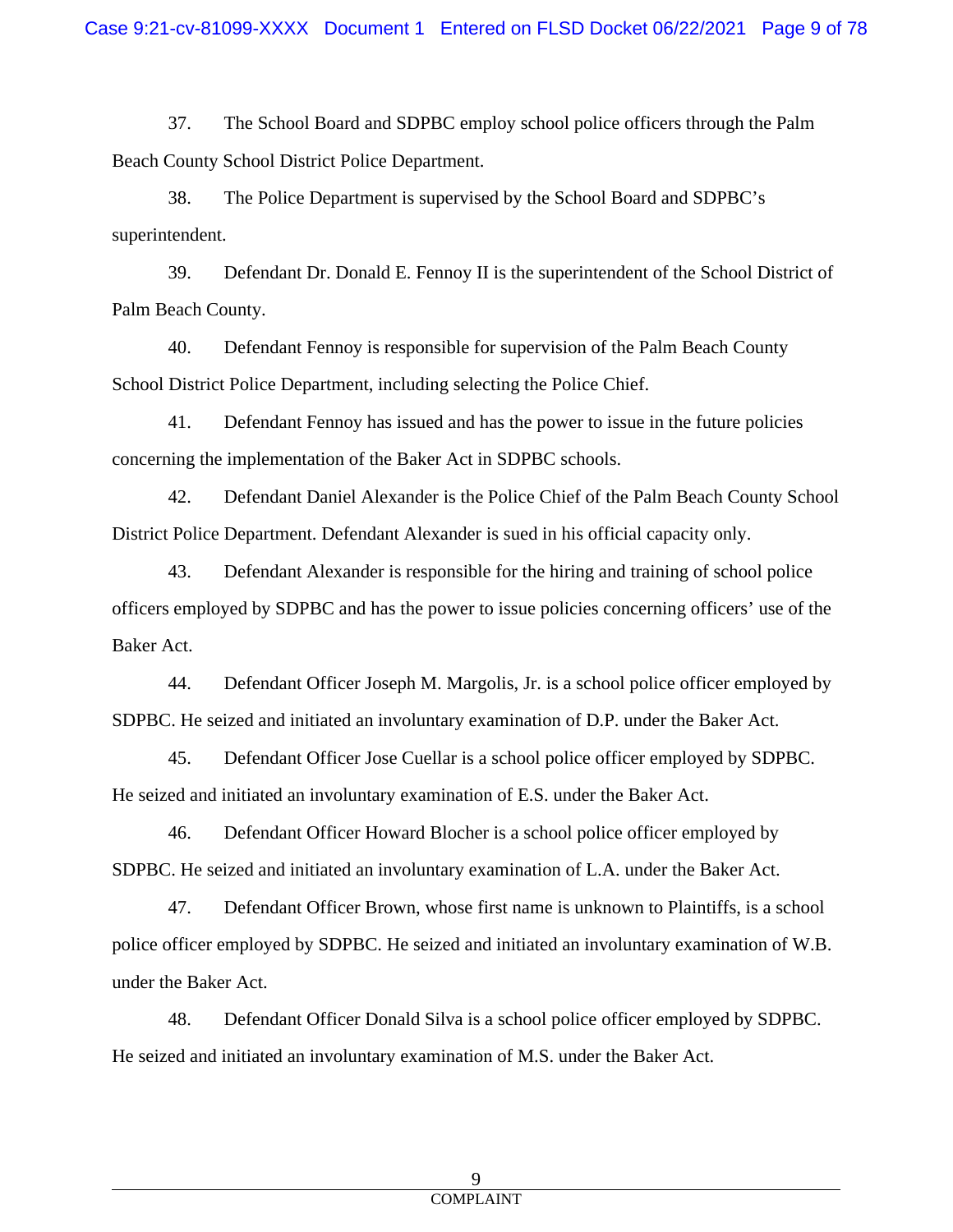37. The School Board and SDPBC employ school police officers through the Palm Beach County School District Police Department.

38. The Police Department is supervised by the School Board and SDPBC's superintendent.

39. Defendant Dr. Donald E. Fennoy II is the superintendent of the School District of Palm Beach County.

40. Defendant Fennoy is responsible for supervision of the Palm Beach County School District Police Department, including selecting the Police Chief.

41. Defendant Fennoy has issued and has the power to issue in the future policies concerning the implementation of the Baker Act in SDPBC schools.

42. Defendant Daniel Alexander is the Police Chief of the Palm Beach County School District Police Department. Defendant Alexander is sued in his official capacity only.

43. Defendant Alexander is responsible for the hiring and training of school police officers employed by SDPBC and has the power to issue policies concerning officers' use of the Baker Act.

44. Defendant Officer Joseph M. Margolis, Jr. is a school police officer employed by SDPBC. He seized and initiated an involuntary examination of D.P. under the Baker Act.

45. Defendant Officer Jose Cuellar is a school police officer employed by SDPBC. He seized and initiated an involuntary examination of E.S. under the Baker Act.

46. Defendant Officer Howard Blocher is a school police officer employed by SDPBC. He seized and initiated an involuntary examination of L.A. under the Baker Act.

47. Defendant Officer Brown, whose first name is unknown to Plaintiffs, is a school police officer employed by SDPBC. He seized and initiated an involuntary examination of W.B. under the Baker Act.

48. Defendant Officer Donald Silva is a school police officer employed by SDPBC. He seized and initiated an involuntary examination of M.S. under the Baker Act.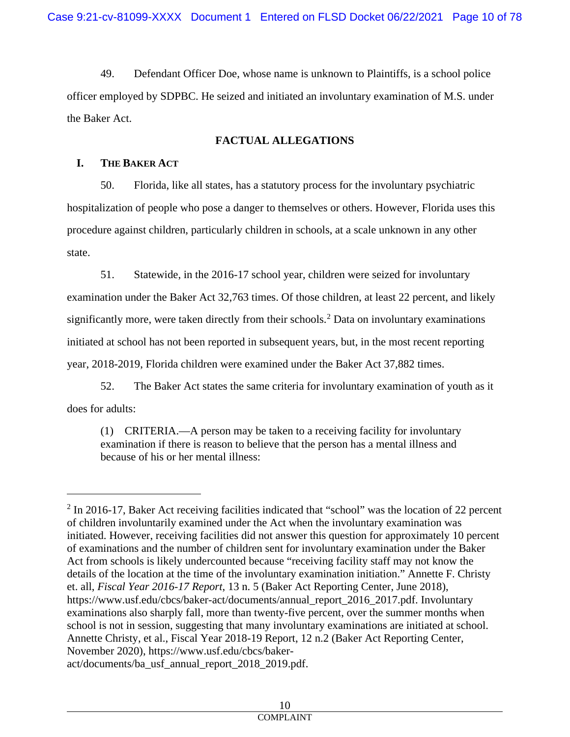49. Defendant Officer Doe, whose name is unknown to Plaintiffs, is a school police officer employed by SDPBC. He seized and initiated an involuntary examination of M.S. under the Baker Act.

## FACTUAL ALLEGATIONS

### I. THE BAKER ACT

50. Florida, like all states, has a statutory process for the involuntary psychiatric hospitalization of people who pose a danger to themselves or others. However, Florida uses this procedure against children, particularly children in schools, at a scale unknown in any other state.

51. Statewide, in the 2016-17 school year, children were seized for involuntary examination under the Baker Act 32,763 times. Of those children, at least 22 percent, and likely significantly more, were taken directly from their schools.[2] Data on involuntary examinations initiated at school has not been reported in subsequent years, but, in the most recent reporting year, 2018-2019, Florida children were examined under the Baker Act 37,882 times.

52. The Baker Act states the same criteria for involuntary examination of youth as it does for adults:

> (1) CRITERIA.—A person may be taken to a receiving facility for involuntary examination if there is reason to believe that the person has a mental illness and because of his or her mental illness:

---

[2] In 2016-17, Baker Act receiving facilities indicated that "school" was the location of 22 percent of children involuntarily examined under the Act when the involuntary examination was initiated. However, receiving facilities did not answer this question for approximately 10 percent of examinations and the number of children sent for involuntary examination under the Baker Act from schools is likely undercounted because "receiving facility staff may not know the details of the location at the time of the involuntary examination initiation." Annette F. Christy et. all, *Fiscal Year 2016-17 Report*, 13 n. 5 (Baker Act Reporting Center, June 2018), https://www.usf.edu/cbcs/baker-act/documents/annual_report_2016_2017.pdf. Involuntary examinations also sharply fall, more than twenty-five percent, over the summer months when school is not in session, suggesting that many involuntary examinations are initiated at school. Annette Christy, et al., Fiscal Year 2018-19 Report, 12 n.2 (Baker Act Reporting Center, November 2020), https://www.usf.edu/cbcs/baker-act/documents/ba_usf_annual_report_2018_2019.pdf.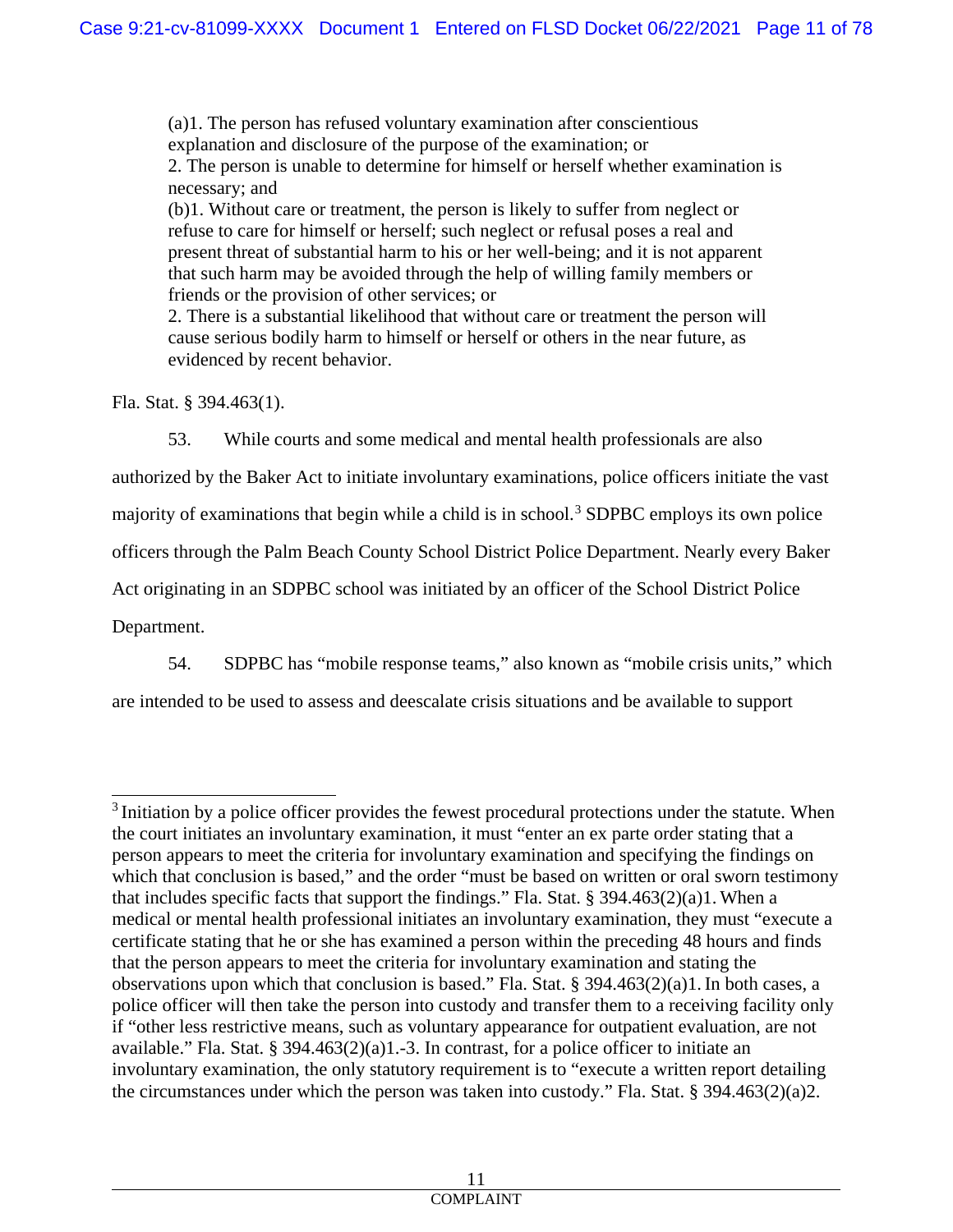> (a)1. The person has refused voluntary examination after conscientious explanation and disclosure of the purpose of the examination; or
> 2. The person is unable to determine for himself or herself whether examination is necessary; and
> (b)1. Without care or treatment, the person is likely to suffer from neglect or refuse to care for himself or herself; such neglect or refusal poses a real and present threat of substantial harm to his or her well-being; and it is not apparent that such harm may be avoided through the help of willing family members or friends or the provision of other services; or
> 2. There is a substantial likelihood that without care or treatment the person will cause serious bodily harm to himself or herself or others in the near future, as evidenced by recent behavior.

Fla. Stat. § 394.463(1).

53. While courts and some medical and mental health professionals are also authorized by the Baker Act to initiate involuntary examinations, police officers initiate the vast majority of examinations that begin while a child is in school.[3] SDPBC employs its own police officers through the Palm Beach County School District Police Department. Nearly every Baker Act originating in an SDPBC school was initiated by an officer of the School District Police Department.

54. SDPBC has "mobile response teams," also known as "mobile crisis units," which are intended to be used to assess and deescalate crisis situations and be available to support

---

[3] Initiation by a police officer provides the fewest procedural protections under the statute. When the court initiates an involuntary examination, it must "enter an ex parte order stating that a person appears to meet the criteria for involuntary examination and specifying the findings on which that conclusion is based," and the order "must be based on written or oral sworn testimony that includes specific facts that support the findings." Fla. Stat. § 394.463(2)(a)1. When a medical or mental health professional initiates an involuntary examination, they must "execute a certificate stating that he or she has examined a person within the preceding 48 hours and finds that the person appears to meet the criteria for involuntary examination and stating the observations upon which that conclusion is based." Fla. Stat. § 394.463(2)(a)1. In both cases, a police officer will then take the person into custody and transfer them to a receiving facility only if "other less restrictive means, such as voluntary appearance for outpatient evaluation, are not available." Fla. Stat. § 394.463(2)(a)1.-3. In contrast, for a police officer to initiate an involuntary examination, the only statutory requirement is to "execute a written report detailing the circumstances under which the person was taken into custody." Fla. Stat. § 394.463(2)(a)2.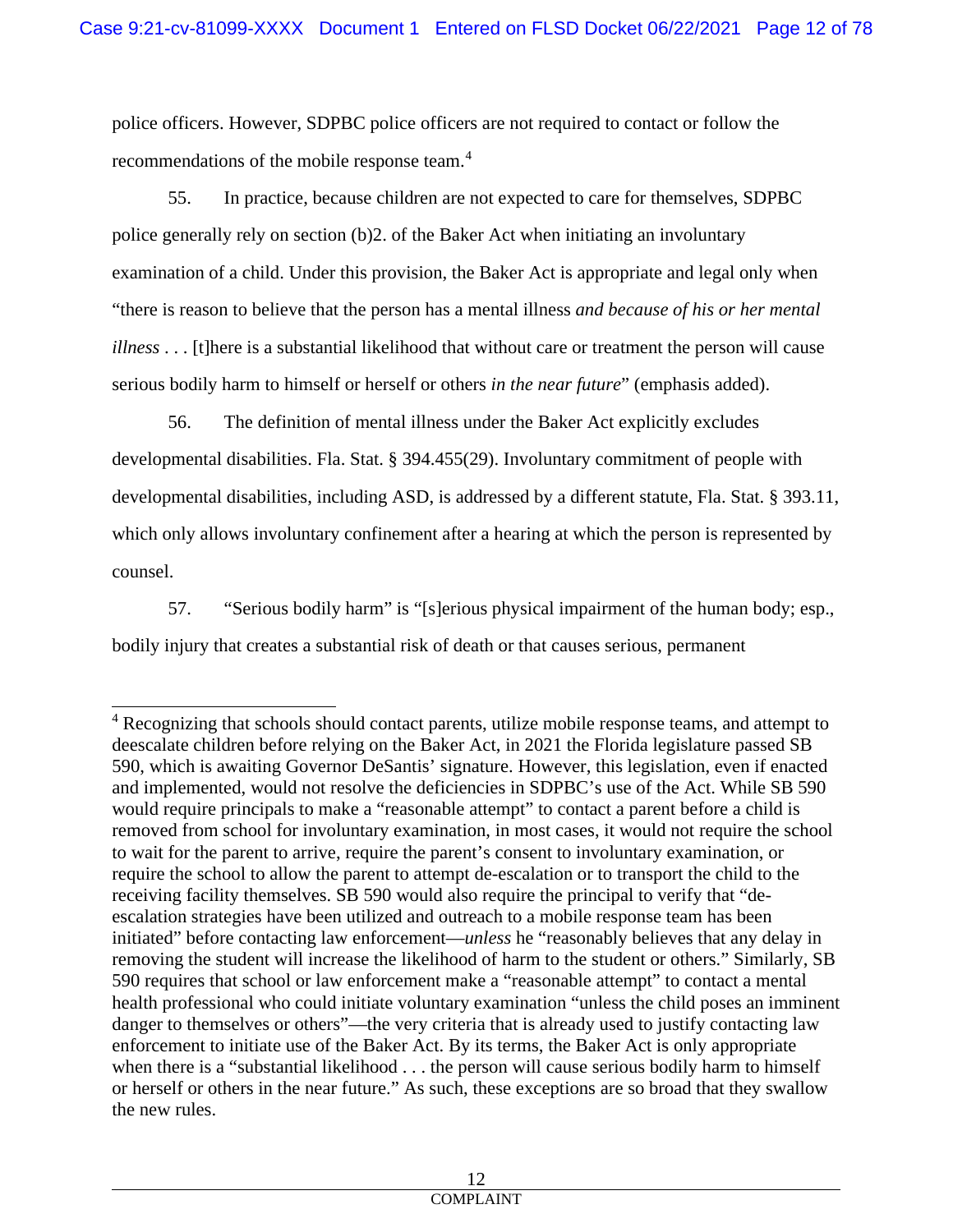police officers. However, SDPBC police officers are not required to contact or follow the recommendations of the mobile response team.[4]

55. In practice, because children are not expected to care for themselves, SDPBC police generally rely on section (b)2. of the Baker Act when initiating an involuntary examination of a child. Under this provision, the Baker Act is appropriate and legal only when "there is reason to believe that the person has a mental illness *and because of his or her mental illness* . . . [t]here is a substantial likelihood that without care or treatment the person will cause serious bodily harm to himself or herself or others *in the near future*" (emphasis added).

56. The definition of mental illness under the Baker Act explicitly excludes developmental disabilities. Fla. Stat. § 394.455(29). Involuntary commitment of people with developmental disabilities, including ASD, is addressed by a different statute, Fla. Stat. § 393.11, which only allows involuntary confinement after a hearing at which the person is represented by counsel.

57. "Serious bodily harm" is "[s]erious physical impairment of the human body; esp., bodily injury that creates a substantial risk of death or that causes serious, permanent

---

[4] Recognizing that schools should contact parents, utilize mobile response teams, and attempt to deescalate children before relying on the Baker Act, in 2021 the Florida legislature passed SB 590, which is awaiting Governor DeSantis' signature. However, this legislation, even if enacted and implemented, would not resolve the deficiencies in SDPBC's use of the Act. While SB 590 would require principals to make a "reasonable attempt" to contact a parent before a child is removed from school for involuntary examination, in most cases, it would not require the school to wait for the parent to arrive, require the parent's consent to involuntary examination, or require the school to allow the parent to attempt de-escalation or to transport the child to the receiving facility themselves. SB 590 would also require the principal to verify that "de-escalation strategies have been utilized and outreach to a mobile response team has been initiated" before contacting law enforcement—*unless* he "reasonably believes that any delay in removing the student will increase the likelihood of harm to the student or others." Similarly, SB 590 requires that school or law enforcement make a "reasonable attempt" to contact a mental health professional who could initiate voluntary examination "unless the child poses an imminent danger to themselves or others"—the very criteria that is already used to justify contacting law enforcement to initiate use of the Baker Act. By its terms, the Baker Act is only appropriate when there is a "substantial likelihood . . . the person will cause serious bodily harm to himself or herself or others in the near future." As such, these exceptions are so broad that they swallow the new rules.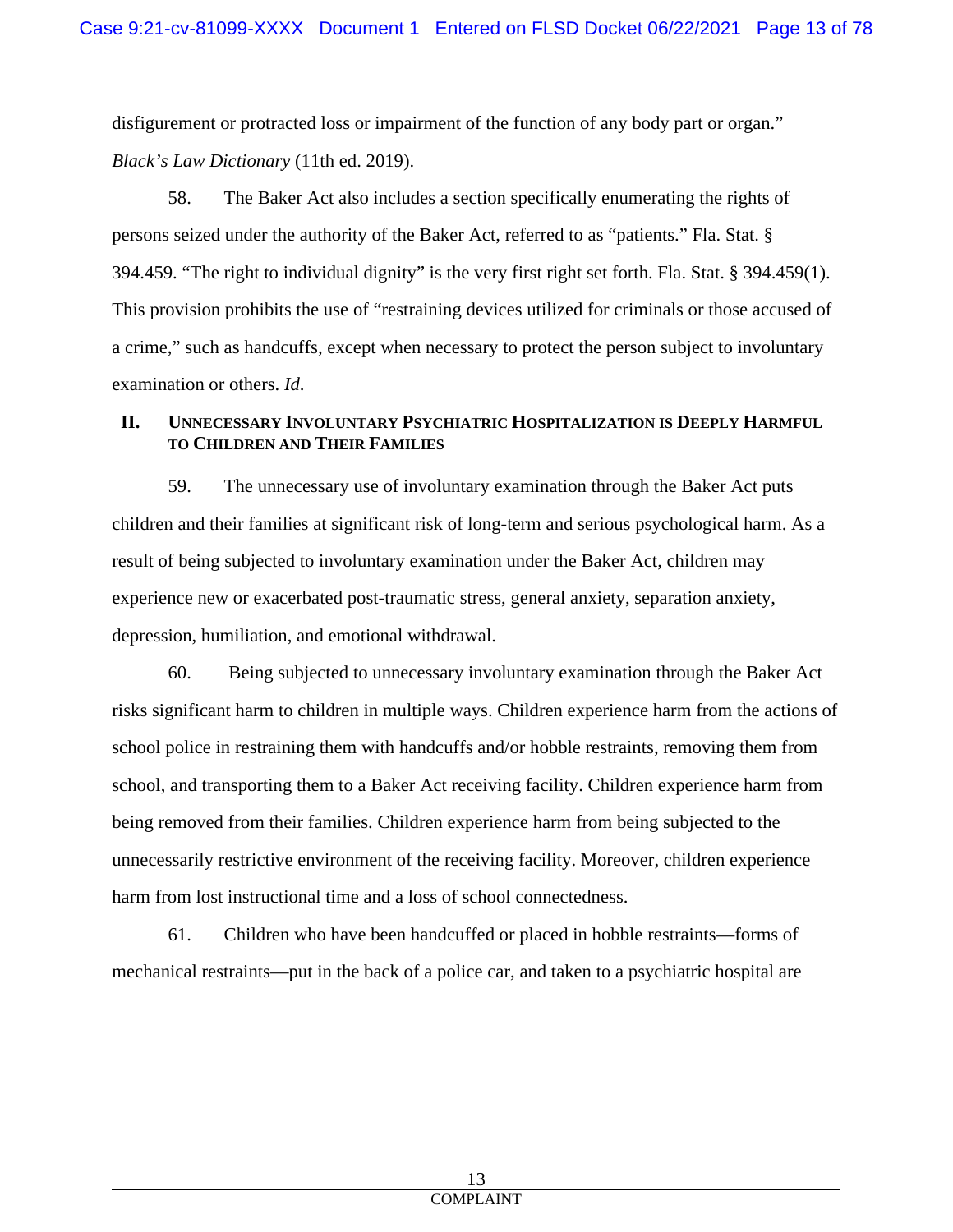disfigurement or protracted loss or impairment of the function of any body part or organ." *Black's Law Dictionary* (11th ed. 2019).

58. The Baker Act also includes a section specifically enumerating the rights of persons seized under the authority of the Baker Act, referred to as "patients." Fla. Stat. § 394.459. "The right to individual dignity" is the very first right set forth. Fla. Stat. § 394.459(1). This provision prohibits the use of "restraining devices utilized for criminals or those accused of a crime," such as handcuffs, except when necessary to protect the person subject to involuntary examination or others. *Id.*

## II. Unnecessary Involuntary Psychiatric Hospitalization is Deeply Harmful to Children and Their Families

59. The unnecessary use of involuntary examination through the Baker Act puts children and their families at significant risk of long-term and serious psychological harm. As a result of being subjected to involuntary examination under the Baker Act, children may experience new or exacerbated post-traumatic stress, general anxiety, separation anxiety, depression, humiliation, and emotional withdrawal.

60. Being subjected to unnecessary involuntary examination through the Baker Act risks significant harm to children in multiple ways. Children experience harm from the actions of school police in restraining them with handcuffs and/or hobble restraints, removing them from school, and transporting them to a Baker Act receiving facility. Children experience harm from being removed from their families. Children experience harm from being subjected to the unnecessarily restrictive environment of the receiving facility. Moreover, children experience harm from lost instructional time and a loss of school connectedness.

61. Children who have been handcuffed or placed in hobble restraints—forms of mechanical restraints—put in the back of a police car, and taken to a psychiatric hospital are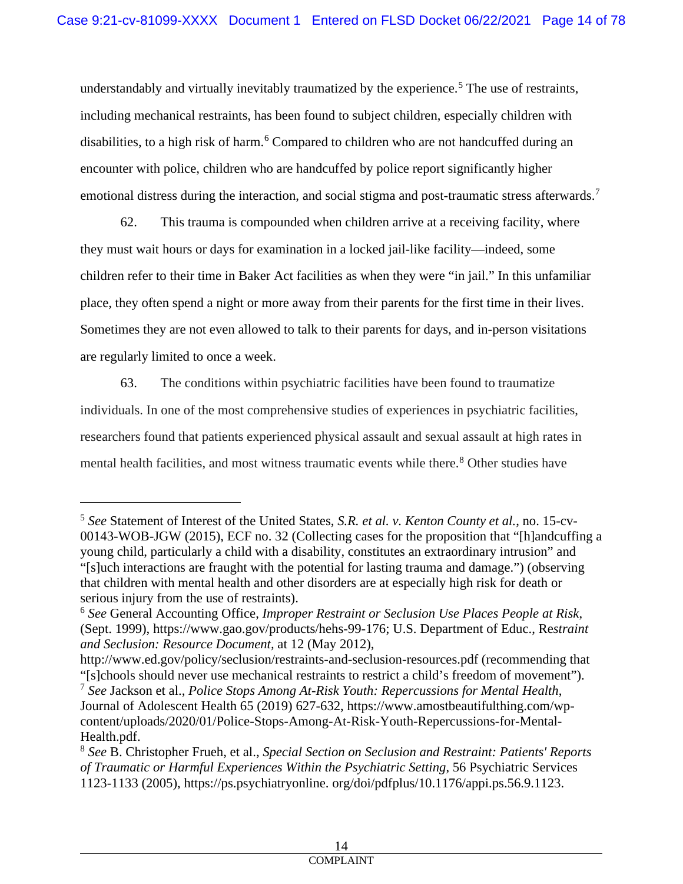understandably and virtually inevitably traumatized by the experience.[5] The use of restraints, including mechanical restraints, has been found to subject children, especially children with disabilities, to a high risk of harm.[6] Compared to children who are not handcuffed during an encounter with police, children who are handcuffed by police report significantly higher emotional distress during the interaction, and social stigma and post-traumatic stress afterwards.[7]

62. This trauma is compounded when children arrive at a receiving facility, where they must wait hours or days for examination in a locked jail-like facility—indeed, some children refer to their time in Baker Act facilities as when they were "in jail." In this unfamiliar place, they often spend a night or more away from their parents for the first time in their lives. Sometimes they are not even allowed to talk to their parents for days, and in-person visitations are regularly limited to once a week.

63. The conditions within psychiatric facilities have been found to traumatize individuals. In one of the most comprehensive studies of experiences in psychiatric facilities, researchers found that patients experienced physical assault and sexual assault at high rates in mental health facilities, and most witness traumatic events while there.[8] Other studies have

---

[5] *See* Statement of Interest of the United States, *S.R. et al. v. Kenton County et al.*, no. 15-cv-00143-WOB-JGW (2015), ECF no. 32 (Collecting cases for the proposition that "[h]andcuffing a young child, particularly a child with a disability, constitutes an extraordinary intrusion" and "[s]uch interactions are fraught with the potential for lasting trauma and damage.") (observing that children with mental health and other disorders are at especially high risk for death or serious injury from the use of restraints).

[6] *See* General Accounting Office, *Improper Restraint or Seclusion Use Places People at Risk*, (Sept. 1999), https://www.gao.gov/products/hehs-99-176; U.S. Department of Educ., Re*straint and Seclusion: Resource Document*, at 12 (May 2012), http://www.ed.gov/policy/seclusion/restraints-and-seclusion-resources.pdf (recommending that "[s]chools should never use mechanical restraints to restrict a child's freedom of movement").

[7] *See* Jackson et al., *Police Stops Among At-Risk Youth: Repercussions for Mental Health*, Journal of Adolescent Health 65 (2019) 627-632, https://www.amostbeautifulthing.com/wp-content/uploads/2020/01/Police-Stops-Among-At-Risk-Youth-Repercussions-for-Mental-Health.pdf.

[8] *See* B. Christopher Frueh, et al., *Special Section on Seclusion and Restraint: Patients' Reports of Traumatic or Harmful Experiences Within the Psychiatric Setting*, 56 Psychiatric Services 1123-1133 (2005), https://ps.psychiatryonline. org/doi/pdfplus/10.1176/appi.ps.56.9.1123.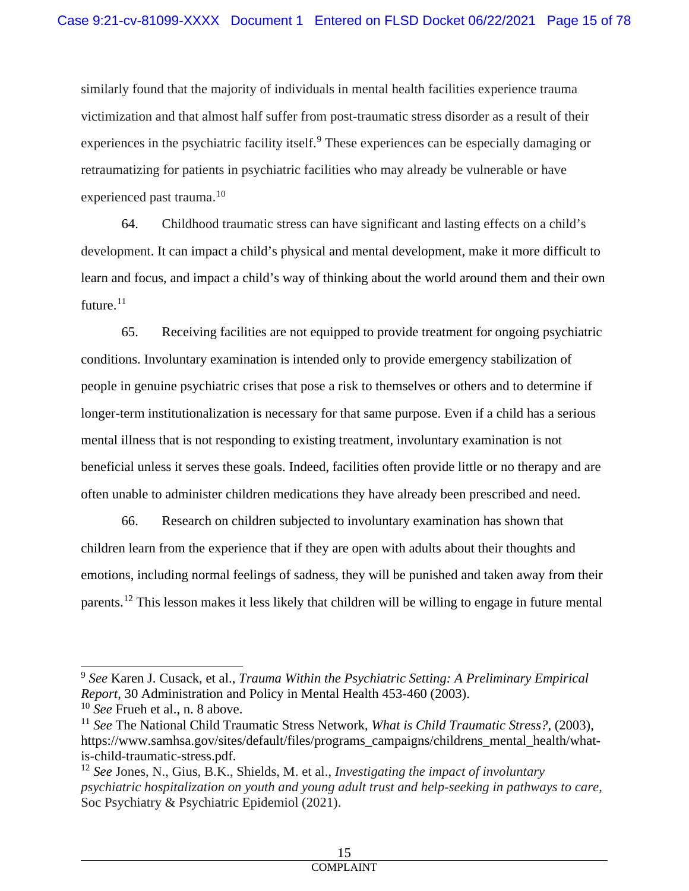similarly found that the majority of individuals in mental health facilities experience trauma victimization and that almost half suffer from post-traumatic stress disorder as a result of their experiences in the psychiatric facility itself.[9] These experiences can be especially damaging or retraumatizing for patients in psychiatric facilities who may already be vulnerable or have experienced past trauma.[10]

64. Childhood traumatic stress can have significant and lasting effects on a child's development. It can impact a child's physical and mental development, make it more difficult to learn and focus, and impact a child's way of thinking about the world around them and their own future.[11]

65. Receiving facilities are not equipped to provide treatment for ongoing psychiatric conditions. Involuntary examination is intended only to provide emergency stabilization of people in genuine psychiatric crises that pose a risk to themselves or others and to determine if longer-term institutionalization is necessary for that same purpose. Even if a child has a serious mental illness that is not responding to existing treatment, involuntary examination is not beneficial unless it serves these goals. Indeed, facilities often provide little or no therapy and are often unable to administer children medications they have already been prescribed and need.

66. Research on children subjected to involuntary examination has shown that children learn from the experience that if they are open with adults about their thoughts and emotions, including normal feelings of sadness, they will be punished and taken away from their parents.[12] This lesson makes it less likely that children will be willing to engage in future mental

---

[9] *See* Karen J. Cusack, et al., *Trauma Within the Psychiatric Setting: A Preliminary Empirical Report*, 30 Administration and Policy in Mental Health 453-460 (2003).

[10] *See* Frueh et al., n. 8 above.

[11] *See* The National Child Traumatic Stress Network, *What is Child Traumatic Stress?*, (2003), https://www.samhsa.gov/sites/default/files/programs_campaigns/childrens_mental_health/what-is-child-traumatic-stress.pdf.

[12] *See* Jones, N., Gius, B.K., Shields, M. et al., *Investigating the impact of involuntary psychiatric hospitalization on youth and young adult trust and help-seeking in pathways to care*, Soc Psychiatry & Psychiatric Epidemiol (2021).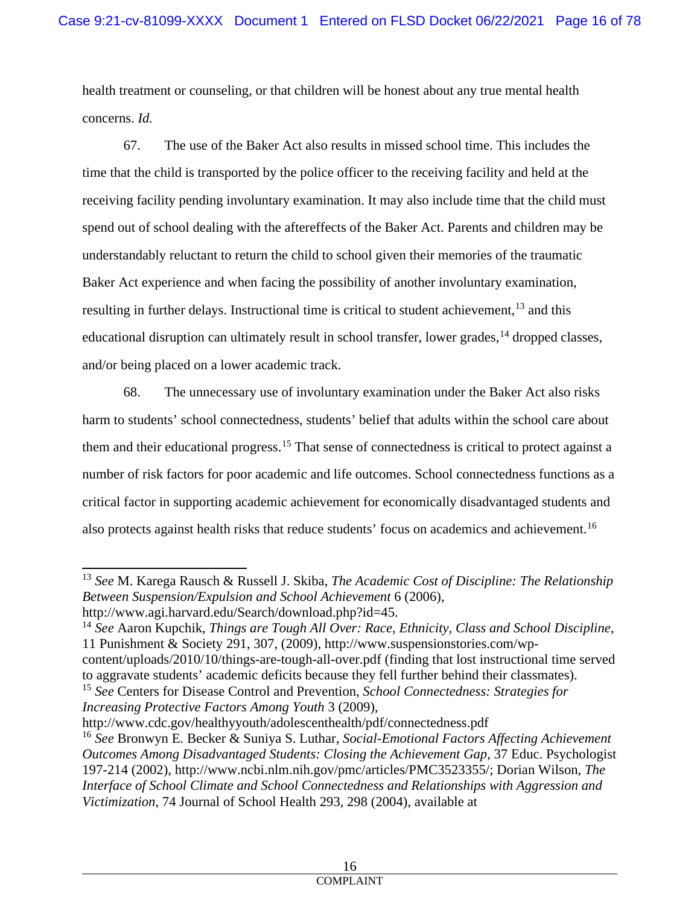health treatment or counseling, or that children will be honest about any true mental health concerns. *Id.*

67. The use of the Baker Act also results in missed school time. This includes the time that the child is transported by the police officer to the receiving facility and held at the receiving facility pending involuntary examination. It may also include time that the child must spend out of school dealing with the aftereffects of the Baker Act. Parents and children may be understandably reluctant to return the child to school given their memories of the traumatic Baker Act experience and when facing the possibility of another involuntary examination, resulting in further delays. Instructional time is critical to student achievement,[13] and this educational disruption can ultimately result in school transfer, lower grades,[14] dropped classes, and/or being placed on a lower academic track.

68. The unnecessary use of involuntary examination under the Baker Act also risks harm to students' school connectedness, students' belief that adults within the school care about them and their educational progress.[15] That sense of connectedness is critical to protect against a number of risk factors for poor academic and life outcomes. School connectedness functions as a critical factor in supporting academic achievement for economically disadvantaged students and also protects against health risks that reduce students' focus on academics and achievement.[16]

---

[13] *See* M. Karega Rausch & Russell J. Skiba, *The Academic Cost of Discipline: The Relationship Between Suspension/Expulsion and School Achievement* 6 (2006), http://www.agi.harvard.edu/Search/download.php?id=45.

[14] *See* Aaron Kupchik, *Things are Tough All Over: Race, Ethnicity, Class and School Discipline*, 11 Punishment & Society 291, 307, (2009), http://www.suspensionstories.com/wp-content/uploads/2010/10/things-are-tough-all-over.pdf (finding that lost instructional time served to aggravate students' academic deficits because they fell further behind their classmates).

[15] *See* Centers for Disease Control and Prevention, *School Connectedness: Strategies for Increasing Protective Factors Among Youth* 3 (2009), http://www.cdc.gov/healthyyouth/adolescenthealth/pdf/connectedness.pdf

[16] *See* Bronwyn E. Becker & Suniya S. Luthar, *Social-Emotional Factors Affecting Achievement Outcomes Among Disadvantaged Students: Closing the Achievement Gap*, 37 Educ. Psychologist 197-214 (2002), http://www.ncbi.nlm.nih.gov/pmc/articles/PMC3523355/; Dorian Wilson, *The Interface of School Climate and School Connectedness and Relationships with Aggression and Victimization*, 74 Journal of School Health 293, 298 (2004), available at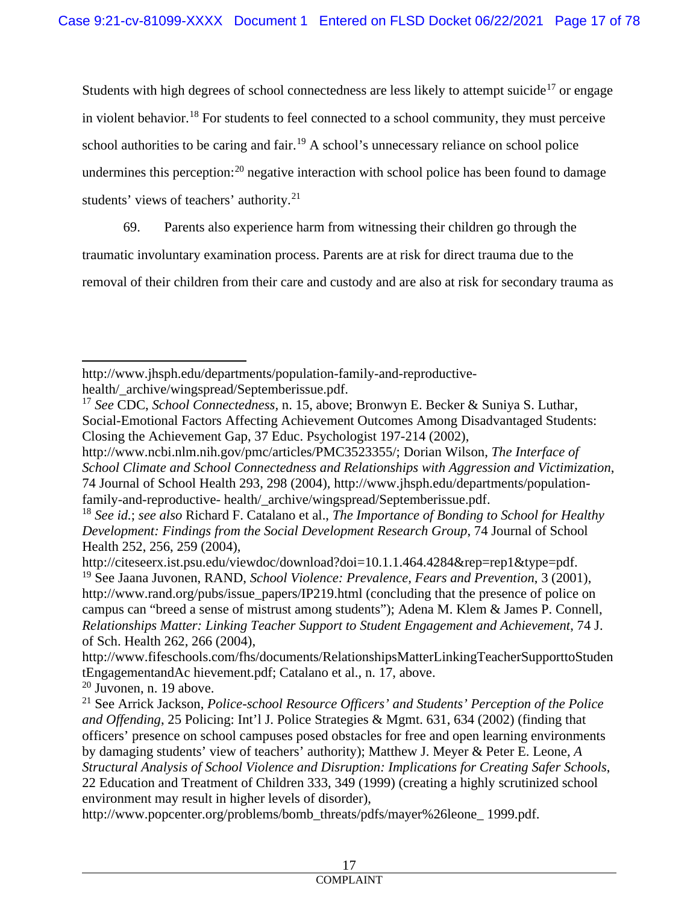Students with high degrees of school connectedness are less likely to attempt suicide[17] or engage in violent behavior.[18] For students to feel connected to a school community, they must perceive school authorities to be caring and fair.[19] A school's unnecessary reliance on school police undermines this perception:[20] negative interaction with school police has been found to damage students' views of teachers' authority.[21]

69. Parents also experience harm from witnessing their children go through the traumatic involuntary examination process. Parents are at risk for direct trauma due to the removal of their children from their care and custody and are also at risk for secondary trauma as

---

http://www.jhsph.edu/departments/population-family-and-reproductive-health/_archive/wingspread/Septemberissue.pdf.

[17] *See* CDC, *School Connectedness*, n. 15, above; Bronwyn E. Becker & Suniya S. Luthar, Social-Emotional Factors Affecting Achievement Outcomes Among Disadvantaged Students: Closing the Achievement Gap, 37 Educ. Psychologist 197-214 (2002), http://www.ncbi.nlm.nih.gov/pmc/articles/PMC3523355/; Dorian Wilson, *The Interface of School Climate and School Connectedness and Relationships with Aggression and Victimization*, 74 Journal of School Health 293, 298 (2004), http://www.jhsph.edu/departments/population-family-and-reproductive- health/_archive/wingspread/Septemberissue.pdf.

[18] *See id.*; *see also* Richard F. Catalano et al., *The Importance of Bonding to School for Healthy Development: Findings from the Social Development Research Group*, 74 Journal of School Health 252, 256, 259 (2004), http://citeseerx.ist.psu.edu/viewdoc/download?doi=10.1.1.464.4284&rep=rep1&type=pdf.

[19] See Jaana Juvonen, RAND, *School Violence: Prevalence, Fears and Prevention*, 3 (2001), http://www.rand.org/pubs/issue_papers/IP219.html (concluding that the presence of police on campus can "breed a sense of mistrust among students"); Adena M. Klem & James P. Connell, *Relationships Matter: Linking Teacher Support to Student Engagement and Achievement*, 74 J. of Sch. Health 262, 266 (2004), http://www.fifeschools.com/fhs/documents/RelationshipsMatterLinkingTeacherSupporttoStudentEngagementandAc hievement.pdf; Catalano et al., n. 17, above.

[20] Juvonen, n. 19 above.

[21] See Arrick Jackson, *Police-school Resource Officers' and Students' Perception of the Police and Offending*, 25 Policing: Int'l J. Police Strategies & Mgmt. 631, 634 (2002) (finding that officers' presence on school campuses posed obstacles for free and open learning environments by damaging students' view of teachers' authority); Matthew J. Meyer & Peter E. Leone, *A Structural Analysis of School Violence and Disruption: Implications for Creating Safer Schools*, 22 Education and Treatment of Children 333, 349 (1999) (creating a highly scrutinized school environment may result in higher levels of disorder), http://www.popcenter.org/problems/bomb_threats/pdfs/mayer%26leone_ 1999.pdf.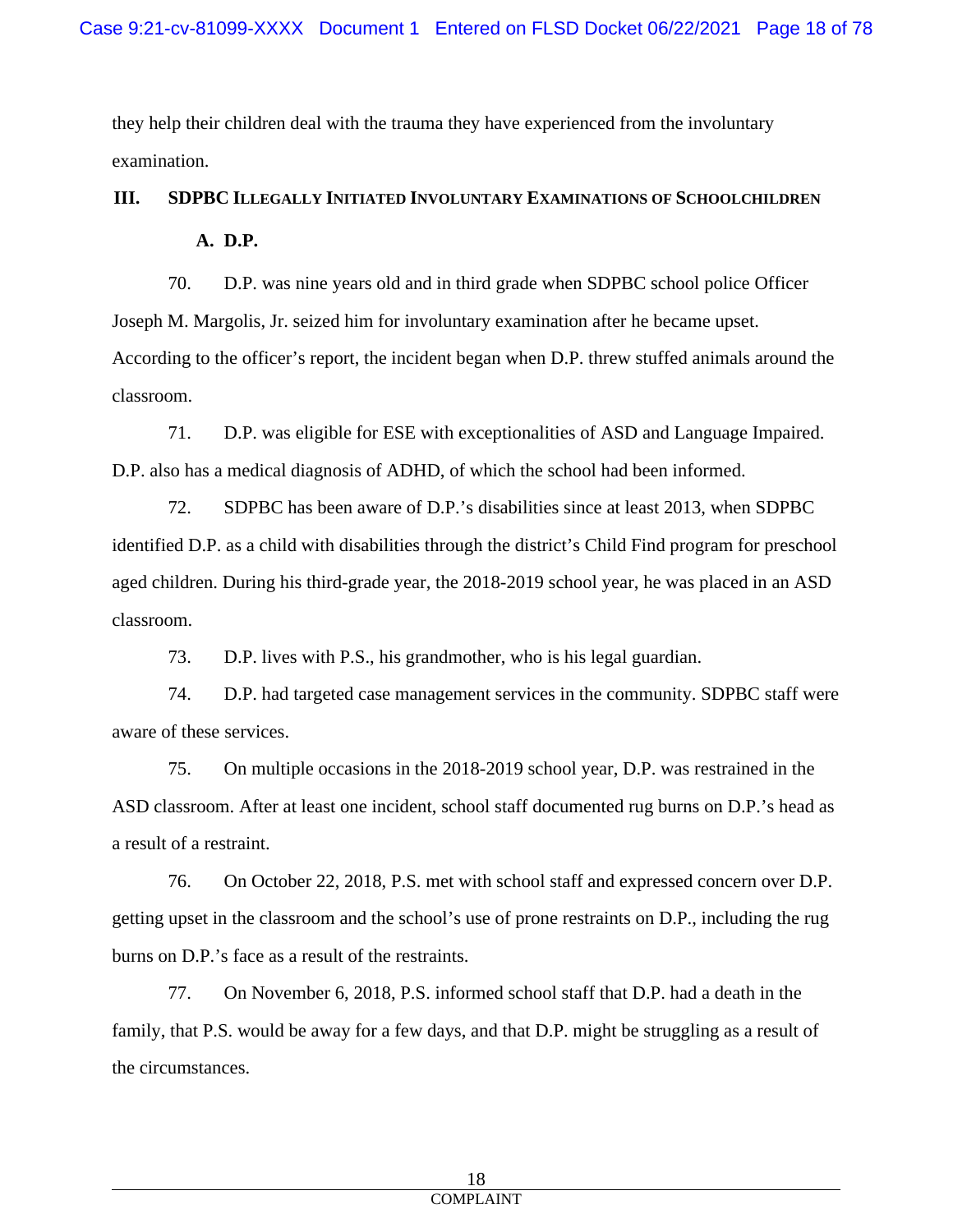they help their children deal with the trauma they have experienced from the involuntary examination.

## III. SDPBC ILLEGALLY INITIATED INVOLUNTARY EXAMINATIONS OF SCHOOLCHILDREN

### A. D.P.

70. D.P. was nine years old and in third grade when SDPBC school police Officer Joseph M. Margolis, Jr. seized him for involuntary examination after he became upset. According to the officer's report, the incident began when D.P. threw stuffed animals around the classroom.

71. D.P. was eligible for ESE with exceptionalities of ASD and Language Impaired. D.P. also has a medical diagnosis of ADHD, of which the school had been informed.

72. SDPBC has been aware of D.P.'s disabilities since at least 2013, when SDPBC identified D.P. as a child with disabilities through the district's Child Find program for preschool aged children. During his third-grade year, the 2018-2019 school year, he was placed in an ASD classroom.

73. D.P. lives with P.S., his grandmother, who is his legal guardian.

74. D.P. had targeted case management services in the community. SDPBC staff were aware of these services.

75. On multiple occasions in the 2018-2019 school year, D.P. was restrained in the ASD classroom. After at least one incident, school staff documented rug burns on D.P.'s head as a result of a restraint.

76. On October 22, 2018, P.S. met with school staff and expressed concern over D.P. getting upset in the classroom and the school's use of prone restraints on D.P., including the rug burns on D.P.'s face as a result of the restraints.

77. On November 6, 2018, P.S. informed school staff that D.P. had a death in the family, that P.S. would be away for a few days, and that D.P. might be struggling as a result of the circumstances.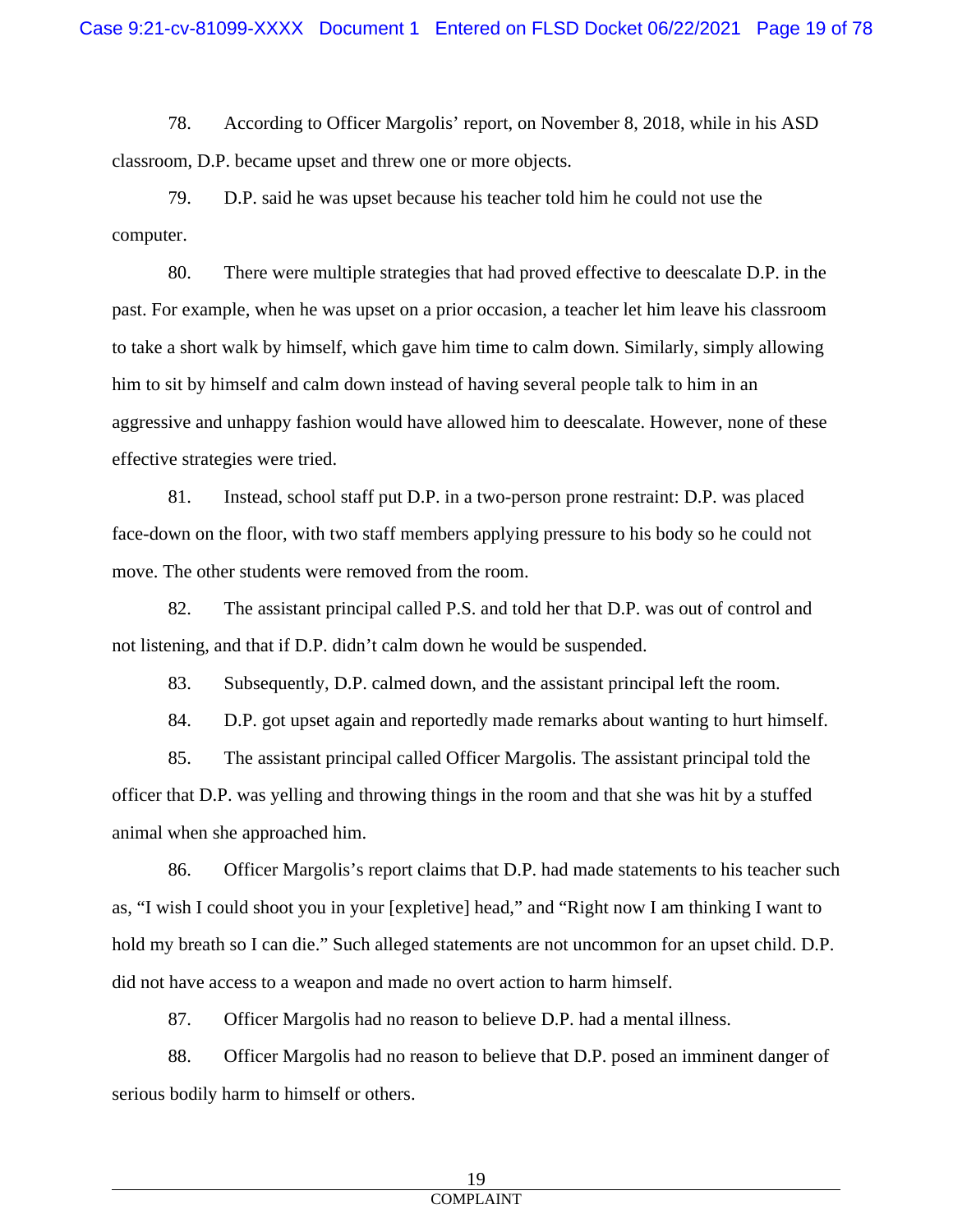78. According to Officer Margolis' report, on November 8, 2018, while in his ASD classroom, D.P. became upset and threw one or more objects.

79. D.P. said he was upset because his teacher told him he could not use the computer.

80. There were multiple strategies that had proved effective to deescalate D.P. in the past. For example, when he was upset on a prior occasion, a teacher let him leave his classroom to take a short walk by himself, which gave him time to calm down. Similarly, simply allowing him to sit by himself and calm down instead of having several people talk to him in an aggressive and unhappy fashion would have allowed him to deescalate. However, none of these effective strategies were tried.

81. Instead, school staff put D.P. in a two-person prone restraint: D.P. was placed face-down on the floor, with two staff members applying pressure to his body so he could not move. The other students were removed from the room.

82. The assistant principal called P.S. and told her that D.P. was out of control and not listening, and that if D.P. didn't calm down he would be suspended.

83. Subsequently, D.P. calmed down, and the assistant principal left the room.

84. D.P. got upset again and reportedly made remarks about wanting to hurt himself.

85. The assistant principal called Officer Margolis. The assistant principal told the officer that D.P. was yelling and throwing things in the room and that she was hit by a stuffed animal when she approached him.

86. Officer Margolis's report claims that D.P. had made statements to his teacher such as, "I wish I could shoot you in your [expletive] head," and "Right now I am thinking I want to hold my breath so I can die." Such alleged statements are not uncommon for an upset child. D.P. did not have access to a weapon and made no overt action to harm himself.

87. Officer Margolis had no reason to believe D.P. had a mental illness.

88. Officer Margolis had no reason to believe that D.P. posed an imminent danger of serious bodily harm to himself or others.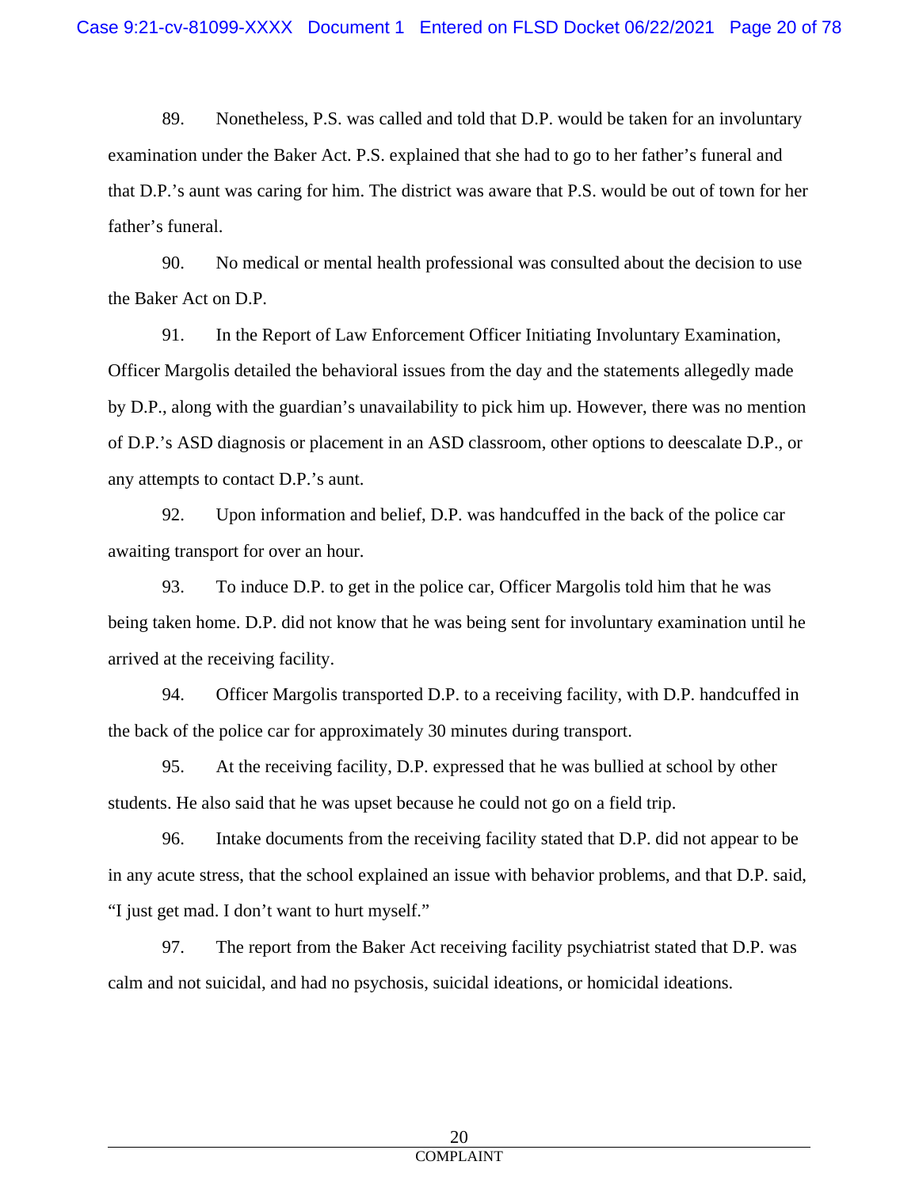89. Nonetheless, P.S. was called and told that D.P. would be taken for an involuntary examination under the Baker Act. P.S. explained that she had to go to her father's funeral and that D.P.'s aunt was caring for him. The district was aware that P.S. would be out of town for her father's funeral.

90. No medical or mental health professional was consulted about the decision to use the Baker Act on D.P.

91. In the Report of Law Enforcement Officer Initiating Involuntary Examination, Officer Margolis detailed the behavioral issues from the day and the statements allegedly made by D.P., along with the guardian's unavailability to pick him up. However, there was no mention of D.P.'s ASD diagnosis or placement in an ASD classroom, other options to deescalate D.P., or any attempts to contact D.P.'s aunt.

92. Upon information and belief, D.P. was handcuffed in the back of the police car awaiting transport for over an hour.

93. To induce D.P. to get in the police car, Officer Margolis told him that he was being taken home. D.P. did not know that he was being sent for involuntary examination until he arrived at the receiving facility.

94. Officer Margolis transported D.P. to a receiving facility, with D.P. handcuffed in the back of the police car for approximately 30 minutes during transport.

95. At the receiving facility, D.P. expressed that he was bullied at school by other students. He also said that he was upset because he could not go on a field trip.

96. Intake documents from the receiving facility stated that D.P. did not appear to be in any acute stress, that the school explained an issue with behavior problems, and that D.P. said, "I just get mad. I don't want to hurt myself."

97. The report from the Baker Act receiving facility psychiatrist stated that D.P. was calm and not suicidal, and had no psychosis, suicidal ideations, or homicidal ideations.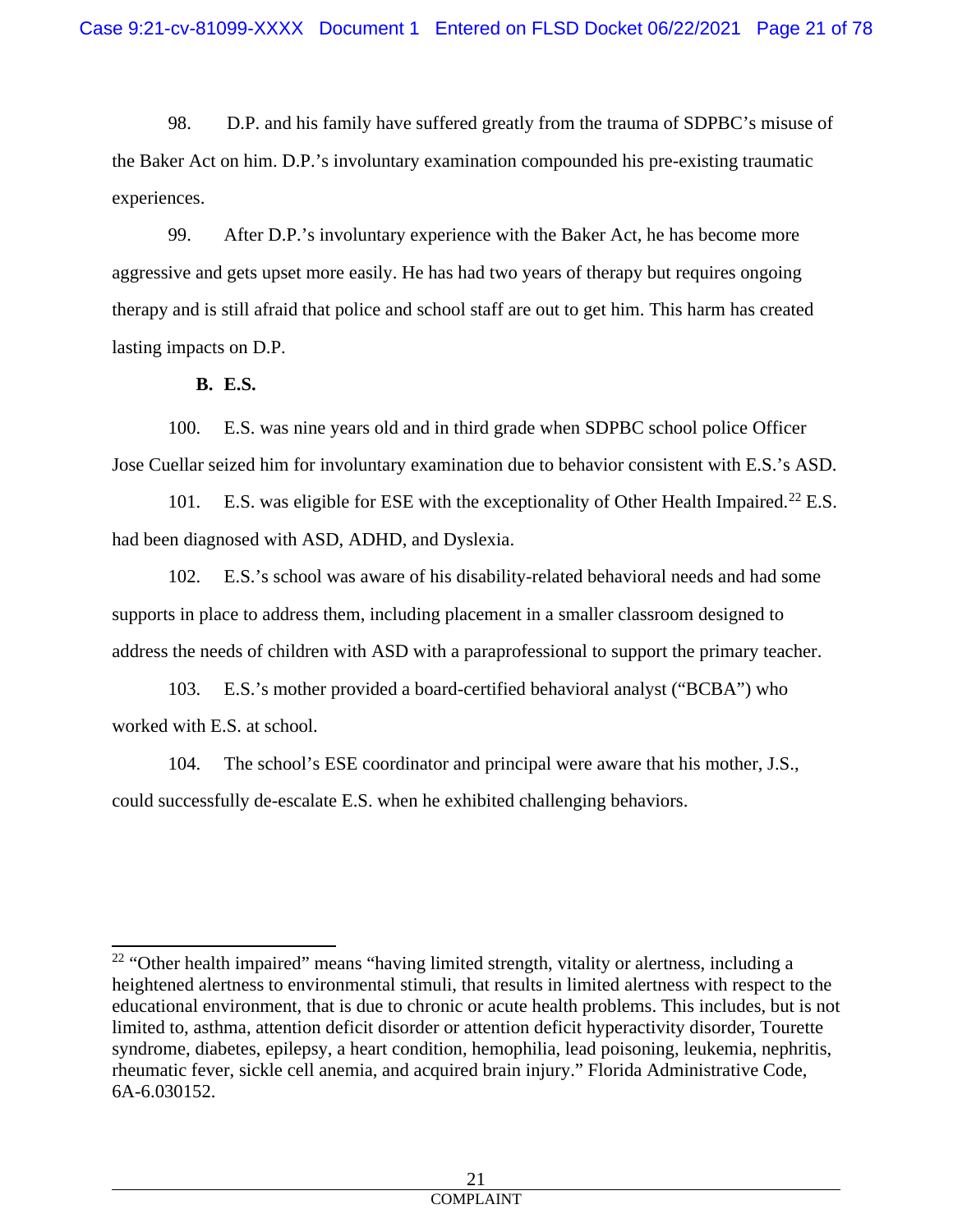98. D.P. and his family have suffered greatly from the trauma of SDPBC's misuse of the Baker Act on him. D.P.'s involuntary examination compounded his pre-existing traumatic experiences.

99. After D.P.'s involuntary experience with the Baker Act, he has become more aggressive and gets upset more easily. He has had two years of therapy but requires ongoing therapy and is still afraid that police and school staff are out to get him. This harm has created lasting impacts on D.P.

**B. E.S.**

100. E.S. was nine years old and in third grade when SDPBC school police Officer Jose Cuellar seized him for involuntary examination due to behavior consistent with E.S.'s ASD.

101. E.S. was eligible for ESE with the exceptionality of Other Health Impaired.[22] E.S. had been diagnosed with ASD, ADHD, and Dyslexia.

102. E.S.'s school was aware of his disability-related behavioral needs and had some supports in place to address them, including placement in a smaller classroom designed to address the needs of children with ASD with a paraprofessional to support the primary teacher.

103. E.S.'s mother provided a board-certified behavioral analyst ("BCBA") who worked with E.S. at school.

104. The school's ESE coordinator and principal were aware that his mother, J.S., could successfully de-escalate E.S. when he exhibited challenging behaviors.

---

[22] "Other health impaired" means "having limited strength, vitality or alertness, including a heightened alertness to environmental stimuli, that results in limited alertness with respect to the educational environment, that is due to chronic or acute health problems. This includes, but is not limited to, asthma, attention deficit disorder or attention deficit hyperactivity disorder, Tourette syndrome, diabetes, epilepsy, a heart condition, hemophilia, lead poisoning, leukemia, nephritis, rheumatic fever, sickle cell anemia, and acquired brain injury." Florida Administrative Code, 6A-6.030152.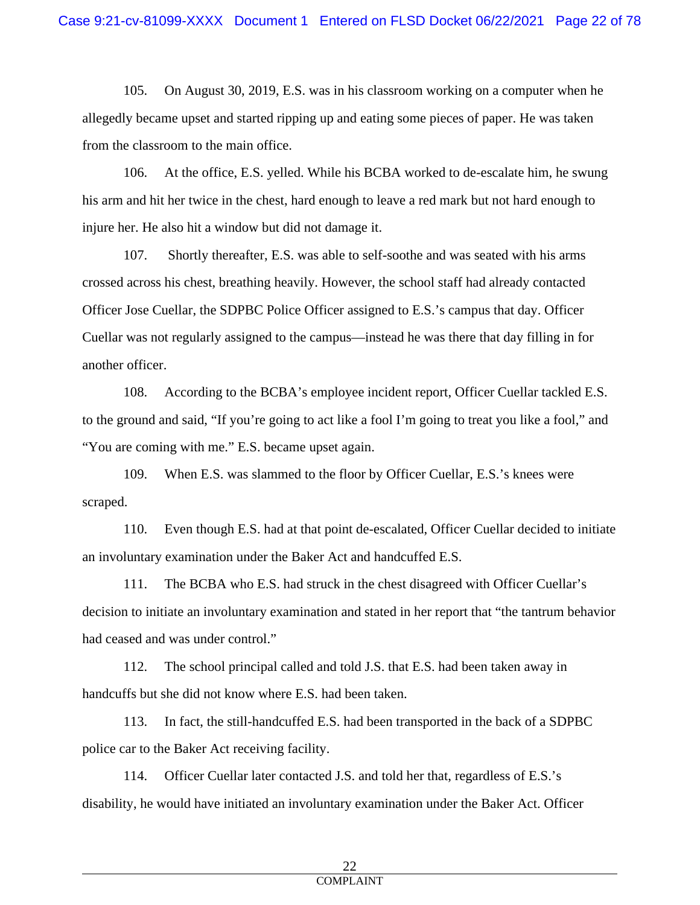105. On August 30, 2019, E.S. was in his classroom working on a computer when he allegedly became upset and started ripping up and eating some pieces of paper. He was taken from the classroom to the main office.

106. At the office, E.S. yelled. While his BCBA worked to de-escalate him, he swung his arm and hit her twice in the chest, hard enough to leave a red mark but not hard enough to injure her. He also hit a window but did not damage it.

107. Shortly thereafter, E.S. was able to self-soothe and was seated with his arms crossed across his chest, breathing heavily. However, the school staff had already contacted Officer Jose Cuellar, the SDPBC Police Officer assigned to E.S.'s campus that day. Officer Cuellar was not regularly assigned to the campus—instead he was there that day filling in for another officer.

108. According to the BCBA's employee incident report, Officer Cuellar tackled E.S. to the ground and said, "If you're going to act like a fool I'm going to treat you like a fool," and "You are coming with me." E.S. became upset again.

109. When E.S. was slammed to the floor by Officer Cuellar, E.S.'s knees were scraped.

110. Even though E.S. had at that point de-escalated, Officer Cuellar decided to initiate an involuntary examination under the Baker Act and handcuffed E.S.

111. The BCBA who E.S. had struck in the chest disagreed with Officer Cuellar's decision to initiate an involuntary examination and stated in her report that "the tantrum behavior had ceased and was under control."

112. The school principal called and told J.S. that E.S. had been taken away in handcuffs but she did not know where E.S. had been taken.

113. In fact, the still-handcuffed E.S. had been transported in the back of a SDPBC police car to the Baker Act receiving facility.

114. Officer Cuellar later contacted J.S. and told her that, regardless of E.S.'s disability, he would have initiated an involuntary examination under the Baker Act. Officer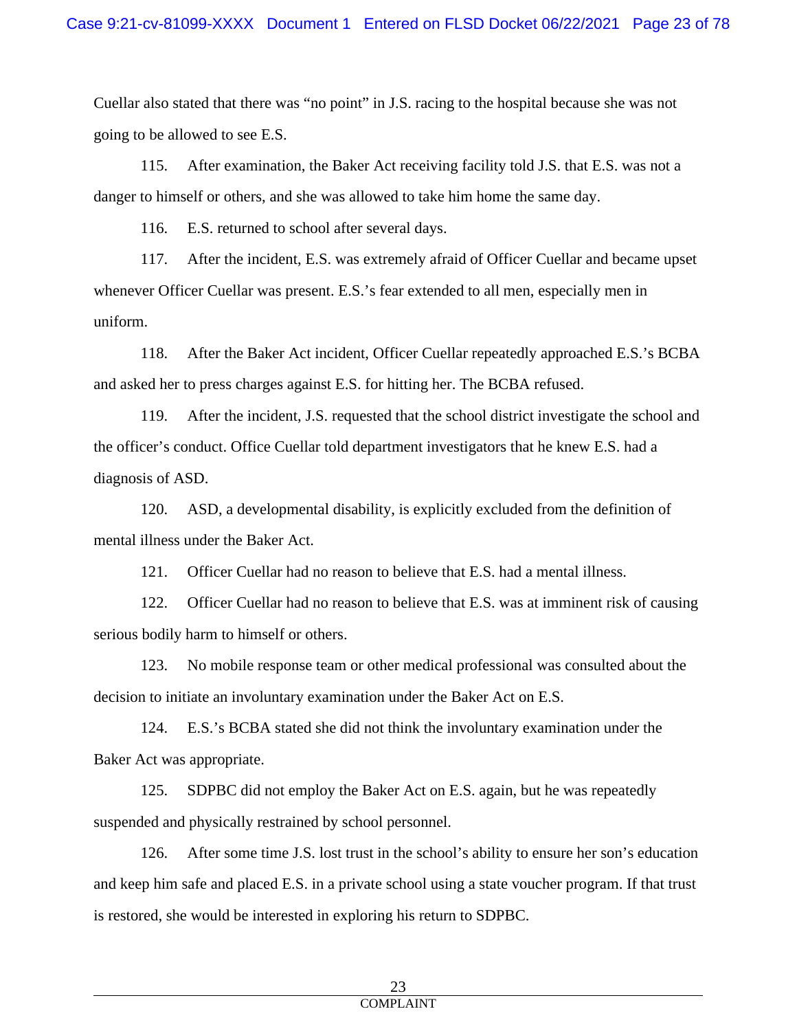Cuellar also stated that there was "no point" in J.S. racing to the hospital because she was not going to be allowed to see E.S.

115. After examination, the Baker Act receiving facility told J.S. that E.S. was not a danger to himself or others, and she was allowed to take him home the same day.

116. E.S. returned to school after several days.

117. After the incident, E.S. was extremely afraid of Officer Cuellar and became upset whenever Officer Cuellar was present. E.S.'s fear extended to all men, especially men in uniform.

118. After the Baker Act incident, Officer Cuellar repeatedly approached E.S.'s BCBA and asked her to press charges against E.S. for hitting her. The BCBA refused.

119. After the incident, J.S. requested that the school district investigate the school and the officer's conduct. Office Cuellar told department investigators that he knew E.S. had a diagnosis of ASD.

120. ASD, a developmental disability, is explicitly excluded from the definition of mental illness under the Baker Act.

121. Officer Cuellar had no reason to believe that E.S. had a mental illness.

122. Officer Cuellar had no reason to believe that E.S. was at imminent risk of causing serious bodily harm to himself or others.

123. No mobile response team or other medical professional was consulted about the decision to initiate an involuntary examination under the Baker Act on E.S.

124. E.S.'s BCBA stated she did not think the involuntary examination under the Baker Act was appropriate.

125. SDPBC did not employ the Baker Act on E.S. again, but he was repeatedly suspended and physically restrained by school personnel.

126. After some time J.S. lost trust in the school's ability to ensure her son's education and keep him safe and placed E.S. in a private school using a state voucher program. If that trust is restored, she would be interested in exploring his return to SDPBC.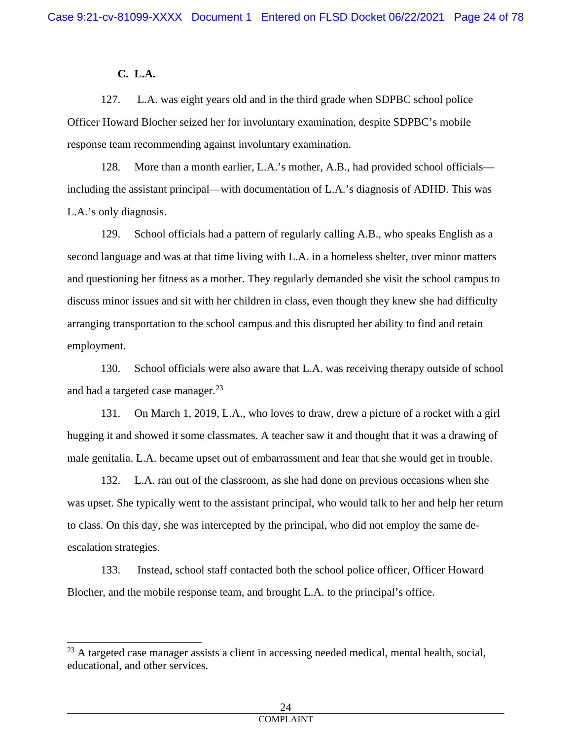### C. L.A.

127. L.A. was eight years old and in the third grade when SDPBC school police Officer Howard Blocher seized her for involuntary examination, despite SDPBC's mobile response team recommending against involuntary examination.

128. More than a month earlier, L.A.'s mother, A.B., had provided school officials—including the assistant principal—with documentation of L.A.'s diagnosis of ADHD. This was L.A.'s only diagnosis.

129. School officials had a pattern of regularly calling A.B., who speaks English as a second language and was at that time living with L.A. in a homeless shelter, over minor matters and questioning her fitness as a mother. They regularly demanded she visit the school campus to discuss minor issues and sit with her children in class, even though they knew she had difficulty arranging transportation to the school campus and this disrupted her ability to find and retain employment.

130. School officials were also aware that L.A. was receiving therapy outside of school and had a targeted case manager.[23]

131. On March 1, 2019, L.A., who loves to draw, drew a picture of a rocket with a girl hugging it and showed it some classmates. A teacher saw it and thought that it was a drawing of male genitalia. L.A. became upset out of embarrassment and fear that she would get in trouble.

132. L.A. ran out of the classroom, as she had done on previous occasions when she was upset. She typically went to the assistant principal, who would talk to her and help her return to class. On this day, she was intercepted by the principal, who did not employ the same de-escalation strategies.

133. Instead, school staff contacted both the school police officer, Officer Howard Blocher, and the mobile response team, and brought L.A. to the principal's office.

---

[23] A targeted case manager assists a client in accessing needed medical, mental health, social, educational, and other services.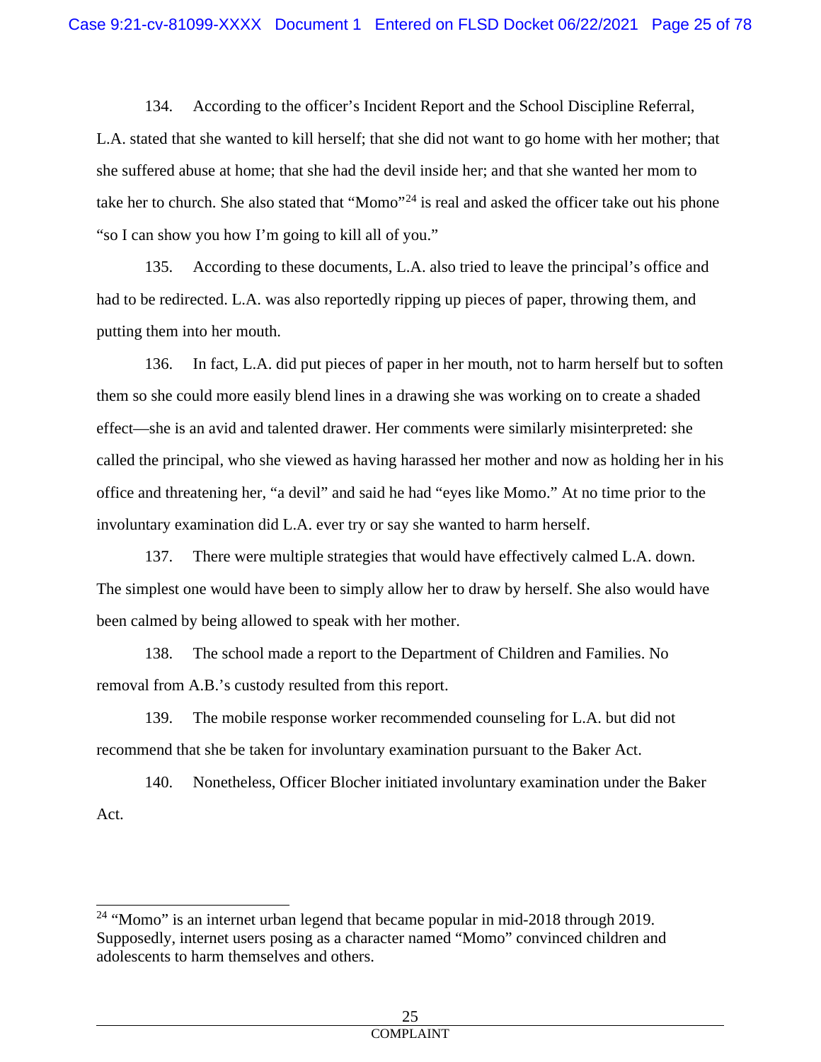134. According to the officer's Incident Report and the School Discipline Referral, L.A. stated that she wanted to kill herself; that she did not want to go home with her mother; that she suffered abuse at home; that she had the devil inside her; and that she wanted her mom to take her to church. She also stated that "Momo"[24] is real and asked the officer take out his phone "so I can show you how I'm going to kill all of you."

135. According to these documents, L.A. also tried to leave the principal's office and had to be redirected. L.A. was also reportedly ripping up pieces of paper, throwing them, and putting them into her mouth.

136. In fact, L.A. did put pieces of paper in her mouth, not to harm herself but to soften them so she could more easily blend lines in a drawing she was working on to create a shaded effect—she is an avid and talented drawer. Her comments were similarly misinterpreted: she called the principal, who she viewed as having harassed her mother and now as holding her in his office and threatening her, "a devil" and said he had "eyes like Momo." At no time prior to the involuntary examination did L.A. ever try or say she wanted to harm herself.

137. There were multiple strategies that would have effectively calmed L.A. down. The simplest one would have been to simply allow her to draw by herself. She also would have been calmed by being allowed to speak with her mother.

138. The school made a report to the Department of Children and Families. No removal from A.B.'s custody resulted from this report.

139. The mobile response worker recommended counseling for L.A. but did not recommend that she be taken for involuntary examination pursuant to the Baker Act.

140. Nonetheless, Officer Blocher initiated involuntary examination under the Baker Act.

---

[24] "Momo" is an internet urban legend that became popular in mid-2018 through 2019. Supposedly, internet users posing as a character named "Momo" convinced children and adolescents to harm themselves and others.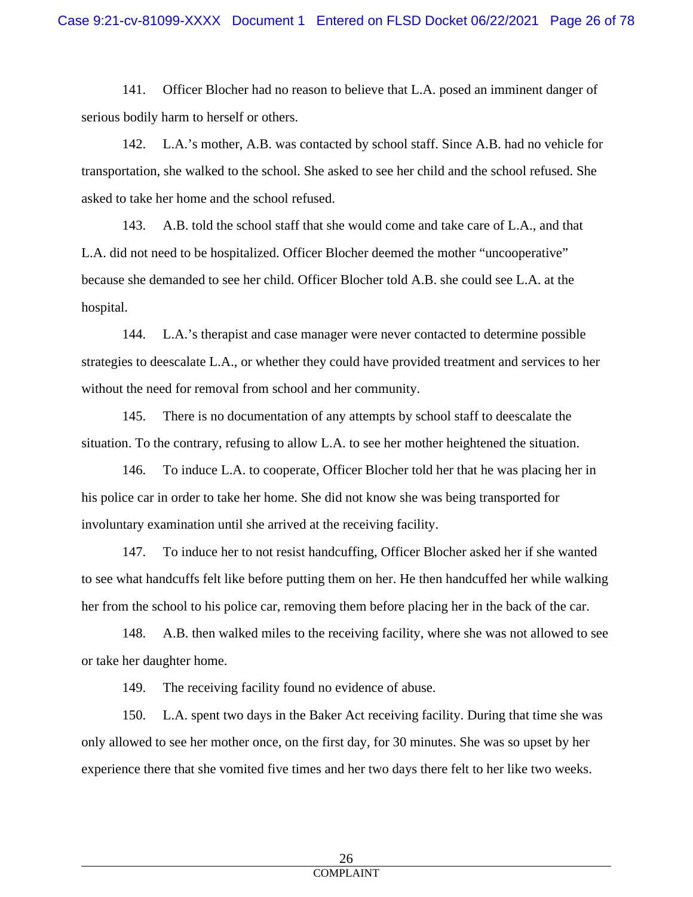141. Officer Blocher had no reason to believe that L.A. posed an imminent danger of serious bodily harm to herself or others.

142. L.A.'s mother, A.B. was contacted by school staff. Since A.B. had no vehicle for transportation, she walked to the school. She asked to see her child and the school refused. She asked to take her home and the school refused.

143. A.B. told the school staff that she would come and take care of L.A., and that L.A. did not need to be hospitalized. Officer Blocher deemed the mother "uncooperative" because she demanded to see her child. Officer Blocher told A.B. she could see L.A. at the hospital.

144. L.A.'s therapist and case manager were never contacted to determine possible strategies to deescalate L.A., or whether they could have provided treatment and services to her without the need for removal from school and her community.

145. There is no documentation of any attempts by school staff to deescalate the situation. To the contrary, refusing to allow L.A. to see her mother heightened the situation.

146. To induce L.A. to cooperate, Officer Blocher told her that he was placing her in his police car in order to take her home. She did not know she was being transported for involuntary examination until she arrived at the receiving facility.

147. To induce her to not resist handcuffing, Officer Blocher asked her if she wanted to see what handcuffs felt like before putting them on her. He then handcuffed her while walking her from the school to his police car, removing them before placing her in the back of the car.

148. A.B. then walked miles to the receiving facility, where she was not allowed to see or take her daughter home.

149. The receiving facility found no evidence of abuse.

150. L.A. spent two days in the Baker Act receiving facility. During that time she was only allowed to see her mother once, on the first day, for 30 minutes. She was so upset by her experience there that she vomited five times and her two days there felt to her like two weeks.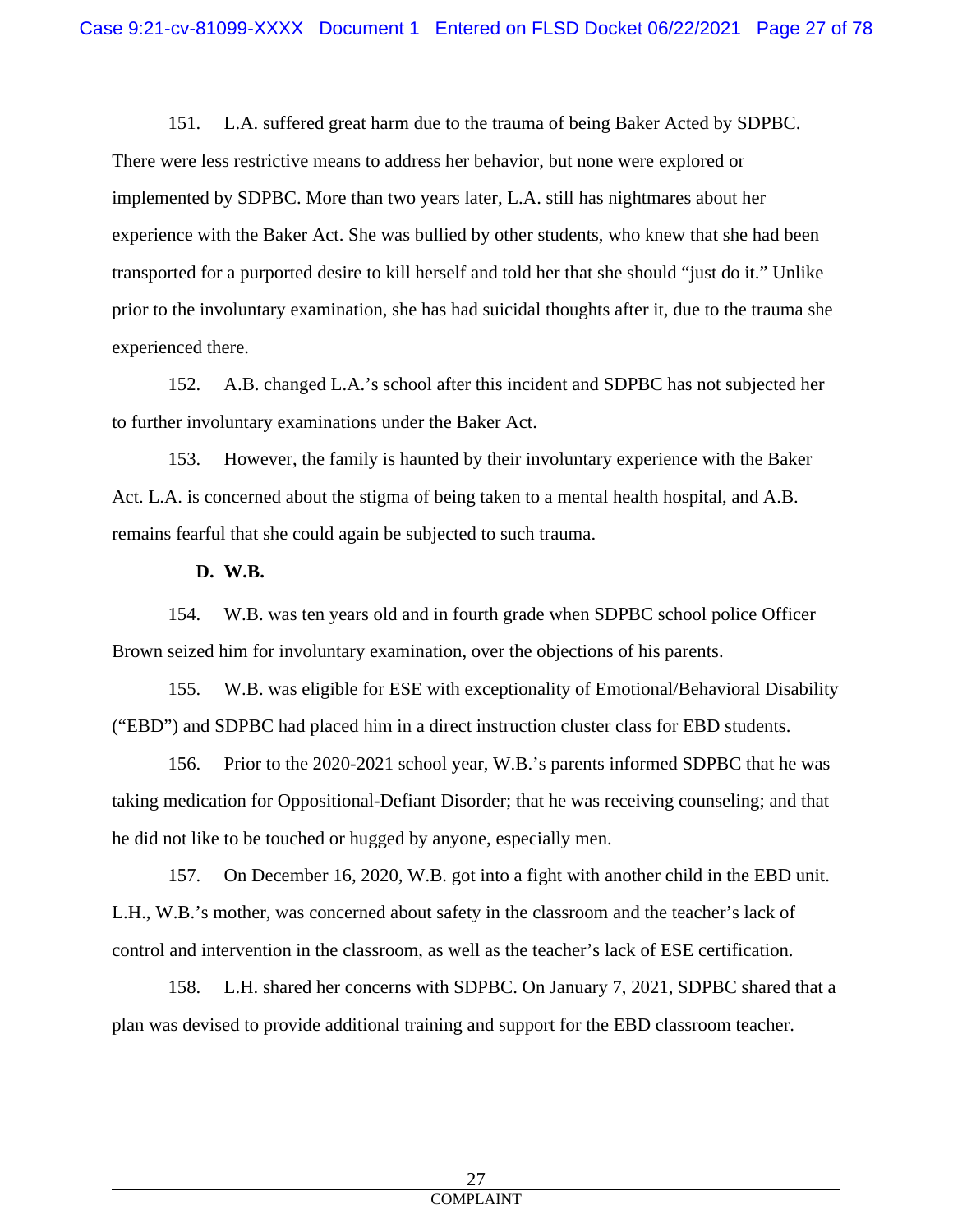151. L.A. suffered great harm due to the trauma of being Baker Acted by SDPBC. There were less restrictive means to address her behavior, but none were explored or implemented by SDPBC. More than two years later, L.A. still has nightmares about her experience with the Baker Act. She was bullied by other students, who knew that she had been transported for a purported desire to kill herself and told her that she should "just do it." Unlike prior to the involuntary examination, she has had suicidal thoughts after it, due to the trauma she experienced there.

152. A.B. changed L.A.'s school after this incident and SDPBC has not subjected her to further involuntary examinations under the Baker Act.

153. However, the family is haunted by their involuntary experience with the Baker Act. L.A. is concerned about the stigma of being taken to a mental health hospital, and A.B. remains fearful that she could again be subjected to such trauma.

**D. W.B.**

154. W.B. was ten years old and in fourth grade when SDPBC school police Officer Brown seized him for involuntary examination, over the objections of his parents.

155. W.B. was eligible for ESE with exceptionality of Emotional/Behavioral Disability ("EBD") and SDPBC had placed him in a direct instruction cluster class for EBD students.

156. Prior to the 2020-2021 school year, W.B.'s parents informed SDPBC that he was taking medication for Oppositional-Defiant Disorder; that he was receiving counseling; and that he did not like to be touched or hugged by anyone, especially men.

157. On December 16, 2020, W.B. got into a fight with another child in the EBD unit. L.H., W.B.'s mother, was concerned about safety in the classroom and the teacher's lack of control and intervention in the classroom, as well as the teacher's lack of ESE certification.

158. L.H. shared her concerns with SDPBC. On January 7, 2021, SDPBC shared that a plan was devised to provide additional training and support for the EBD classroom teacher.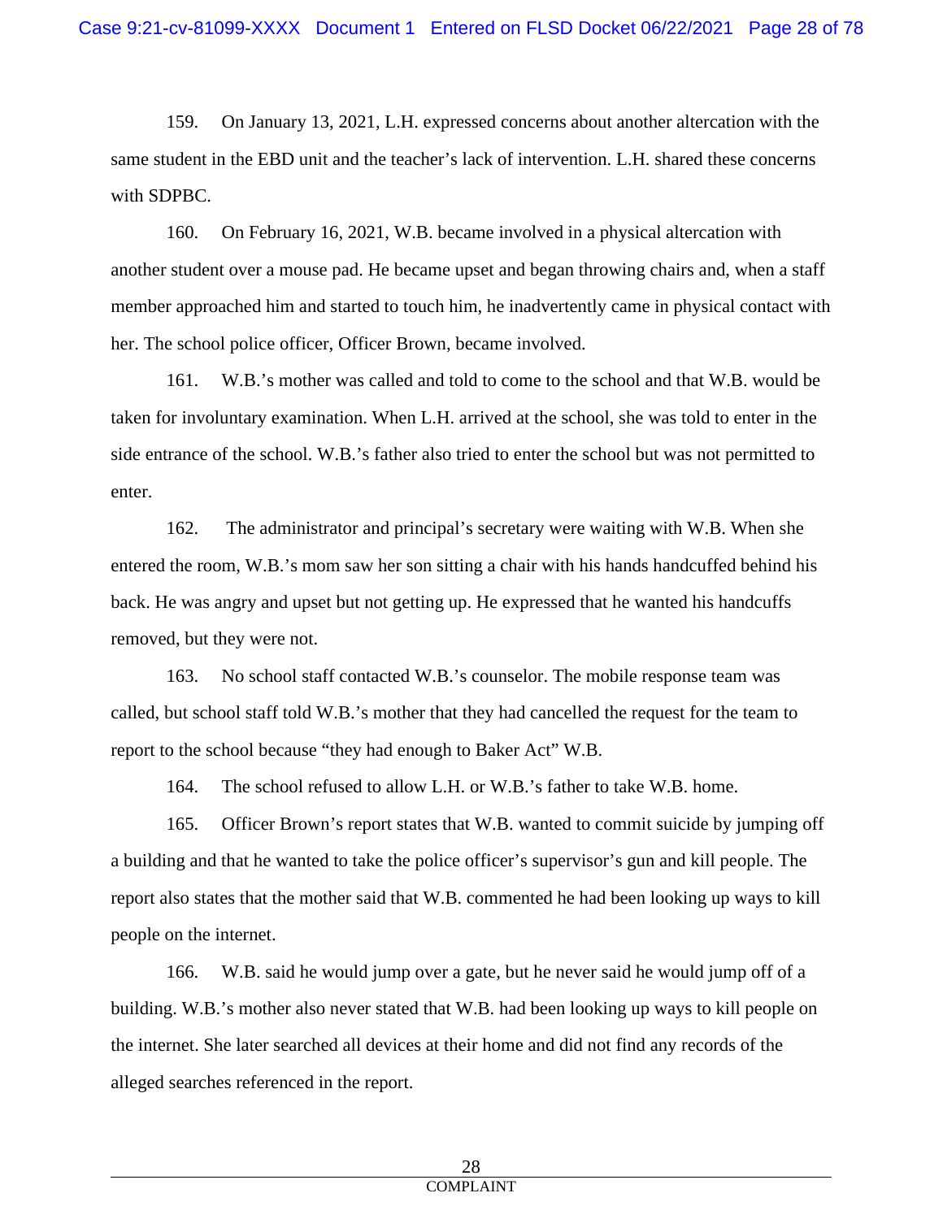159. On January 13, 2021, L.H. expressed concerns about another altercation with the same student in the EBD unit and the teacher's lack of intervention. L.H. shared these concerns with SDPBC.

160. On February 16, 2021, W.B. became involved in a physical altercation with another student over a mouse pad. He became upset and began throwing chairs and, when a staff member approached him and started to touch him, he inadvertently came in physical contact with her. The school police officer, Officer Brown, became involved.

161. W.B.'s mother was called and told to come to the school and that W.B. would be taken for involuntary examination. When L.H. arrived at the school, she was told to enter in the side entrance of the school. W.B.'s father also tried to enter the school but was not permitted to enter.

162. The administrator and principal's secretary were waiting with W.B. When she entered the room, W.B.'s mom saw her son sitting a chair with his hands handcuffed behind his back. He was angry and upset but not getting up. He expressed that he wanted his handcuffs removed, but they were not.

163. No school staff contacted W.B.'s counselor. The mobile response team was called, but school staff told W.B.'s mother that they had cancelled the request for the team to report to the school because "they had enough to Baker Act" W.B.

164. The school refused to allow L.H. or W.B.'s father to take W.B. home.

165. Officer Brown's report states that W.B. wanted to commit suicide by jumping off a building and that he wanted to take the police officer's supervisor's gun and kill people. The report also states that the mother said that W.B. commented he had been looking up ways to kill people on the internet.

166. W.B. said he would jump over a gate, but he never said he would jump off of a building. W.B.'s mother also never stated that W.B. had been looking up ways to kill people on the internet. She later searched all devices at their home and did not find any records of the alleged searches referenced in the report.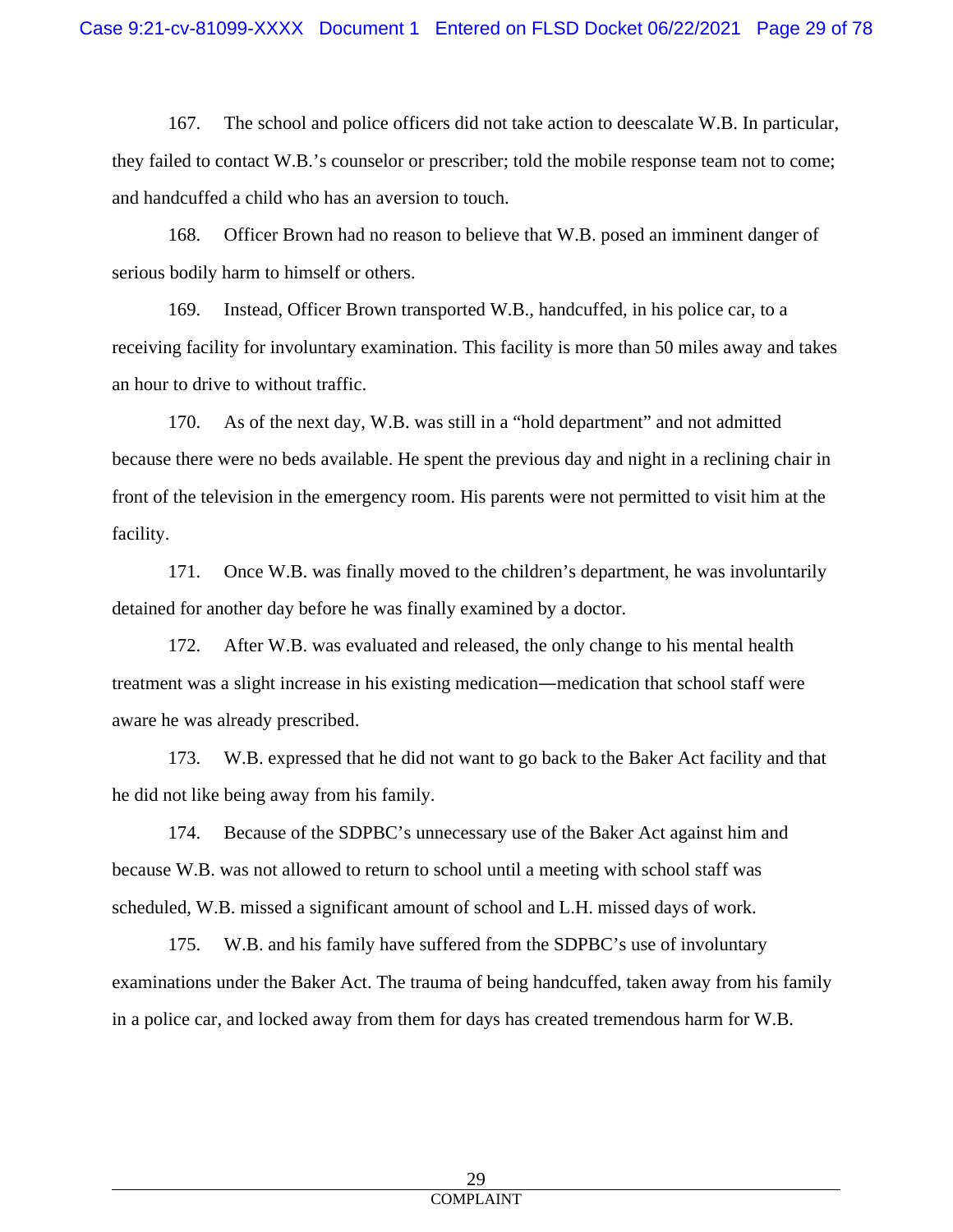167. The school and police officers did not take action to deescalate W.B. In particular, they failed to contact W.B.'s counselor or prescriber; told the mobile response team not to come; and handcuffed a child who has an aversion to touch.

168. Officer Brown had no reason to believe that W.B. posed an imminent danger of serious bodily harm to himself or others.

169. Instead, Officer Brown transported W.B., handcuffed, in his police car, to a receiving facility for involuntary examination. This facility is more than 50 miles away and takes an hour to drive to without traffic.

170. As of the next day, W.B. was still in a "hold department" and not admitted because there were no beds available. He spent the previous day and night in a reclining chair in front of the television in the emergency room. His parents were not permitted to visit him at the facility.

171. Once W.B. was finally moved to the children's department, he was involuntarily detained for another day before he was finally examined by a doctor.

172. After W.B. was evaluated and released, the only change to his mental health treatment was a slight increase in his existing medication—medication that school staff were aware he was already prescribed.

173. W.B. expressed that he did not want to go back to the Baker Act facility and that he did not like being away from his family.

174. Because of the SDPBC's unnecessary use of the Baker Act against him and because W.B. was not allowed to return to school until a meeting with school staff was scheduled, W.B. missed a significant amount of school and L.H. missed days of work.

175. W.B. and his family have suffered from the SDPBC's use of involuntary examinations under the Baker Act. The trauma of being handcuffed, taken away from his family in a police car, and locked away from them for days has created tremendous harm for W.B.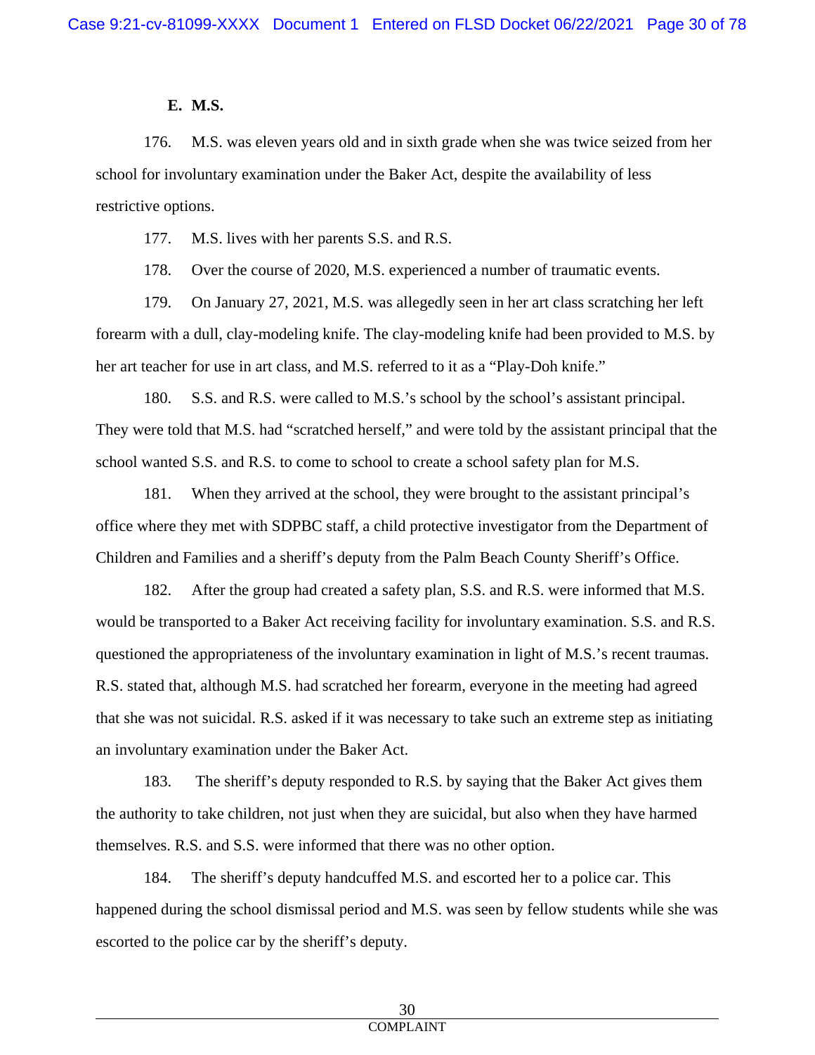### E. M.S.

176. M.S. was eleven years old and in sixth grade when she was twice seized from her school for involuntary examination under the Baker Act, despite the availability of less restrictive options.

177. M.S. lives with her parents S.S. and R.S.

178. Over the course of 2020, M.S. experienced a number of traumatic events.

179. On January 27, 2021, M.S. was allegedly seen in her art class scratching her left forearm with a dull, clay-modeling knife. The clay-modeling knife had been provided to M.S. by her art teacher for use in art class, and M.S. referred to it as a "Play-Doh knife."

180. S.S. and R.S. were called to M.S.'s school by the school's assistant principal. They were told that M.S. had "scratched herself," and were told by the assistant principal that the school wanted S.S. and R.S. to come to school to create a school safety plan for M.S.

181. When they arrived at the school, they were brought to the assistant principal's office where they met with SDPBC staff, a child protective investigator from the Department of Children and Families and a sheriff's deputy from the Palm Beach County Sheriff's Office.

182. After the group had created a safety plan, S.S. and R.S. were informed that M.S. would be transported to a Baker Act receiving facility for involuntary examination. S.S. and R.S. questioned the appropriateness of the involuntary examination in light of M.S.'s recent traumas. R.S. stated that, although M.S. had scratched her forearm, everyone in the meeting had agreed that she was not suicidal. R.S. asked if it was necessary to take such an extreme step as initiating an involuntary examination under the Baker Act.

183. The sheriff's deputy responded to R.S. by saying that the Baker Act gives them the authority to take children, not just when they are suicidal, but also when they have harmed themselves. R.S. and S.S. were informed that there was no other option.

184. The sheriff's deputy handcuffed M.S. and escorted her to a police car. This happened during the school dismissal period and M.S. was seen by fellow students while she was escorted to the police car by the sheriff's deputy.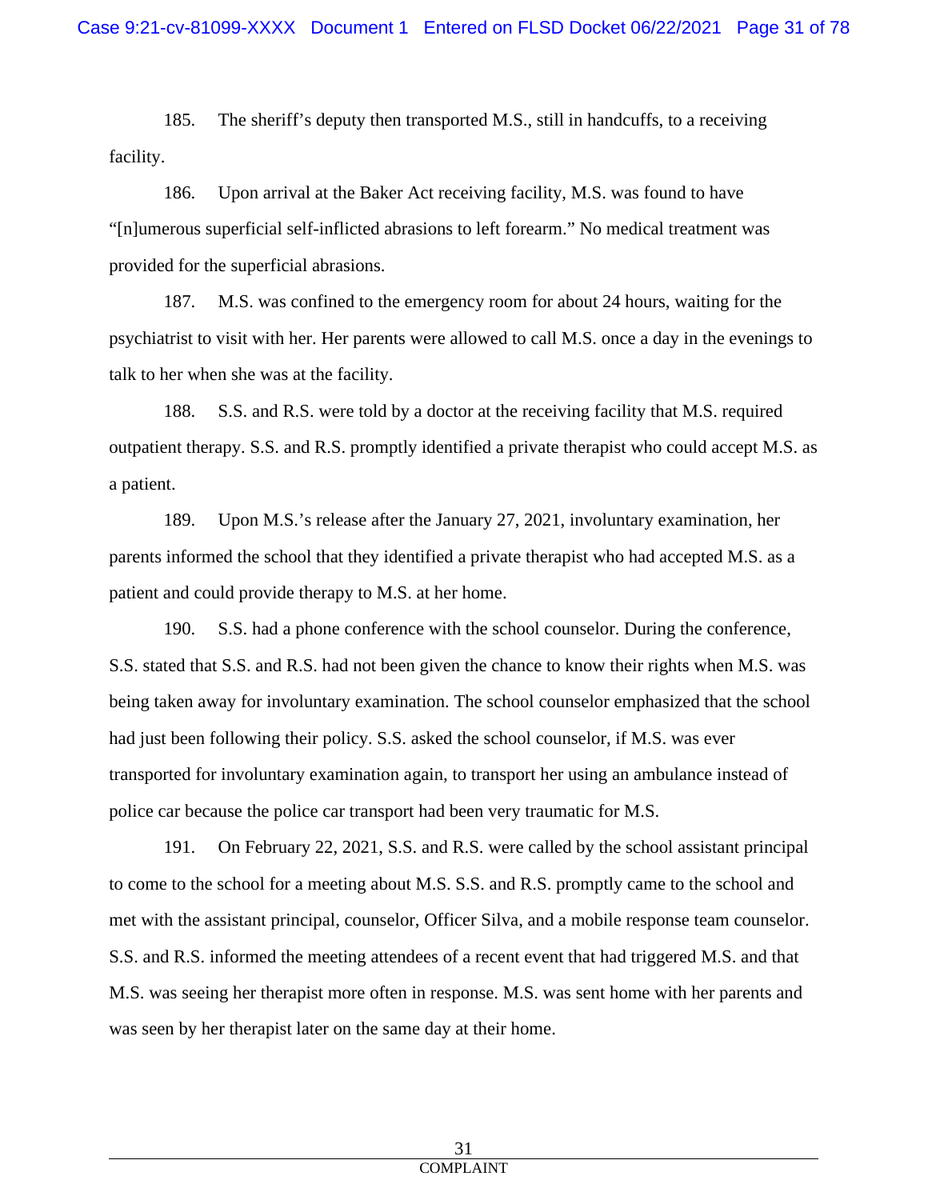185. The sheriff's deputy then transported M.S., still in handcuffs, to a receiving facility.

186. Upon arrival at the Baker Act receiving facility, M.S. was found to have "[n]umerous superficial self-inflicted abrasions to left forearm." No medical treatment was provided for the superficial abrasions.

187. M.S. was confined to the emergency room for about 24 hours, waiting for the psychiatrist to visit with her. Her parents were allowed to call M.S. once a day in the evenings to talk to her when she was at the facility.

188. S.S. and R.S. were told by a doctor at the receiving facility that M.S. required outpatient therapy. S.S. and R.S. promptly identified a private therapist who could accept M.S. as a patient.

189. Upon M.S.'s release after the January 27, 2021, involuntary examination, her parents informed the school that they identified a private therapist who had accepted M.S. as a patient and could provide therapy to M.S. at her home.

190. S.S. had a phone conference with the school counselor. During the conference, S.S. stated that S.S. and R.S. had not been given the chance to know their rights when M.S. was being taken away for involuntary examination. The school counselor emphasized that the school had just been following their policy. S.S. asked the school counselor, if M.S. was ever transported for involuntary examination again, to transport her using an ambulance instead of police car because the police car transport had been very traumatic for M.S.

191. On February 22, 2021, S.S. and R.S. were called by the school assistant principal to come to the school for a meeting about M.S. S.S. and R.S. promptly came to the school and met with the assistant principal, counselor, Officer Silva, and a mobile response team counselor. S.S. and R.S. informed the meeting attendees of a recent event that had triggered M.S. and that M.S. was seeing her therapist more often in response. M.S. was sent home with her parents and was seen by her therapist later on the same day at their home.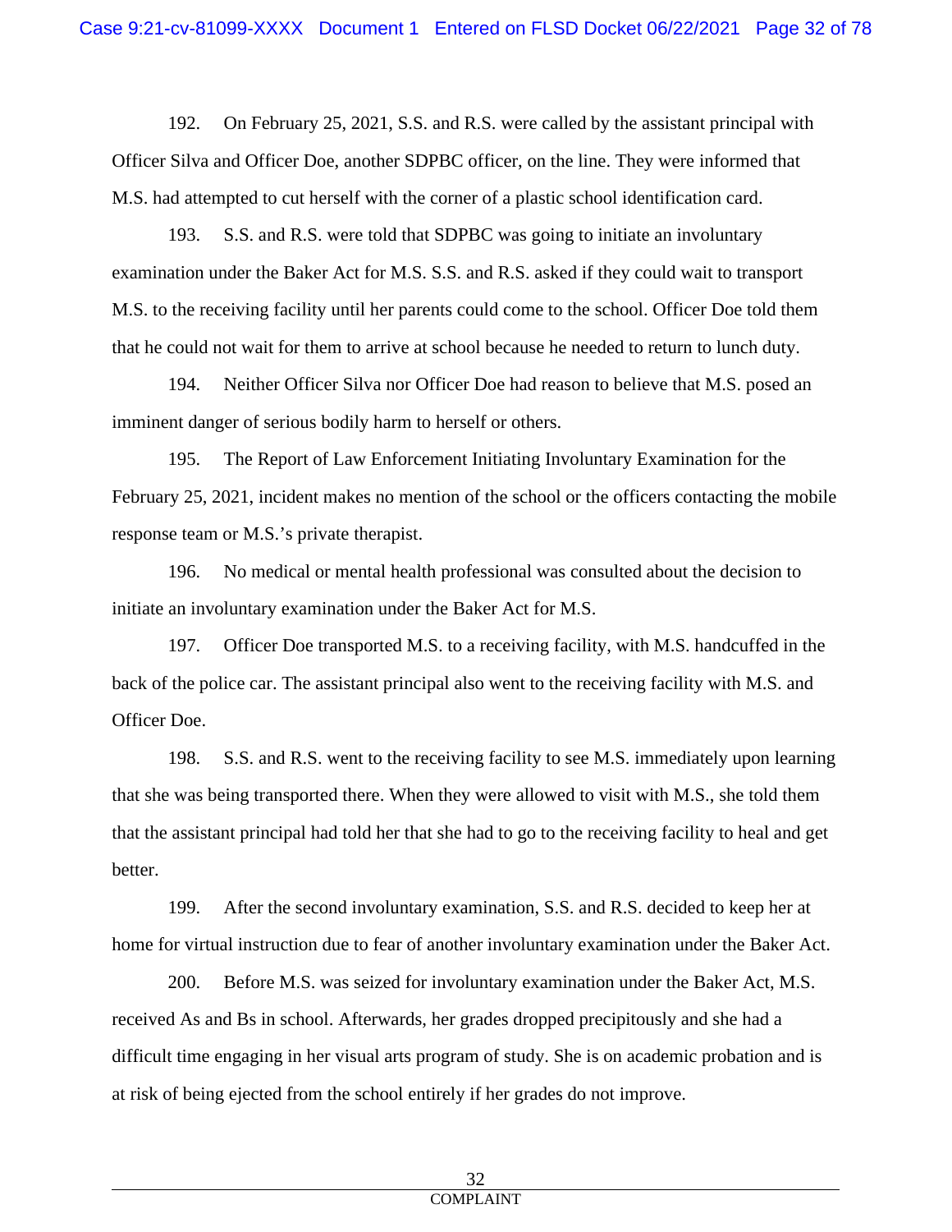192. On February 25, 2021, S.S. and R.S. were called by the assistant principal with Officer Silva and Officer Doe, another SDPBC officer, on the line. They were informed that M.S. had attempted to cut herself with the corner of a plastic school identification card.

193. S.S. and R.S. were told that SDPBC was going to initiate an involuntary examination under the Baker Act for M.S. S.S. and R.S. asked if they could wait to transport M.S. to the receiving facility until her parents could come to the school. Officer Doe told them that he could not wait for them to arrive at school because he needed to return to lunch duty.

194. Neither Officer Silva nor Officer Doe had reason to believe that M.S. posed an imminent danger of serious bodily harm to herself or others.

195. The Report of Law Enforcement Initiating Involuntary Examination for the February 25, 2021, incident makes no mention of the school or the officers contacting the mobile response team or M.S.'s private therapist.

196. No medical or mental health professional was consulted about the decision to initiate an involuntary examination under the Baker Act for M.S.

197. Officer Doe transported M.S. to a receiving facility, with M.S. handcuffed in the back of the police car. The assistant principal also went to the receiving facility with M.S. and Officer Doe.

198. S.S. and R.S. went to the receiving facility to see M.S. immediately upon learning that she was being transported there. When they were allowed to visit with M.S., she told them that the assistant principal had told her that she had to go to the receiving facility to heal and get better.

199. After the second involuntary examination, S.S. and R.S. decided to keep her at home for virtual instruction due to fear of another involuntary examination under the Baker Act.

200. Before M.S. was seized for involuntary examination under the Baker Act, M.S. received As and Bs in school. Afterwards, her grades dropped precipitously and she had a difficult time engaging in her visual arts program of study. She is on academic probation and is at risk of being ejected from the school entirely if her grades do not improve.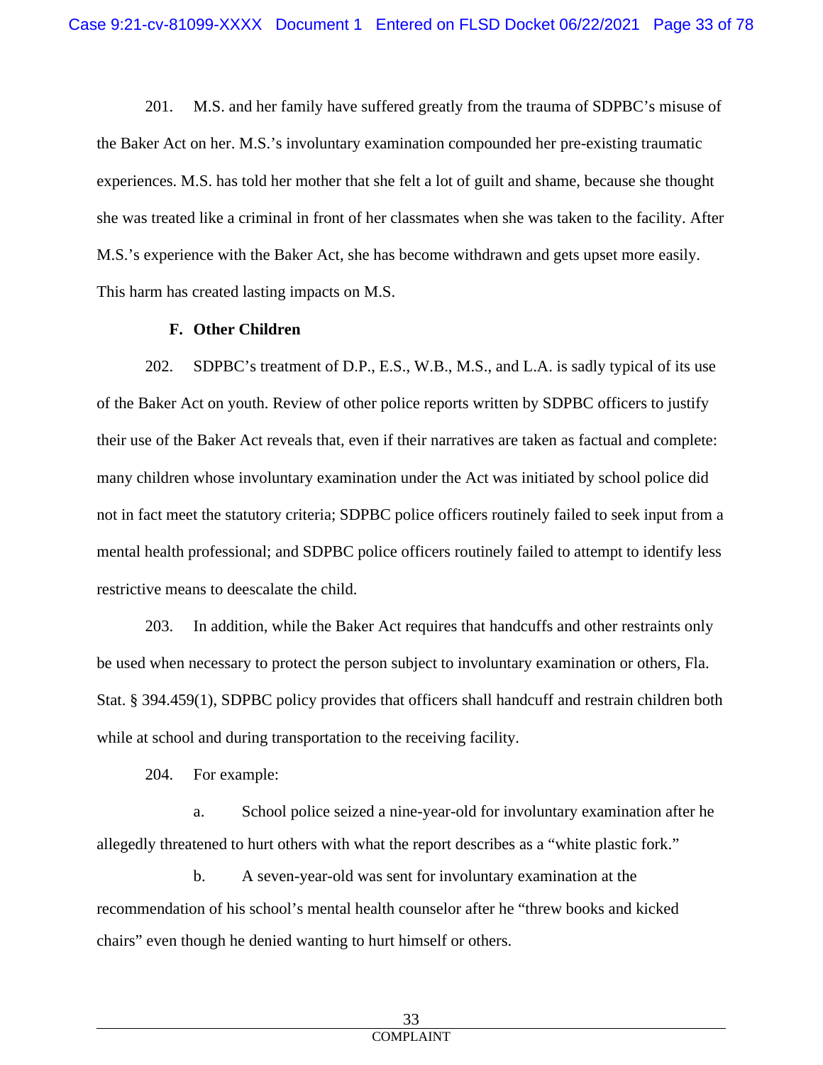201. M.S. and her family have suffered greatly from the trauma of SDPBC's misuse of the Baker Act on her. M.S.'s involuntary examination compounded her pre-existing traumatic experiences. M.S. has told her mother that she felt a lot of guilt and shame, because she thought she was treated like a criminal in front of her classmates when she was taken to the facility. After M.S.'s experience with the Baker Act, she has become withdrawn and gets upset more easily. This harm has created lasting impacts on M.S.

### F. Other Children

202. SDPBC's treatment of D.P., E.S., W.B., M.S., and L.A. is sadly typical of its use of the Baker Act on youth. Review of other police reports written by SDPBC officers to justify their use of the Baker Act reveals that, even if their narratives are taken as factual and complete: many children whose involuntary examination under the Act was initiated by school police did not in fact meet the statutory criteria; SDPBC police officers routinely failed to seek input from a mental health professional; and SDPBC police officers routinely failed to attempt to identify less restrictive means to deescalate the child.

203. In addition, while the Baker Act requires that handcuffs and other restraints only be used when necessary to protect the person subject to involuntary examination or others, Fla. Stat. § 394.459(1), SDPBC policy provides that officers shall handcuff and restrain children both while at school and during transportation to the receiving facility.

204. For example:

a. School police seized a nine-year-old for involuntary examination after he allegedly threatened to hurt others with what the report describes as a "white plastic fork."

b. A seven-year-old was sent for involuntary examination at the recommendation of his school's mental health counselor after he "threw books and kicked chairs" even though he denied wanting to hurt himself or others.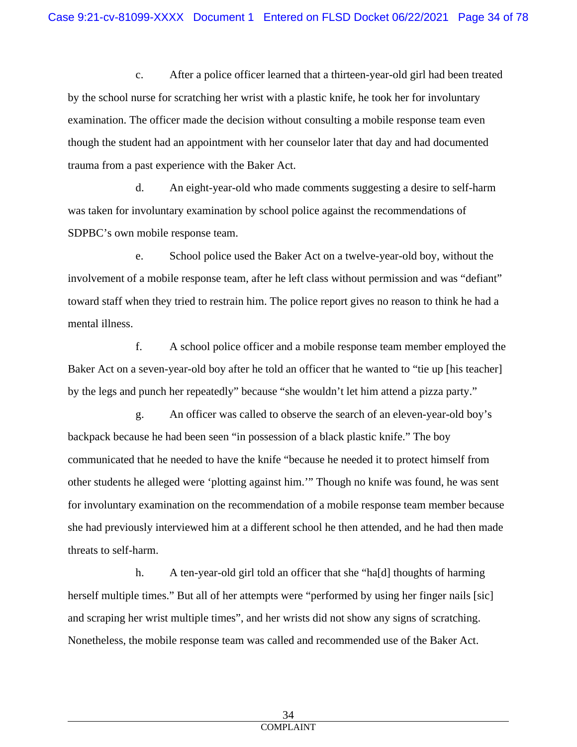c. After a police officer learned that a thirteen-year-old girl had been treated by the school nurse for scratching her wrist with a plastic knife, he took her for involuntary examination. The officer made the decision without consulting a mobile response team even though the student had an appointment with her counselor later that day and had documented trauma from a past experience with the Baker Act.

d. An eight-year-old who made comments suggesting a desire to self-harm was taken for involuntary examination by school police against the recommendations of SDPBC's own mobile response team.

e. School police used the Baker Act on a twelve-year-old boy, without the involvement of a mobile response team, after he left class without permission and was "defiant" toward staff when they tried to restrain him. The police report gives no reason to think he had a mental illness.

f. A school police officer and a mobile response team member employed the Baker Act on a seven-year-old boy after he told an officer that he wanted to "tie up [his teacher] by the legs and punch her repeatedly" because "she wouldn't let him attend a pizza party."

g. An officer was called to observe the search of an eleven-year-old boy's backpack because he had been seen "in possession of a black plastic knife." The boy communicated that he needed to have the knife "because he needed it to protect himself from other students he alleged were 'plotting against him.'" Though no knife was found, he was sent for involuntary examination on the recommendation of a mobile response team member because she had previously interviewed him at a different school he then attended, and he had then made threats to self-harm.

h. A ten-year-old girl told an officer that she "ha[d] thoughts of harming herself multiple times." But all of her attempts were "performed by using her finger nails [sic] and scraping her wrist multiple times", and her wrists did not show any signs of scratching. Nonetheless, the mobile response team was called and recommended use of the Baker Act.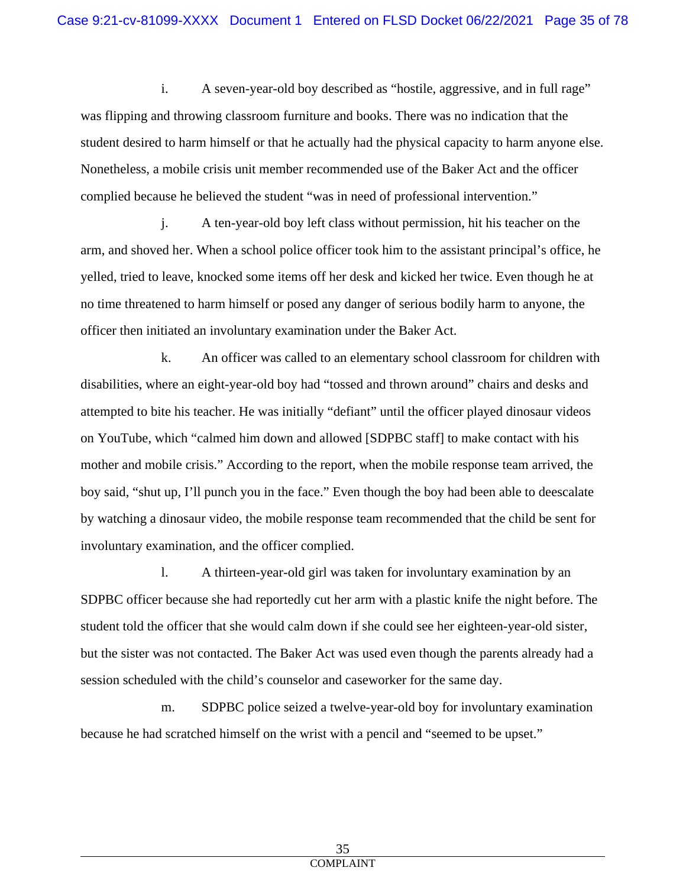i. A seven-year-old boy described as "hostile, aggressive, and in full rage" was flipping and throwing classroom furniture and books. There was no indication that the student desired to harm himself or that he actually had the physical capacity to harm anyone else. Nonetheless, a mobile crisis unit member recommended use of the Baker Act and the officer complied because he believed the student "was in need of professional intervention."

j. A ten-year-old boy left class without permission, hit his teacher on the arm, and shoved her. When a school police officer took him to the assistant principal's office, he yelled, tried to leave, knocked some items off her desk and kicked her twice. Even though he at no time threatened to harm himself or posed any danger of serious bodily harm to anyone, the officer then initiated an involuntary examination under the Baker Act.

k. An officer was called to an elementary school classroom for children with disabilities, where an eight-year-old boy had "tossed and thrown around" chairs and desks and attempted to bite his teacher. He was initially "defiant" until the officer played dinosaur videos on YouTube, which "calmed him down and allowed [SDPBC staff] to make contact with his mother and mobile crisis." According to the report, when the mobile response team arrived, the boy said, "shut up, I'll punch you in the face." Even though the boy had been able to deescalate by watching a dinosaur video, the mobile response team recommended that the child be sent for involuntary examination, and the officer complied.

l. A thirteen-year-old girl was taken for involuntary examination by an SDPBC officer because she had reportedly cut her arm with a plastic knife the night before. The student told the officer that she would calm down if she could see her eighteen-year-old sister, but the sister was not contacted. The Baker Act was used even though the parents already had a session scheduled with the child's counselor and caseworker for the same day.

m. SDPBC police seized a twelve-year-old boy for involuntary examination because he had scratched himself on the wrist with a pencil and "seemed to be upset."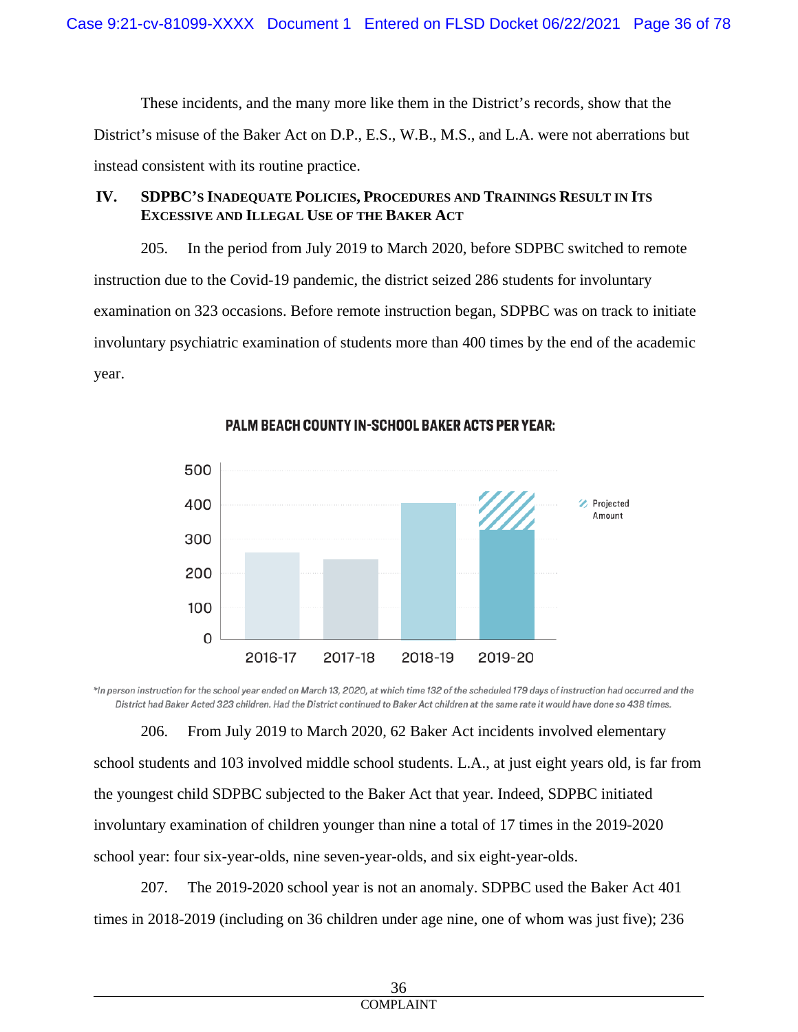These incidents, and the many more like them in the District's records, show that the District's misuse of the Baker Act on D.P., E.S., W.B., M.S., and L.A. were not aberrations but instead consistent with its routine practice.

## IV. SDPBC's Inadequate Policies, Procedures and Trainings Result in Its Excessive and Illegal Use of the Baker Act

205. In the period from July 2019 to March 2020, before SDPBC switched to remote instruction due to the Covid-19 pandemic, the district seized 286 students for involuntary examination on 323 occasions. Before remote instruction began, SDPBC was on track to initiate involuntary psychiatric examination of students more than 400 times by the end of the academic year.

**PALM BEACH COUNTY IN-SCHOOL BAKER ACTS PER YEAR:**

*\*In person instruction for the school year ended on March 13, 2020, at which time 132 of the scheduled 179 days of instruction had occurred and the District had Baker Acted 323 children. Had the District continued to Baker Act children at the same rate it would have done so 438 times.*

206. From July 2019 to March 2020, 62 Baker Act incidents involved elementary school students and 103 involved middle school students. L.A., at just eight years old, is far from the youngest child SDPBC subjected to the Baker Act that year. Indeed, SDPBC initiated involuntary examination of children younger than nine a total of 17 times in the 2019-2020 school year: four six-year-olds, nine seven-year-olds, and six eight-year-olds.

207. The 2019-2020 school year is not an anomaly. SDPBC used the Baker Act 401 times in 2018-2019 (including on 36 children under age nine, one of whom was just five); 236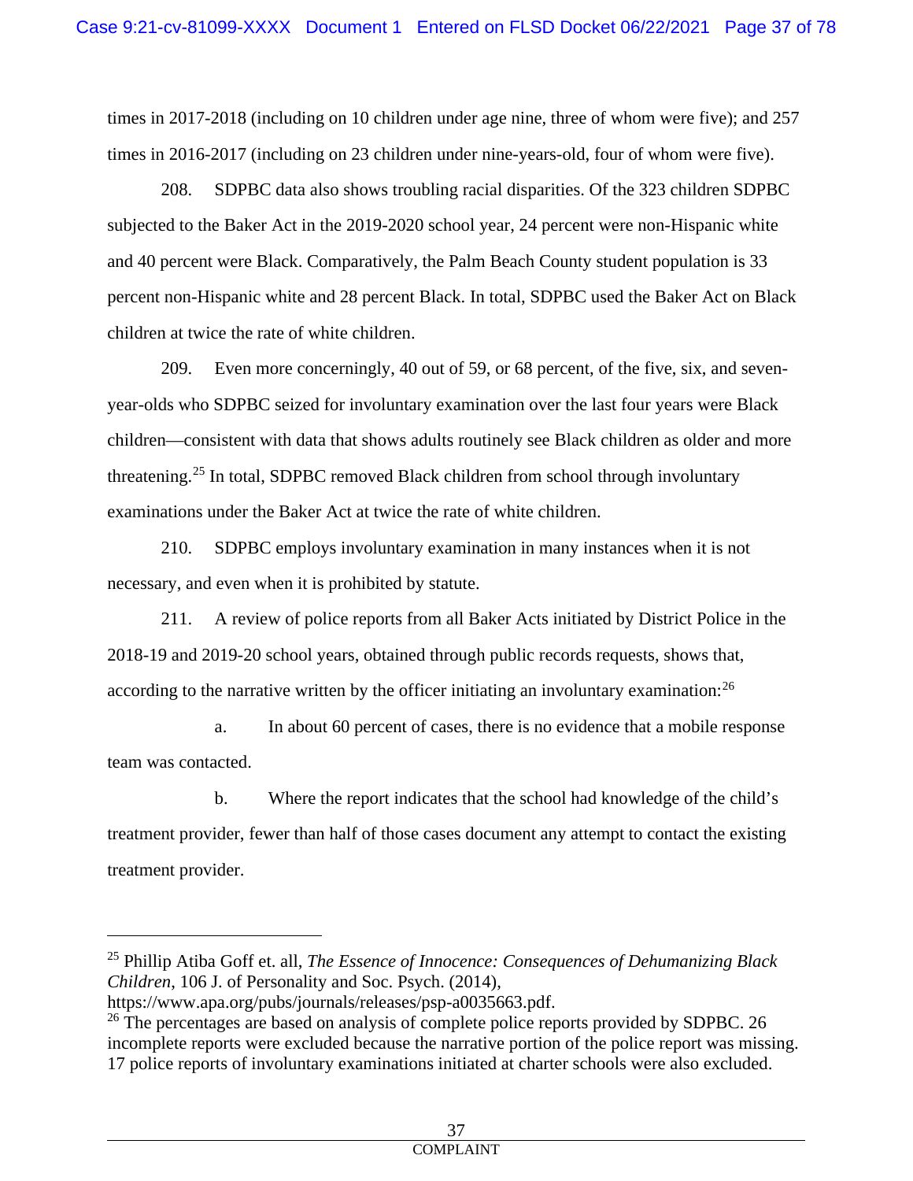times in 2017-2018 (including on 10 children under age nine, three of whom were five); and 257 times in 2016-2017 (including on 23 children under nine-years-old, four of whom were five).

208. SDPBC data also shows troubling racial disparities. Of the 323 children SDPBC subjected to the Baker Act in the 2019-2020 school year, 24 percent were non-Hispanic white and 40 percent were Black. Comparatively, the Palm Beach County student population is 33 percent non-Hispanic white and 28 percent Black. In total, SDPBC used the Baker Act on Black children at twice the rate of white children.

209. Even more concerningly, 40 out of 59, or 68 percent, of the five, six, and seven-year-olds who SDPBC seized for involuntary examination over the last four years were Black children—consistent with data that shows adults routinely see Black children as older and more threatening.[25] In total, SDPBC removed Black children from school through involuntary examinations under the Baker Act at twice the rate of white children.

210. SDPBC employs involuntary examination in many instances when it is not necessary, and even when it is prohibited by statute.

211. A review of police reports from all Baker Acts initiated by District Police in the 2018-19 and 2019-20 school years, obtained through public records requests, shows that, according to the narrative written by the officer initiating an involuntary examination:[26]

a. In about 60 percent of cases, there is no evidence that a mobile response team was contacted.

b. Where the report indicates that the school had knowledge of the child's treatment provider, fewer than half of those cases document any attempt to contact the existing treatment provider.

---

[25] Phillip Atiba Goff et. all, *The Essence of Innocence: Consequences of Dehumanizing Black Children*, 106 J. of Personality and Soc. Psych. (2014), https://www.apa.org/pubs/journals/releases/psp-a0035663.pdf.

[26] The percentages are based on analysis of complete police reports provided by SDPBC. 26 incomplete reports were excluded because the narrative portion of the police report was missing. 17 police reports of involuntary examinations initiated at charter schools were also excluded.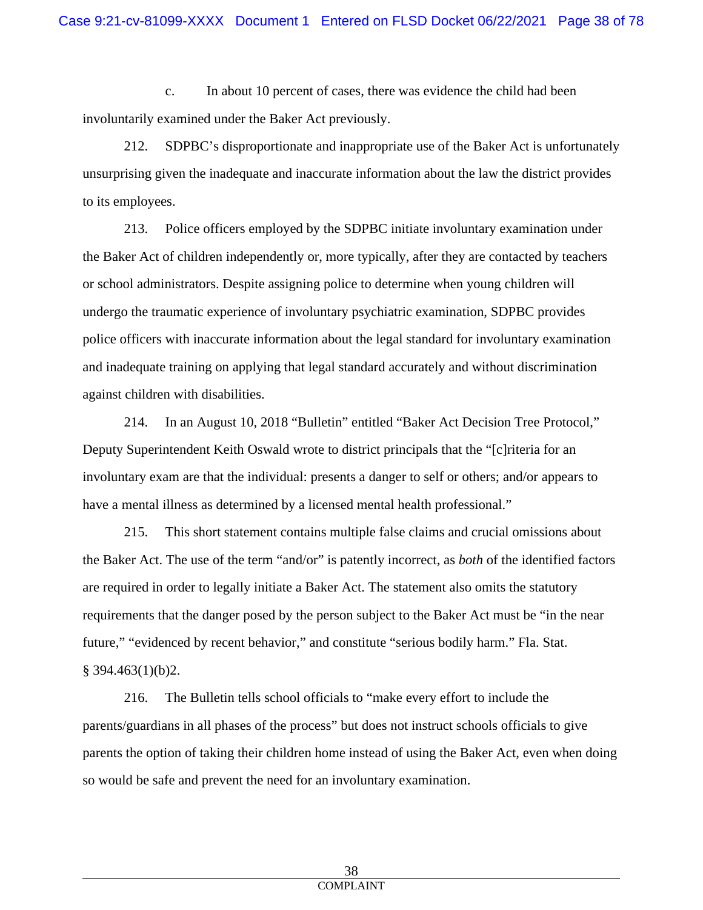c. In about 10 percent of cases, there was evidence the child had been involuntarily examined under the Baker Act previously.

212. SDPBC's disproportionate and inappropriate use of the Baker Act is unfortunately unsurprising given the inadequate and inaccurate information about the law the district provides to its employees.

213. Police officers employed by the SDPBC initiate involuntary examination under the Baker Act of children independently or, more typically, after they are contacted by teachers or school administrators. Despite assigning police to determine when young children will undergo the traumatic experience of involuntary psychiatric examination, SDPBC provides police officers with inaccurate information about the legal standard for involuntary examination and inadequate training on applying that legal standard accurately and without discrimination against children with disabilities.

214. In an August 10, 2018 "Bulletin" entitled "Baker Act Decision Tree Protocol," Deputy Superintendent Keith Oswald wrote to district principals that the "[c]riteria for an involuntary exam are that the individual: presents a danger to self or others; and/or appears to have a mental illness as determined by a licensed mental health professional."

215. This short statement contains multiple false claims and crucial omissions about the Baker Act. The use of the term "and/or" is patently incorrect, as *both* of the identified factors are required in order to legally initiate a Baker Act. The statement also omits the statutory requirements that the danger posed by the person subject to the Baker Act must be "in the near future," "evidenced by recent behavior," and constitute "serious bodily harm." Fla. Stat. § 394.463(1)(b)2.

216. The Bulletin tells school officials to "make every effort to include the parents/guardians in all phases of the process" but does not instruct schools officials to give parents the option of taking their children home instead of using the Baker Act, even when doing so would be safe and prevent the need for an involuntary examination.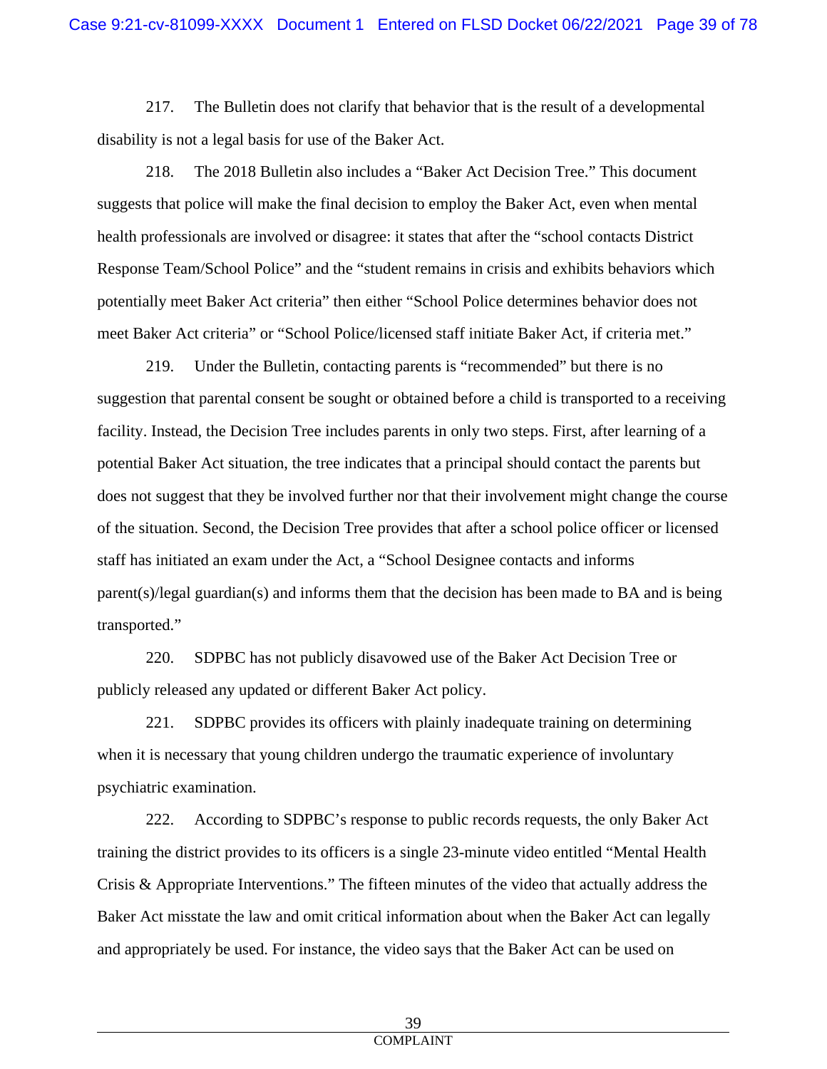217. The Bulletin does not clarify that behavior that is the result of a developmental disability is not a legal basis for use of the Baker Act.

218. The 2018 Bulletin also includes a "Baker Act Decision Tree." This document suggests that police will make the final decision to employ the Baker Act, even when mental health professionals are involved or disagree: it states that after the "school contacts District Response Team/School Police" and the "student remains in crisis and exhibits behaviors which potentially meet Baker Act criteria" then either "School Police determines behavior does not meet Baker Act criteria" or "School Police/licensed staff initiate Baker Act, if criteria met."

219. Under the Bulletin, contacting parents is "recommended" but there is no suggestion that parental consent be sought or obtained before a child is transported to a receiving facility. Instead, the Decision Tree includes parents in only two steps. First, after learning of a potential Baker Act situation, the tree indicates that a principal should contact the parents but does not suggest that they be involved further nor that their involvement might change the course of the situation. Second, the Decision Tree provides that after a school police officer or licensed staff has initiated an exam under the Act, a "School Designee contacts and informs parent(s)/legal guardian(s) and informs them that the decision has been made to BA and is being transported."

220. SDPBC has not publicly disavowed use of the Baker Act Decision Tree or publicly released any updated or different Baker Act policy.

221. SDPBC provides its officers with plainly inadequate training on determining when it is necessary that young children undergo the traumatic experience of involuntary psychiatric examination.

222. According to SDPBC's response to public records requests, the only Baker Act training the district provides to its officers is a single 23-minute video entitled "Mental Health Crisis & Appropriate Interventions." The fifteen minutes of the video that actually address the Baker Act misstate the law and omit critical information about when the Baker Act can legally and appropriately be used. For instance, the video says that the Baker Act can be used on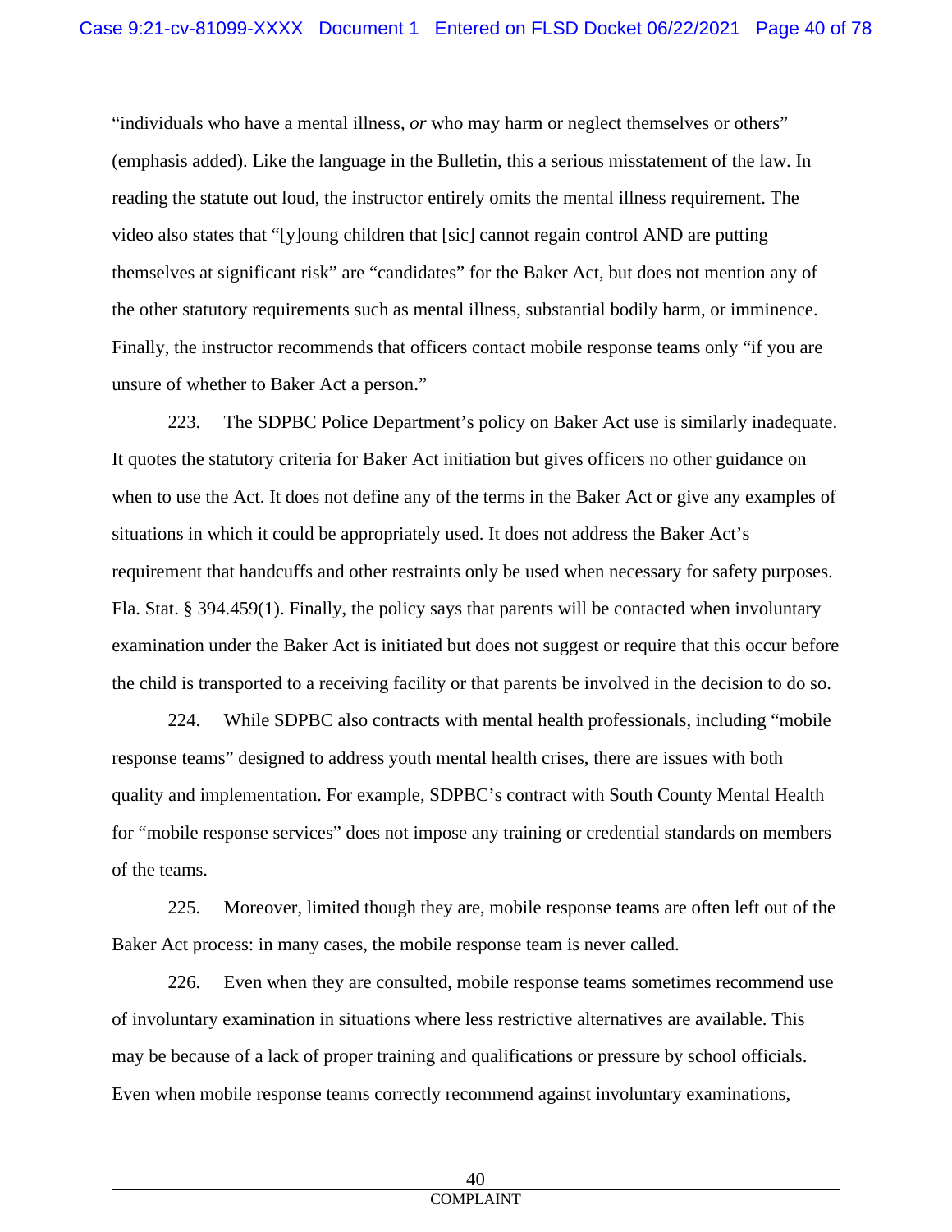"individuals who have a mental illness, *or* who may harm or neglect themselves or others" (emphasis added). Like the language in the Bulletin, this a serious misstatement of the law. In reading the statute out loud, the instructor entirely omits the mental illness requirement. The video also states that "[y]oung children that [sic] cannot regain control AND are putting themselves at significant risk" are "candidates" for the Baker Act, but does not mention any of the other statutory requirements such as mental illness, substantial bodily harm, or imminence. Finally, the instructor recommends that officers contact mobile response teams only "if you are unsure of whether to Baker Act a person."

223. The SDPBC Police Department's policy on Baker Act use is similarly inadequate. It quotes the statutory criteria for Baker Act initiation but gives officers no other guidance on when to use the Act. It does not define any of the terms in the Baker Act or give any examples of situations in which it could be appropriately used. It does not address the Baker Act's requirement that handcuffs and other restraints only be used when necessary for safety purposes. Fla. Stat. § 394.459(1). Finally, the policy says that parents will be contacted when involuntary examination under the Baker Act is initiated but does not suggest or require that this occur before the child is transported to a receiving facility or that parents be involved in the decision to do so.

224. While SDPBC also contracts with mental health professionals, including "mobile response teams" designed to address youth mental health crises, there are issues with both quality and implementation. For example, SDPBC's contract with South County Mental Health for "mobile response services" does not impose any training or credential standards on members of the teams.

225. Moreover, limited though they are, mobile response teams are often left out of the Baker Act process: in many cases, the mobile response team is never called.

226. Even when they are consulted, mobile response teams sometimes recommend use of involuntary examination in situations where less restrictive alternatives are available. This may be because of a lack of proper training and qualifications or pressure by school officials. Even when mobile response teams correctly recommend against involuntary examinations,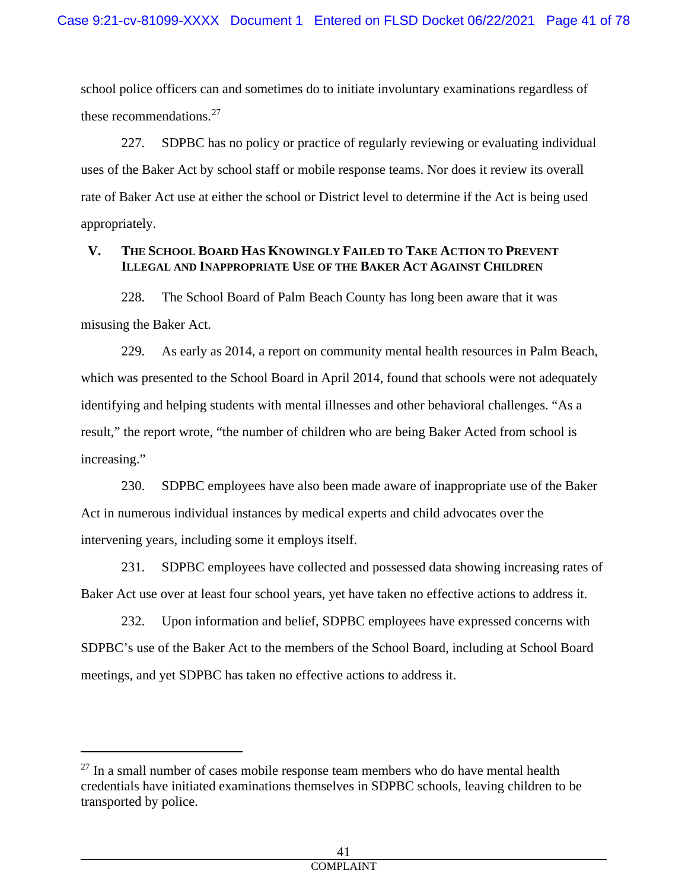school police officers can and sometimes do to initiate involuntary examinations regardless of these recommendations.[27]

227. SDPBC has no policy or practice of regularly reviewing or evaluating individual uses of the Baker Act by school staff or mobile response teams. Nor does it review its overall rate of Baker Act use at either the school or District level to determine if the Act is being used appropriately.

## V. THE SCHOOL BOARD HAS KNOWINGLY FAILED TO TAKE ACTION TO PREVENT ILLEGAL AND INAPPROPRIATE USE OF THE BAKER ACT AGAINST CHILDREN

228. The School Board of Palm Beach County has long been aware that it was misusing the Baker Act.

229. As early as 2014, a report on community mental health resources in Palm Beach, which was presented to the School Board in April 2014, found that schools were not adequately identifying and helping students with mental illnesses and other behavioral challenges. "As a result," the report wrote, "the number of children who are being Baker Acted from school is increasing."

230. SDPBC employees have also been made aware of inappropriate use of the Baker Act in numerous individual instances by medical experts and child advocates over the intervening years, including some it employs itself.

231. SDPBC employees have collected and possessed data showing increasing rates of Baker Act use over at least four school years, yet have taken no effective actions to address it.

232. Upon information and belief, SDPBC employees have expressed concerns with SDPBC's use of the Baker Act to the members of the School Board, including at School Board meetings, and yet SDPBC has taken no effective actions to address it.

---

[27] In a small number of cases mobile response team members who do have mental health credentials have initiated examinations themselves in SDPBC schools, leaving children to be transported by police.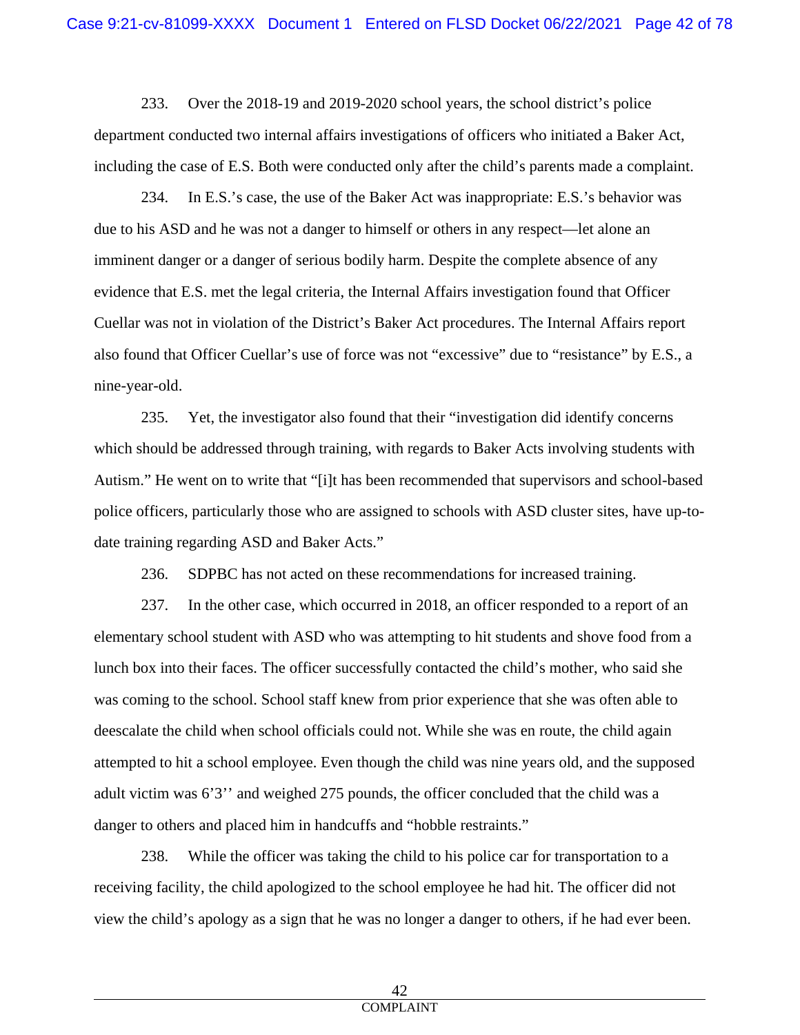233. Over the 2018-19 and 2019-2020 school years, the school district's police department conducted two internal affairs investigations of officers who initiated a Baker Act, including the case of E.S. Both were conducted only after the child's parents made a complaint.

234. In E.S.'s case, the use of the Baker Act was inappropriate: E.S.'s behavior was due to his ASD and he was not a danger to himself or others in any respect—let alone an imminent danger or a danger of serious bodily harm. Despite the complete absence of any evidence that E.S. met the legal criteria, the Internal Affairs investigation found that Officer Cuellar was not in violation of the District's Baker Act procedures. The Internal Affairs report also found that Officer Cuellar's use of force was not "excessive" due to "resistance" by E.S., a nine-year-old.

235. Yet, the investigator also found that their "investigation did identify concerns which should be addressed through training, with regards to Baker Acts involving students with Autism." He went on to write that "[i]t has been recommended that supervisors and school-based police officers, particularly those who are assigned to schools with ASD cluster sites, have up-to-date training regarding ASD and Baker Acts."

236. SDPBC has not acted on these recommendations for increased training.

237. In the other case, which occurred in 2018, an officer responded to a report of an elementary school student with ASD who was attempting to hit students and shove food from a lunch box into their faces. The officer successfully contacted the child's mother, who said she was coming to the school. School staff knew from prior experience that she was often able to deescalate the child when school officials could not. While she was en route, the child again attempted to hit a school employee. Even though the child was nine years old, and the supposed adult victim was 6'3'' and weighed 275 pounds, the officer concluded that the child was a danger to others and placed him in handcuffs and "hobble restraints."

238. While the officer was taking the child to his police car for transportation to a receiving facility, the child apologized to the school employee he had hit. The officer did not view the child's apology as a sign that he was no longer a danger to others, if he had ever been.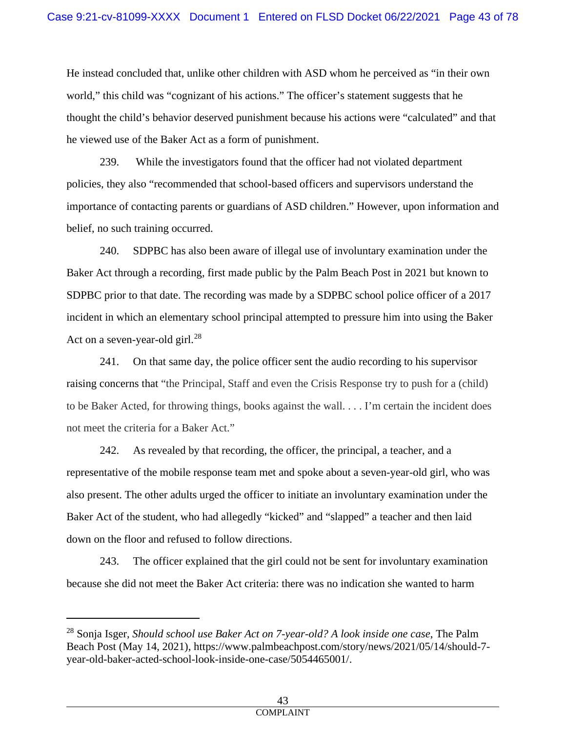He instead concluded that, unlike other children with ASD whom he perceived as "in their own world," this child was "cognizant of his actions." The officer's statement suggests that he thought the child's behavior deserved punishment because his actions were "calculated" and that he viewed use of the Baker Act as a form of punishment.

239. While the investigators found that the officer had not violated department policies, they also "recommended that school-based officers and supervisors understand the importance of contacting parents or guardians of ASD children." However, upon information and belief, no such training occurred.

240. SDPBC has also been aware of illegal use of involuntary examination under the Baker Act through a recording, first made public by the Palm Beach Post in 2021 but known to SDPBC prior to that date. The recording was made by a SDPBC school police officer of a 2017 incident in which an elementary school principal attempted to pressure him into using the Baker Act on a seven-year-old girl.[28]

241. On that same day, the police officer sent the audio recording to his supervisor raising concerns that "the Principal, Staff and even the Crisis Response try to push for a (child) to be Baker Acted, for throwing things, books against the wall. . . . I'm certain the incident does not meet the criteria for a Baker Act."

242. As revealed by that recording, the officer, the principal, a teacher, and a representative of the mobile response team met and spoke about a seven-year-old girl, who was also present. The other adults urged the officer to initiate an involuntary examination under the Baker Act of the student, who had allegedly "kicked" and "slapped" a teacher and then laid down on the floor and refused to follow directions.

243. The officer explained that the girl could not be sent for involuntary examination because she did not meet the Baker Act criteria: there was no indication she wanted to harm

---

[28] Sonja Isger, *Should school use Baker Act on 7-year-old? A look inside one case*, The Palm Beach Post (May 14, 2021), https://www.palmbeachpost.com/story/news/2021/05/14/should-7-year-old-baker-acted-school-look-inside-one-case/5054465001/.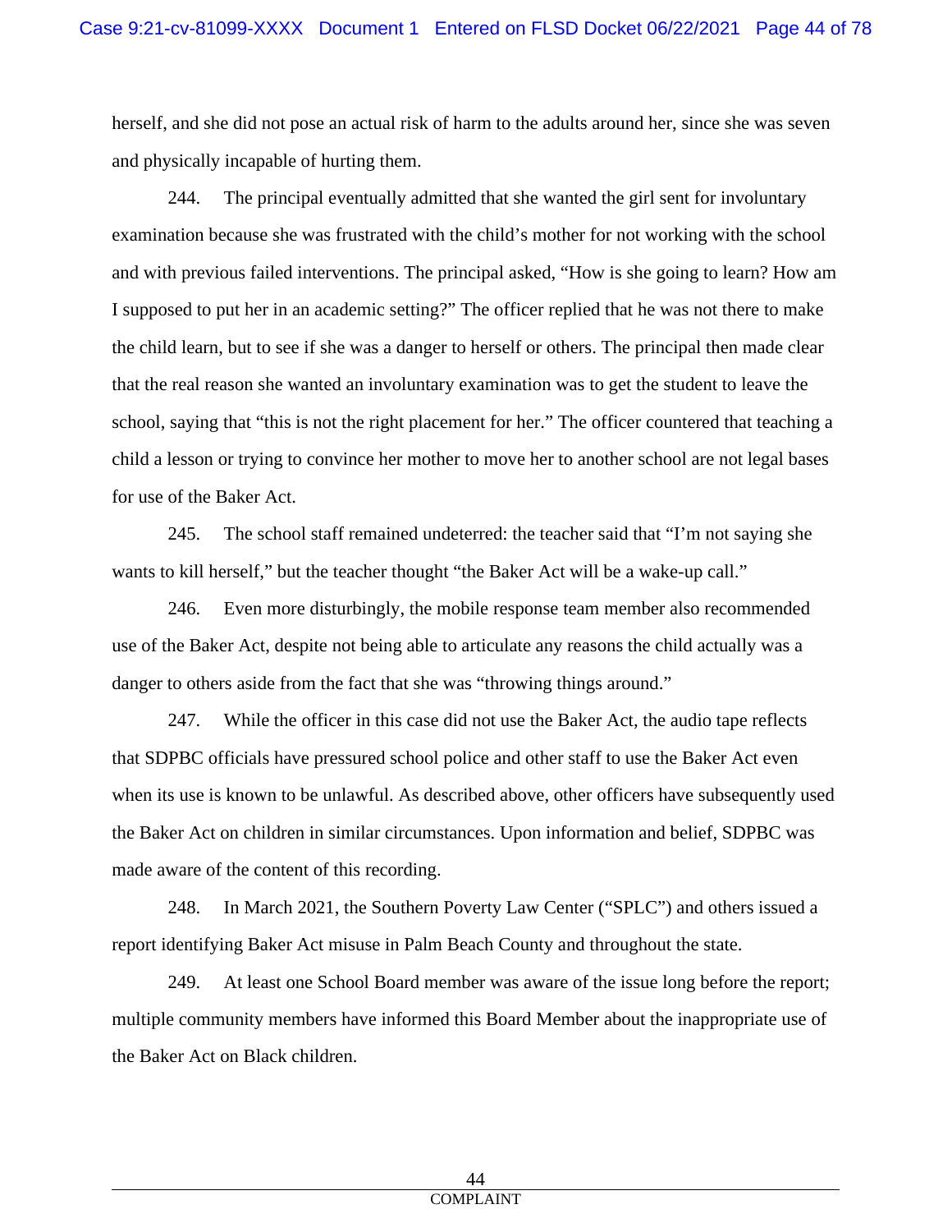herself, and she did not pose an actual risk of harm to the adults around her, since she was seven and physically incapable of hurting them.

244. The principal eventually admitted that she wanted the girl sent for involuntary examination because she was frustrated with the child's mother for not working with the school and with previous failed interventions. The principal asked, "How is she going to learn? How am I supposed to put her in an academic setting?" The officer replied that he was not there to make the child learn, but to see if she was a danger to herself or others. The principal then made clear that the real reason she wanted an involuntary examination was to get the student to leave the school, saying that "this is not the right placement for her." The officer countered that teaching a child a lesson or trying to convince her mother to move her to another school are not legal bases for use of the Baker Act.

245. The school staff remained undeterred: the teacher said that "I'm not saying she wants to kill herself," but the teacher thought "the Baker Act will be a wake-up call."

246. Even more disturbingly, the mobile response team member also recommended use of the Baker Act, despite not being able to articulate any reasons the child actually was a danger to others aside from the fact that she was "throwing things around."

247. While the officer in this case did not use the Baker Act, the audio tape reflects that SDPBC officials have pressured school police and other staff to use the Baker Act even when its use is known to be unlawful. As described above, other officers have subsequently used the Baker Act on children in similar circumstances. Upon information and belief, SDPBC was made aware of the content of this recording.

248. In March 2021, the Southern Poverty Law Center ("SPLC") and others issued a report identifying Baker Act misuse in Palm Beach County and throughout the state.

249. At least one School Board member was aware of the issue long before the report; multiple community members have informed this Board Member about the inappropriate use of the Baker Act on Black children.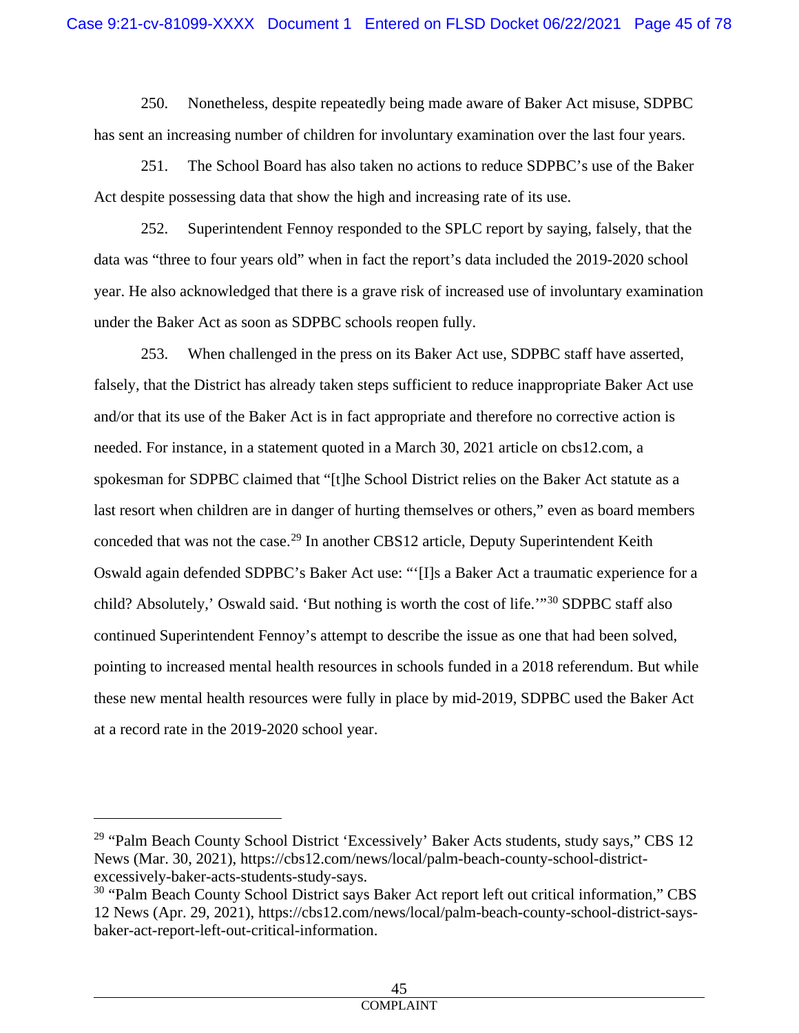250. Nonetheless, despite repeatedly being made aware of Baker Act misuse, SDPBC has sent an increasing number of children for involuntary examination over the last four years.

251. The School Board has also taken no actions to reduce SDPBC's use of the Baker Act despite possessing data that show the high and increasing rate of its use.

252. Superintendent Fennoy responded to the SPLC report by saying, falsely, that the data was "three to four years old" when in fact the report's data included the 2019-2020 school year. He also acknowledged that there is a grave risk of increased use of involuntary examination under the Baker Act as soon as SDPBC schools reopen fully.

253. When challenged in the press on its Baker Act use, SDPBC staff have asserted, falsely, that the District has already taken steps sufficient to reduce inappropriate Baker Act use and/or that its use of the Baker Act is in fact appropriate and therefore no corrective action is needed. For instance, in a statement quoted in a March 30, 2021 article on cbs12.com, a spokesman for SDPBC claimed that "[t]he School District relies on the Baker Act statute as a last resort when children are in danger of hurting themselves or others," even as board members conceded that was not the case.[29] In another CBS12 article, Deputy Superintendent Keith Oswald again defended SDPBC's Baker Act use: "'[I]s a Baker Act a traumatic experience for a child? Absolutely,' Oswald said. 'But nothing is worth the cost of life.'"[30] SDPBC staff also continued Superintendent Fennoy's attempt to describe the issue as one that had been solved, pointing to increased mental health resources in schools funded in a 2018 referendum. But while these new mental health resources were fully in place by mid-2019, SDPBC used the Baker Act at a record rate in the 2019-2020 school year.

---

[29] "Palm Beach County School District 'Excessively' Baker Acts students, study says," CBS 12 News (Mar. 30, 2021), https://cbs12.com/news/local/palm-beach-county-school-district-excessively-baker-acts-students-study-says.

[30] "Palm Beach County School District says Baker Act report left out critical information," CBS 12 News (Apr. 29, 2021), https://cbs12.com/news/local/palm-beach-county-school-district-says-baker-act-report-left-out-critical-information.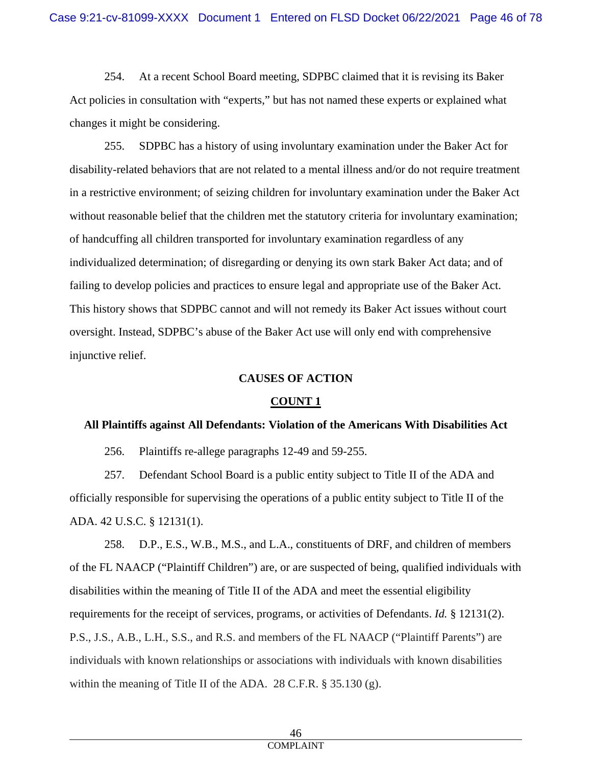254. At a recent School Board meeting, SDPBC claimed that it is revising its Baker Act policies in consultation with "experts," but has not named these experts or explained what changes it might be considering.

255. SDPBC has a history of using involuntary examination under the Baker Act for disability-related behaviors that are not related to a mental illness and/or do not require treatment in a restrictive environment; of seizing children for involuntary examination under the Baker Act without reasonable belief that the children met the statutory criteria for involuntary examination; of handcuffing all children transported for involuntary examination regardless of any individualized determination; of disregarding or denying its own stark Baker Act data; and of failing to develop policies and practices to ensure legal and appropriate use of the Baker Act. This history shows that SDPBC cannot and will not remedy its Baker Act issues without court oversight. Instead, SDPBC's abuse of the Baker Act use will only end with comprehensive injunctive relief.

## CAUSES OF ACTION

### COUNT 1

### All Plaintiffs against All Defendants: Violation of the Americans With Disabilities Act

256. Plaintiffs re-allege paragraphs 12-49 and 59-255.

257. Defendant School Board is a public entity subject to Title II of the ADA and officially responsible for supervising the operations of a public entity subject to Title II of the ADA. 42 U.S.C. § 12131(1).

258. D.P., E.S., W.B., M.S., and L.A., constituents of DRF, and children of members of the FL NAACP ("Plaintiff Children") are, or are suspected of being, qualified individuals with disabilities within the meaning of Title II of the ADA and meet the essential eligibility requirements for the receipt of services, programs, or activities of Defendants. *Id.* § 12131(2). P.S., J.S., A.B., L.H., S.S., and R.S. and members of the FL NAACP ("Plaintiff Parents") are individuals with known relationships or associations with individuals with known disabilities within the meaning of Title II of the ADA. 28 C.F.R. § 35.130 (g).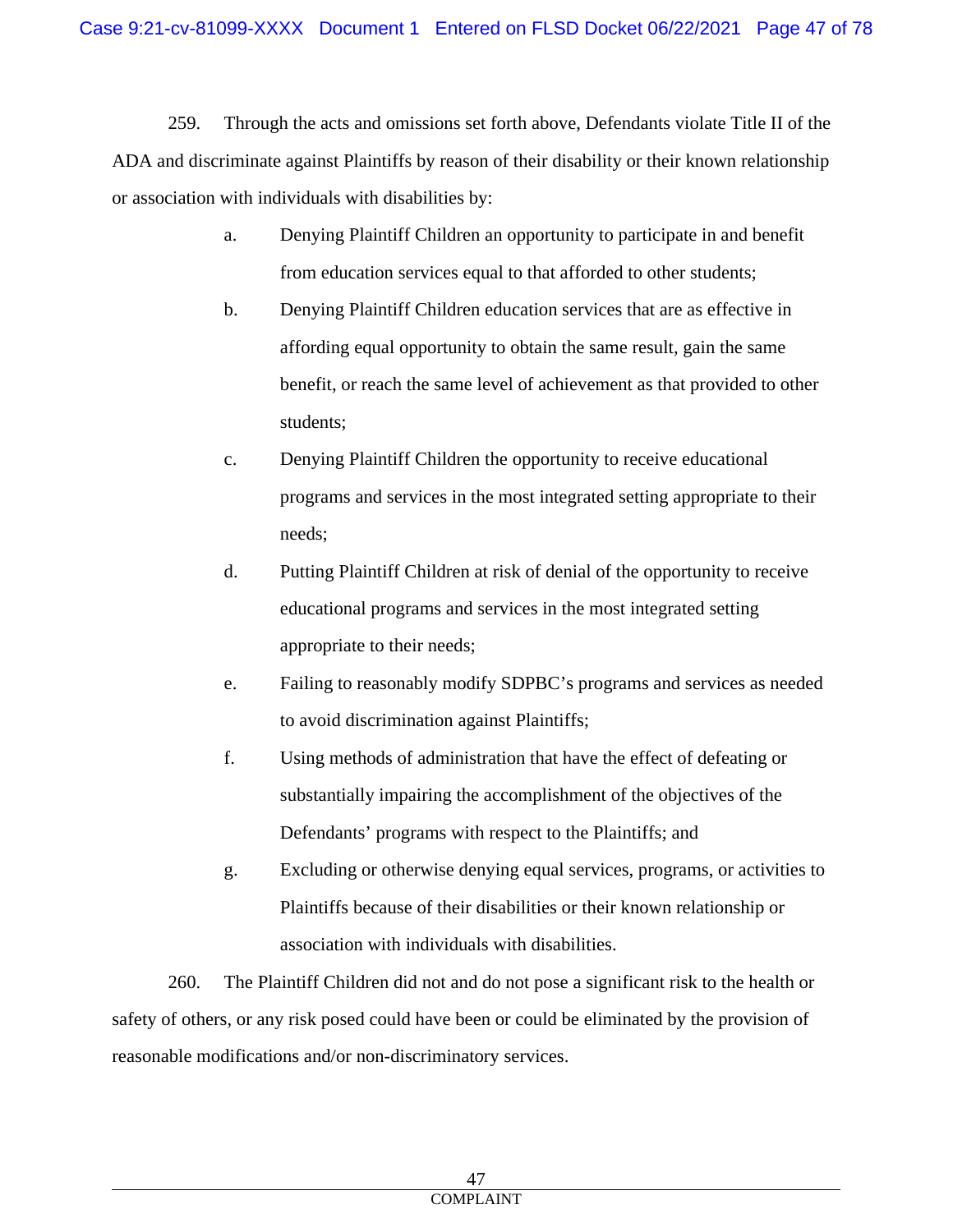259. Through the acts and omissions set forth above, Defendants violate Title II of the ADA and discriminate against Plaintiffs by reason of their disability or their known relationship or association with individuals with disabilities by:

a. Denying Plaintiff Children an opportunity to participate in and benefit from education services equal to that afforded to other students;

b. Denying Plaintiff Children education services that are as effective in affording equal opportunity to obtain the same result, gain the same benefit, or reach the same level of achievement as that provided to other students;

c. Denying Plaintiff Children the opportunity to receive educational programs and services in the most integrated setting appropriate to their needs;

d. Putting Plaintiff Children at risk of denial of the opportunity to receive educational programs and services in the most integrated setting appropriate to their needs;

e. Failing to reasonably modify SDPBC's programs and services as needed to avoid discrimination against Plaintiffs;

f. Using methods of administration that have the effect of defeating or substantially impairing the accomplishment of the objectives of the Defendants' programs with respect to the Plaintiffs; and

g. Excluding or otherwise denying equal services, programs, or activities to Plaintiffs because of their disabilities or their known relationship or association with individuals with disabilities.

260. The Plaintiff Children did not and do not pose a significant risk to the health or safety of others, or any risk posed could have been or could be eliminated by the provision of reasonable modifications and/or non-discriminatory services.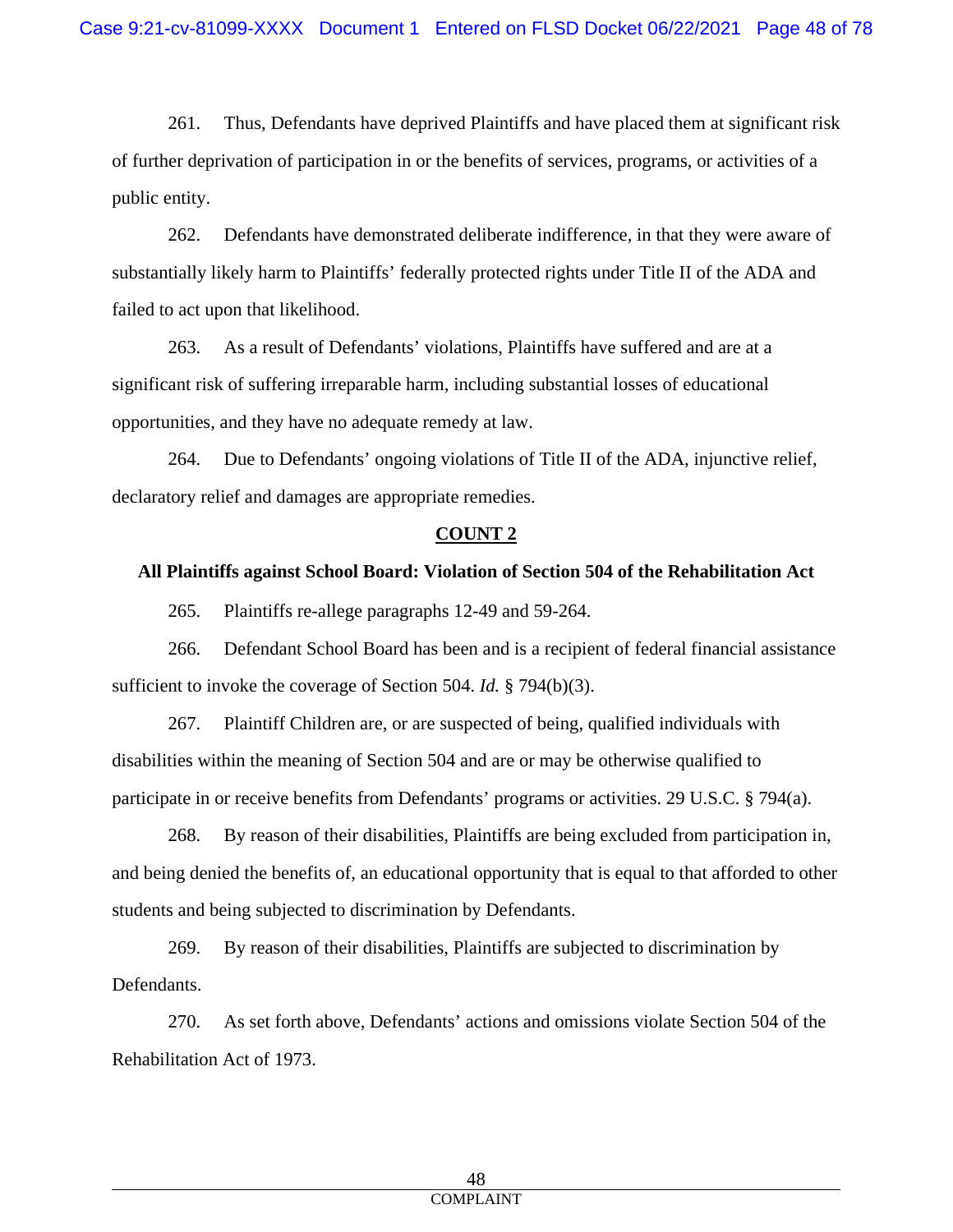261. Thus, Defendants have deprived Plaintiffs and have placed them at significant risk of further deprivation of participation in or the benefits of services, programs, or activities of a public entity.

262. Defendants have demonstrated deliberate indifference, in that they were aware of substantially likely harm to Plaintiffs' federally protected rights under Title II of the ADA and failed to act upon that likelihood.

263. As a result of Defendants' violations, Plaintiffs have suffered and are at a significant risk of suffering irreparable harm, including substantial losses of educational opportunities, and they have no adequate remedy at law.

264. Due to Defendants' ongoing violations of Title II of the ADA, injunctive relief, declaratory relief and damages are appropriate remedies.

## COUNT 2

**All Plaintiffs against School Board: Violation of Section 504 of the Rehabilitation Act**

265. Plaintiffs re-allege paragraphs 12-49 and 59-264.

266. Defendant School Board has been and is a recipient of federal financial assistance sufficient to invoke the coverage of Section 504. *Id.* § 794(b)(3).

267. Plaintiff Children are, or are suspected of being, qualified individuals with disabilities within the meaning of Section 504 and are or may be otherwise qualified to participate in or receive benefits from Defendants' programs or activities. 29 U.S.C. § 794(a).

268. By reason of their disabilities, Plaintiffs are being excluded from participation in, and being denied the benefits of, an educational opportunity that is equal to that afforded to other students and being subjected to discrimination by Defendants.

269. By reason of their disabilities, Plaintiffs are subjected to discrimination by Defendants.

270. As set forth above, Defendants' actions and omissions violate Section 504 of the Rehabilitation Act of 1973.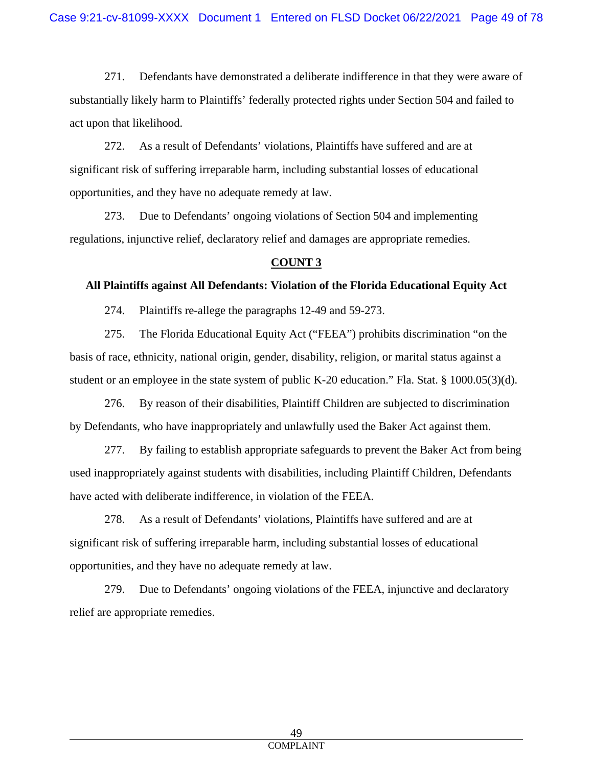271. Defendants have demonstrated a deliberate indifference in that they were aware of substantially likely harm to Plaintiffs' federally protected rights under Section 504 and failed to act upon that likelihood.

272. As a result of Defendants' violations, Plaintiffs have suffered and are at significant risk of suffering irreparable harm, including substantial losses of educational opportunities, and they have no adequate remedy at law.

273. Due to Defendants' ongoing violations of Section 504 and implementing regulations, injunctive relief, declaratory relief and damages are appropriate remedies.

## <u>COUNT 3</u>

### All Plaintiffs against All Defendants: Violation of the Florida Educational Equity Act

274. Plaintiffs re-allege the paragraphs 12-49 and 59-273.

275. The Florida Educational Equity Act ("FEEA") prohibits discrimination "on the basis of race, ethnicity, national origin, gender, disability, religion, or marital status against a student or an employee in the state system of public K-20 education." Fla. Stat. § 1000.05(3)(d).

276. By reason of their disabilities, Plaintiff Children are subjected to discrimination by Defendants, who have inappropriately and unlawfully used the Baker Act against them.

277. By failing to establish appropriate safeguards to prevent the Baker Act from being used inappropriately against students with disabilities, including Plaintiff Children, Defendants have acted with deliberate indifference, in violation of the FEEA.

278. As a result of Defendants' violations, Plaintiffs have suffered and are at significant risk of suffering irreparable harm, including substantial losses of educational opportunities, and they have no adequate remedy at law.

279. Due to Defendants' ongoing violations of the FEEA, injunctive and declaratory relief are appropriate remedies.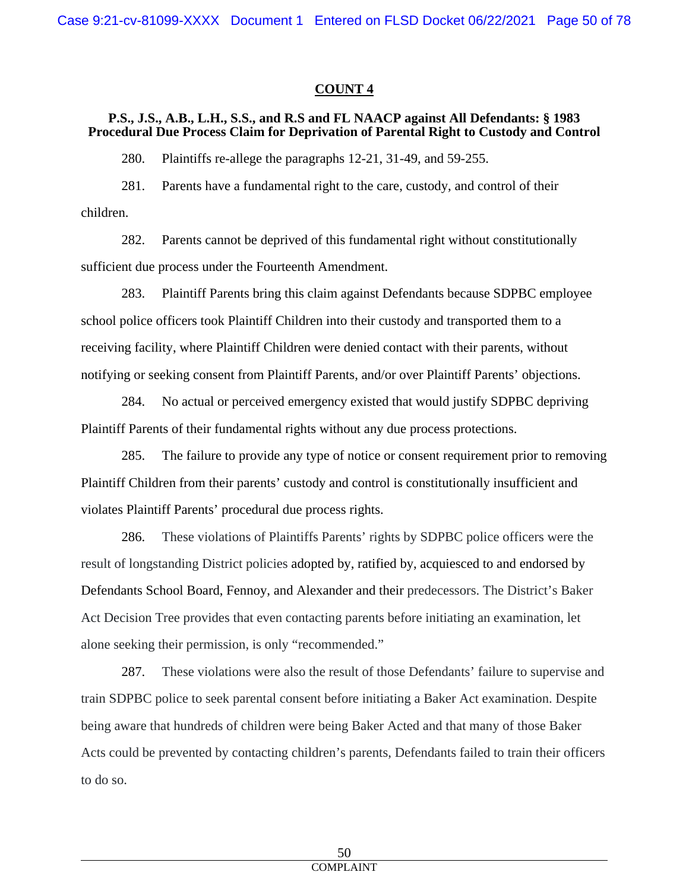## COUNT 4

### P.S., J.S., A.B., L.H., S.S., and R.S and FL NAACP against All Defendants: § 1983 Procedural Due Process Claim for Deprivation of Parental Right to Custody and Control

280. Plaintiffs re-allege the paragraphs 12-21, 31-49, and 59-255.

281. Parents have a fundamental right to the care, custody, and control of their children.

282. Parents cannot be deprived of this fundamental right without constitutionally sufficient due process under the Fourteenth Amendment.

283. Plaintiff Parents bring this claim against Defendants because SDPBC employee school police officers took Plaintiff Children into their custody and transported them to a receiving facility, where Plaintiff Children were denied contact with their parents, without notifying or seeking consent from Plaintiff Parents, and/or over Plaintiff Parents' objections.

284. No actual or perceived emergency existed that would justify SDPBC depriving Plaintiff Parents of their fundamental rights without any due process protections.

285. The failure to provide any type of notice or consent requirement prior to removing Plaintiff Children from their parents' custody and control is constitutionally insufficient and violates Plaintiff Parents' procedural due process rights.

286. These violations of Plaintiffs Parents' rights by SDPBC police officers were the result of longstanding District policies adopted by, ratified by, acquiesced to and endorsed by Defendants School Board, Fennoy, and Alexander and their predecessors. The District's Baker Act Decision Tree provides that even contacting parents before initiating an examination, let alone seeking their permission, is only "recommended."

287. These violations were also the result of those Defendants' failure to supervise and train SDPBC police to seek parental consent before initiating a Baker Act examination. Despite being aware that hundreds of children were being Baker Acted and that many of those Baker Acts could be prevented by contacting children's parents, Defendants failed to train their officers to do so.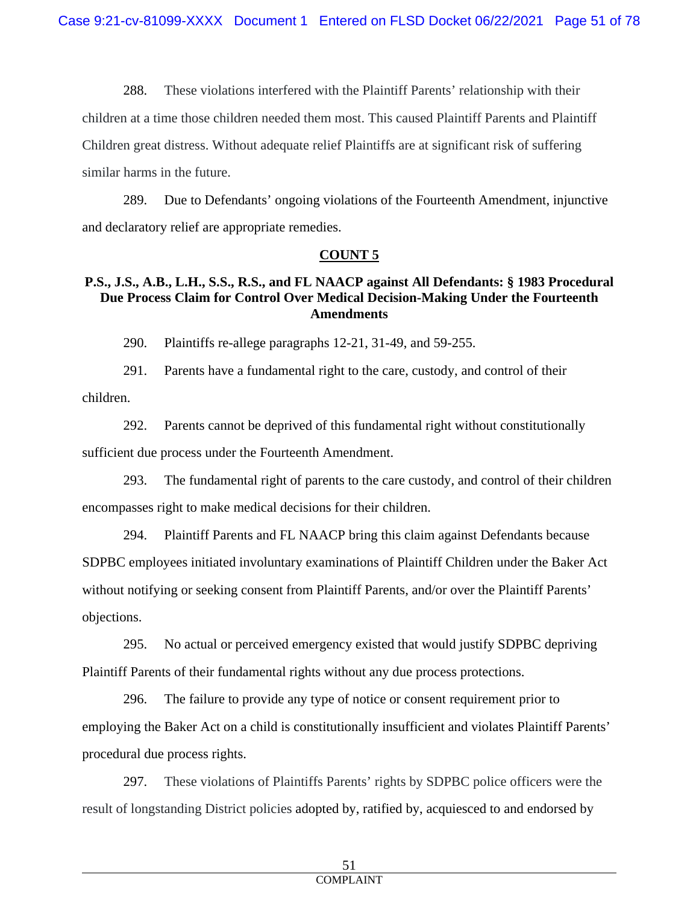288. These violations interfered with the Plaintiff Parents' relationship with their children at a time those children needed them most. This caused Plaintiff Parents and Plaintiff Children great distress. Without adequate relief Plaintiffs are at significant risk of suffering similar harms in the future.

289. Due to Defendants' ongoing violations of the Fourteenth Amendment, injunctive and declaratory relief are appropriate remedies.

## COUNT 5

**P.S., J.S., A.B., L.H., S.S., R.S., and FL NAACP against All Defendants: § 1983 Procedural Due Process Claim for Control Over Medical Decision-Making Under the Fourteenth Amendments**

290. Plaintiffs re-allege paragraphs 12-21, 31-49, and 59-255.

291. Parents have a fundamental right to the care, custody, and control of their children.

292. Parents cannot be deprived of this fundamental right without constitutionally sufficient due process under the Fourteenth Amendment.

293. The fundamental right of parents to the care custody, and control of their children encompasses right to make medical decisions for their children.

294. Plaintiff Parents and FL NAACP bring this claim against Defendants because SDPBC employees initiated involuntary examinations of Plaintiff Children under the Baker Act without notifying or seeking consent from Plaintiff Parents, and/or over the Plaintiff Parents' objections.

295. No actual or perceived emergency existed that would justify SDPBC depriving Plaintiff Parents of their fundamental rights without any due process protections.

296. The failure to provide any type of notice or consent requirement prior to employing the Baker Act on a child is constitutionally insufficient and violates Plaintiff Parents' procedural due process rights.

297. These violations of Plaintiffs Parents' rights by SDPBC police officers were the result of longstanding District policies adopted by, ratified by, acquiesced to and endorsed by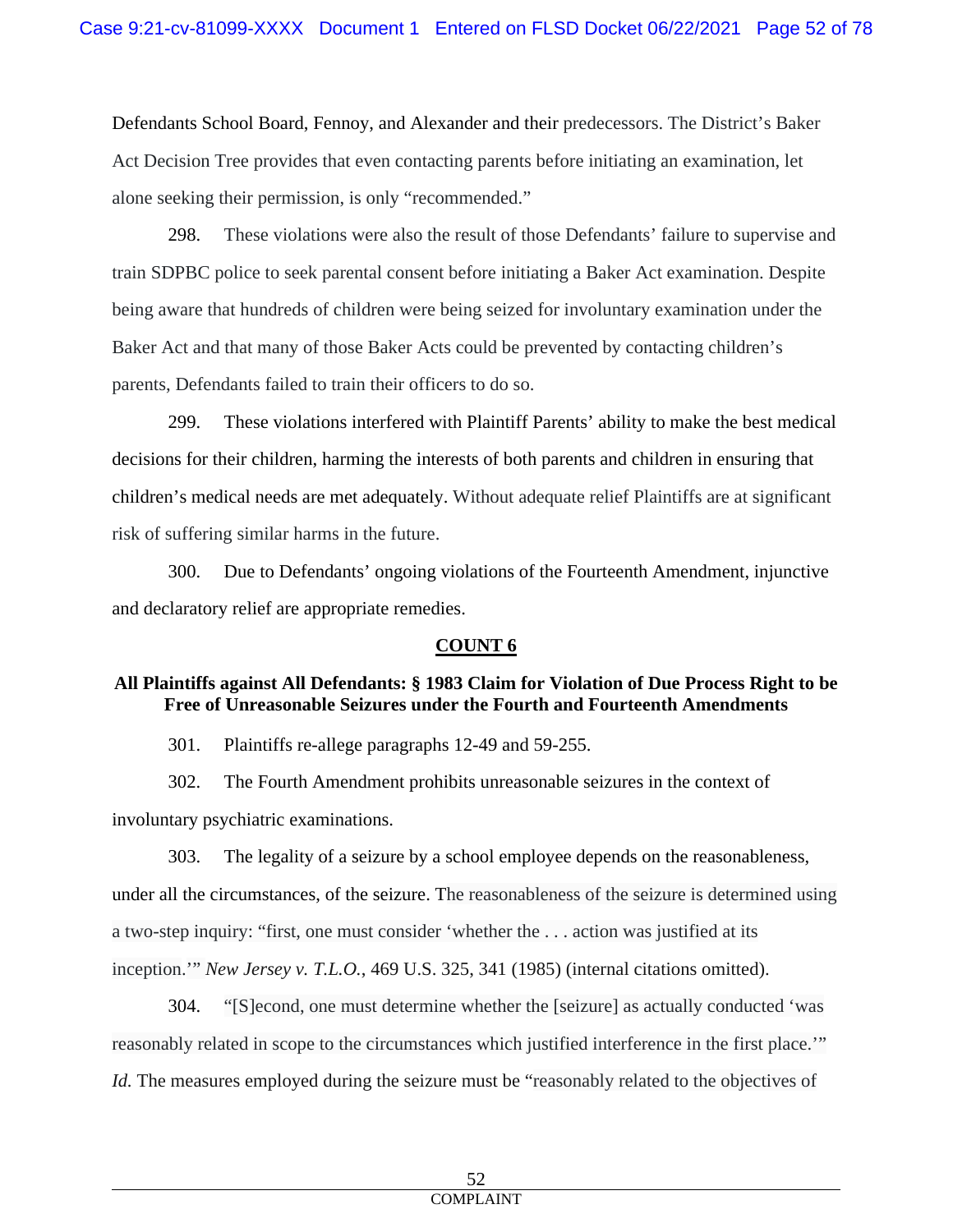Defendants School Board, Fennoy, and Alexander and their predecessors. The District's Baker Act Decision Tree provides that even contacting parents before initiating an examination, let alone seeking their permission, is only "recommended."

298. These violations were also the result of those Defendants' failure to supervise and train SDPBC police to seek parental consent before initiating a Baker Act examination. Despite being aware that hundreds of children were being seized for involuntary examination under the Baker Act and that many of those Baker Acts could be prevented by contacting children's parents, Defendants failed to train their officers to do so.

299. These violations interfered with Plaintiff Parents' ability to make the best medical decisions for their children, harming the interests of both parents and children in ensuring that children's medical needs are met adequately. Without adequate relief Plaintiffs are at significant risk of suffering similar harms in the future.

300. Due to Defendants' ongoing violations of the Fourteenth Amendment, injunctive and declaratory relief are appropriate remedies.

## COUNT 6

### All Plaintiffs against All Defendants: § 1983 Claim for Violation of Due Process Right to be Free of Unreasonable Seizures under the Fourth and Fourteenth Amendments

301. Plaintiffs re-allege paragraphs 12-49 and 59-255.

302. The Fourth Amendment prohibits unreasonable seizures in the context of involuntary psychiatric examinations.

303. The legality of a seizure by a school employee depends on the reasonableness, under all the circumstances, of the seizure. The reasonableness of the seizure is determined using a two-step inquiry: "first, one must consider 'whether the . . . action was justified at its inception.'" *New Jersey v. T.L.O.*, 469 U.S. 325, 341 (1985) (internal citations omitted).

304. "[S]econd, one must determine whether the [seizure] as actually conducted 'was reasonably related in scope to the circumstances which justified interference in the first place.'" *Id.* The measures employed during the seizure must be "reasonably related to the objectives of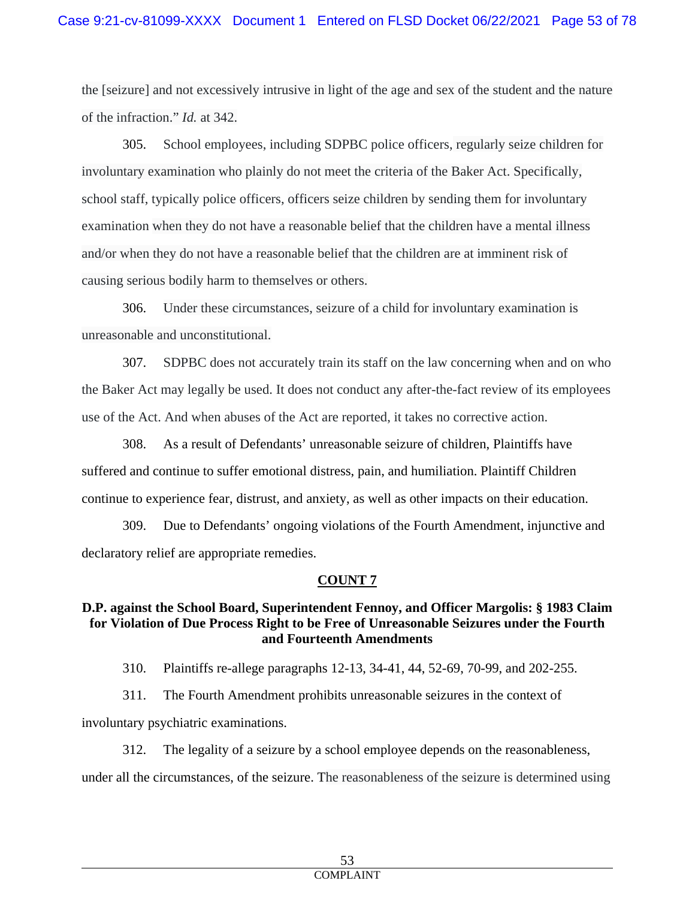the [seizure] and not excessively intrusive in light of the age and sex of the student and the nature of the infraction." *Id.* at 342.

305. School employees, including SDPBC police officers, regularly seize children for involuntary examination who plainly do not meet the criteria of the Baker Act. Specifically, school staff, typically police officers, officers seize children by sending them for involuntary examination when they do not have a reasonable belief that the children have a mental illness and/or when they do not have a reasonable belief that the children are at imminent risk of causing serious bodily harm to themselves or others.

306. Under these circumstances, seizure of a child for involuntary examination is unreasonable and unconstitutional.

307. SDPBC does not accurately train its staff on the law concerning when and on who the Baker Act may legally be used. It does not conduct any after-the-fact review of its employees use of the Act. And when abuses of the Act are reported, it takes no corrective action.

308. As a result of Defendants' unreasonable seizure of children, Plaintiffs have suffered and continue to suffer emotional distress, pain, and humiliation. Plaintiff Children continue to experience fear, distrust, and anxiety, as well as other impacts on their education.

309. Due to Defendants' ongoing violations of the Fourth Amendment, injunctive and declaratory relief are appropriate remedies.

## COUNT 7

### D.P. against the School Board, Superintendent Fennoy, and Officer Margolis: § 1983 Claim for Violation of Due Process Right to be Free of Unreasonable Seizures under the Fourth and Fourteenth Amendments

310. Plaintiffs re-allege paragraphs 12-13, 34-41, 44, 52-69, 70-99, and 202-255.

311. The Fourth Amendment prohibits unreasonable seizures in the context of involuntary psychiatric examinations.

312. The legality of a seizure by a school employee depends on the reasonableness, under all the circumstances, of the seizure. The reasonableness of the seizure is determined using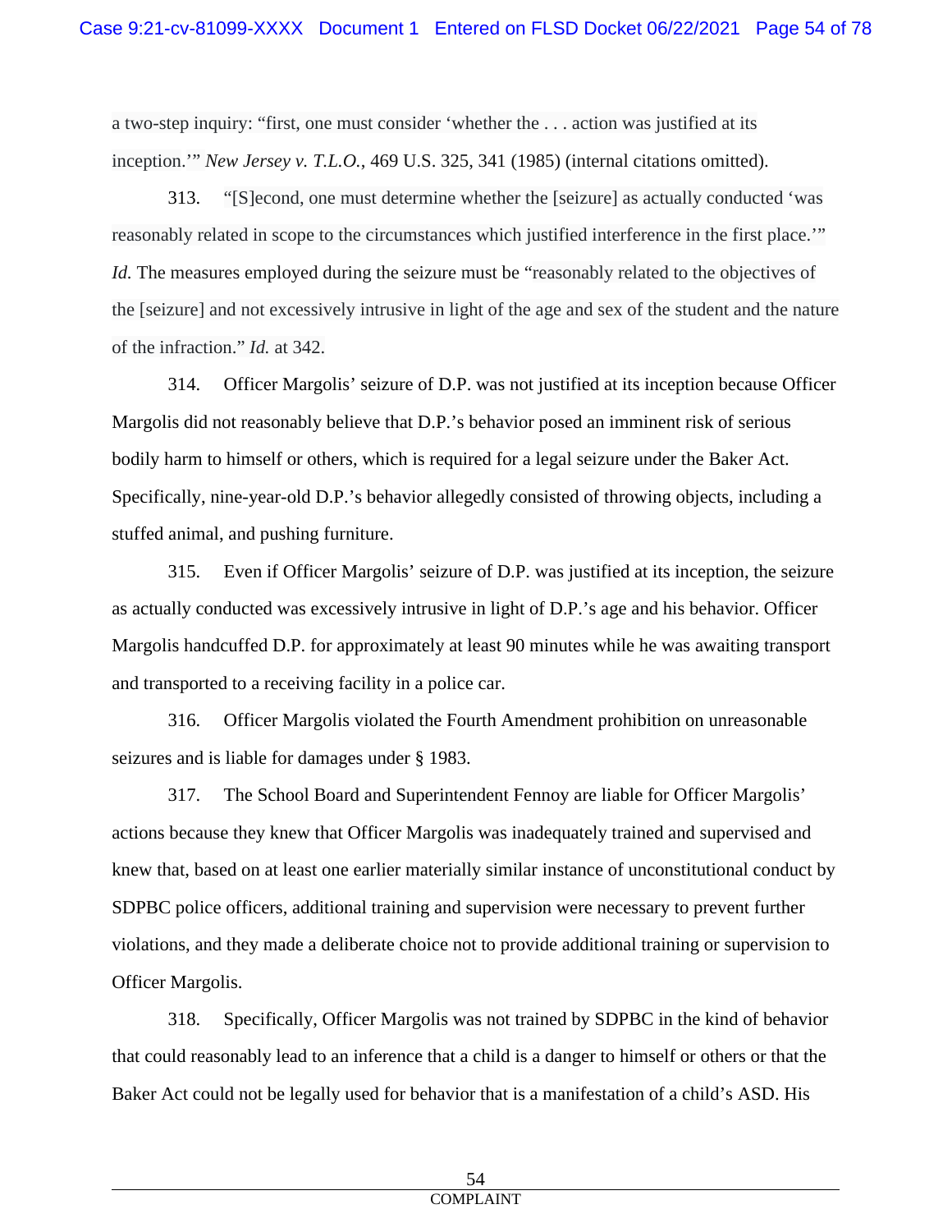a two-step inquiry: "first, one must consider 'whether the . . . action was justified at its inception.'" *New Jersey v. T.L.O.*, 469 U.S. 325, 341 (1985) (internal citations omitted).

313. "[S]econd, one must determine whether the [seizure] as actually conducted 'was reasonably related in scope to the circumstances which justified interference in the first place.'" *Id.* The measures employed during the seizure must be "reasonably related to the objectives of the [seizure] and not excessively intrusive in light of the age and sex of the student and the nature of the infraction." *Id.* at 342.

314. Officer Margolis' seizure of D.P. was not justified at its inception because Officer Margolis did not reasonably believe that D.P.'s behavior posed an imminent risk of serious bodily harm to himself or others, which is required for a legal seizure under the Baker Act. Specifically, nine-year-old D.P.'s behavior allegedly consisted of throwing objects, including a stuffed animal, and pushing furniture.

315. Even if Officer Margolis' seizure of D.P. was justified at its inception, the seizure as actually conducted was excessively intrusive in light of D.P.'s age and his behavior. Officer Margolis handcuffed D.P. for approximately at least 90 minutes while he was awaiting transport and transported to a receiving facility in a police car.

316. Officer Margolis violated the Fourth Amendment prohibition on unreasonable seizures and is liable for damages under § 1983.

317. The School Board and Superintendent Fennoy are liable for Officer Margolis' actions because they knew that Officer Margolis was inadequately trained and supervised and knew that, based on at least one earlier materially similar instance of unconstitutional conduct by SDPBC police officers, additional training and supervision were necessary to prevent further violations, and they made a deliberate choice not to provide additional training or supervision to Officer Margolis.

318. Specifically, Officer Margolis was not trained by SDPBC in the kind of behavior that could reasonably lead to an inference that a child is a danger to himself or others or that the Baker Act could not be legally used for behavior that is a manifestation of a child's ASD. His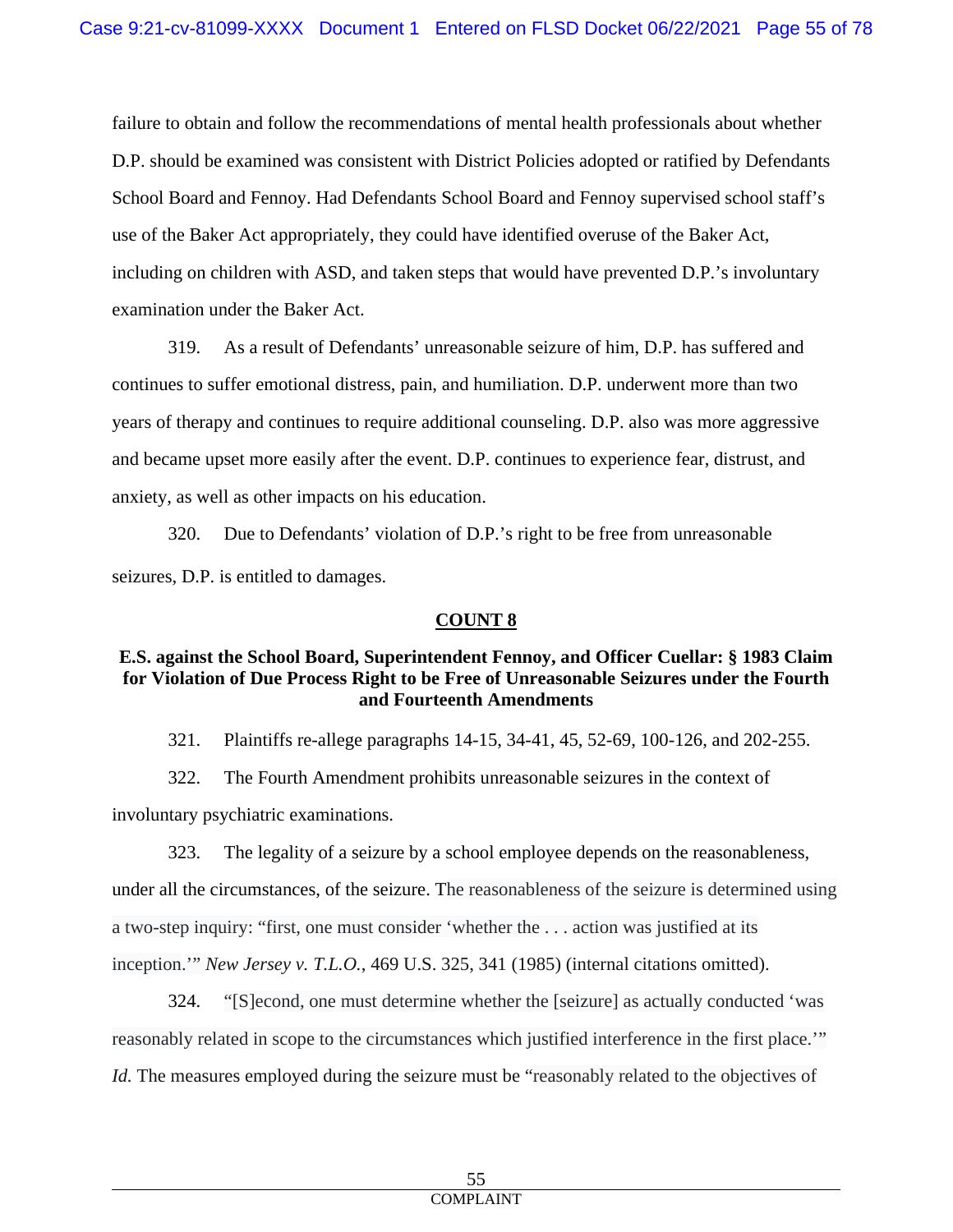failure to obtain and follow the recommendations of mental health professionals about whether D.P. should be examined was consistent with District Policies adopted or ratified by Defendants School Board and Fennoy. Had Defendants School Board and Fennoy supervised school staff's use of the Baker Act appropriately, they could have identified overuse of the Baker Act, including on children with ASD, and taken steps that would have prevented D.P.'s involuntary examination under the Baker Act.

319. As a result of Defendants' unreasonable seizure of him, D.P. has suffered and continues to suffer emotional distress, pain, and humiliation. D.P. underwent more than two years of therapy and continues to require additional counseling. D.P. also was more aggressive and became upset more easily after the event. D.P. continues to experience fear, distrust, and anxiety, as well as other impacts on his education.

320. Due to Defendants' violation of D.P.'s right to be free from unreasonable seizures, D.P. is entitled to damages.

## COUNT 8

### E.S. against the School Board, Superintendent Fennoy, and Officer Cuellar: § 1983 Claim for Violation of Due Process Right to be Free of Unreasonable Seizures under the Fourth and Fourteenth Amendments

321. Plaintiffs re-allege paragraphs 14-15, 34-41, 45, 52-69, 100-126, and 202-255.

322. The Fourth Amendment prohibits unreasonable seizures in the context of involuntary psychiatric examinations.

323. The legality of a seizure by a school employee depends on the reasonableness, under all the circumstances, of the seizure. The reasonableness of the seizure is determined using a two-step inquiry: "first, one must consider 'whether the . . . action was justified at its inception.'" *New Jersey v. T.L.O.*, 469 U.S. 325, 341 (1985) (internal citations omitted).

324. "[S]econd, one must determine whether the [seizure] as actually conducted 'was reasonably related in scope to the circumstances which justified interference in the first place.'" *Id.* The measures employed during the seizure must be "reasonably related to the objectives of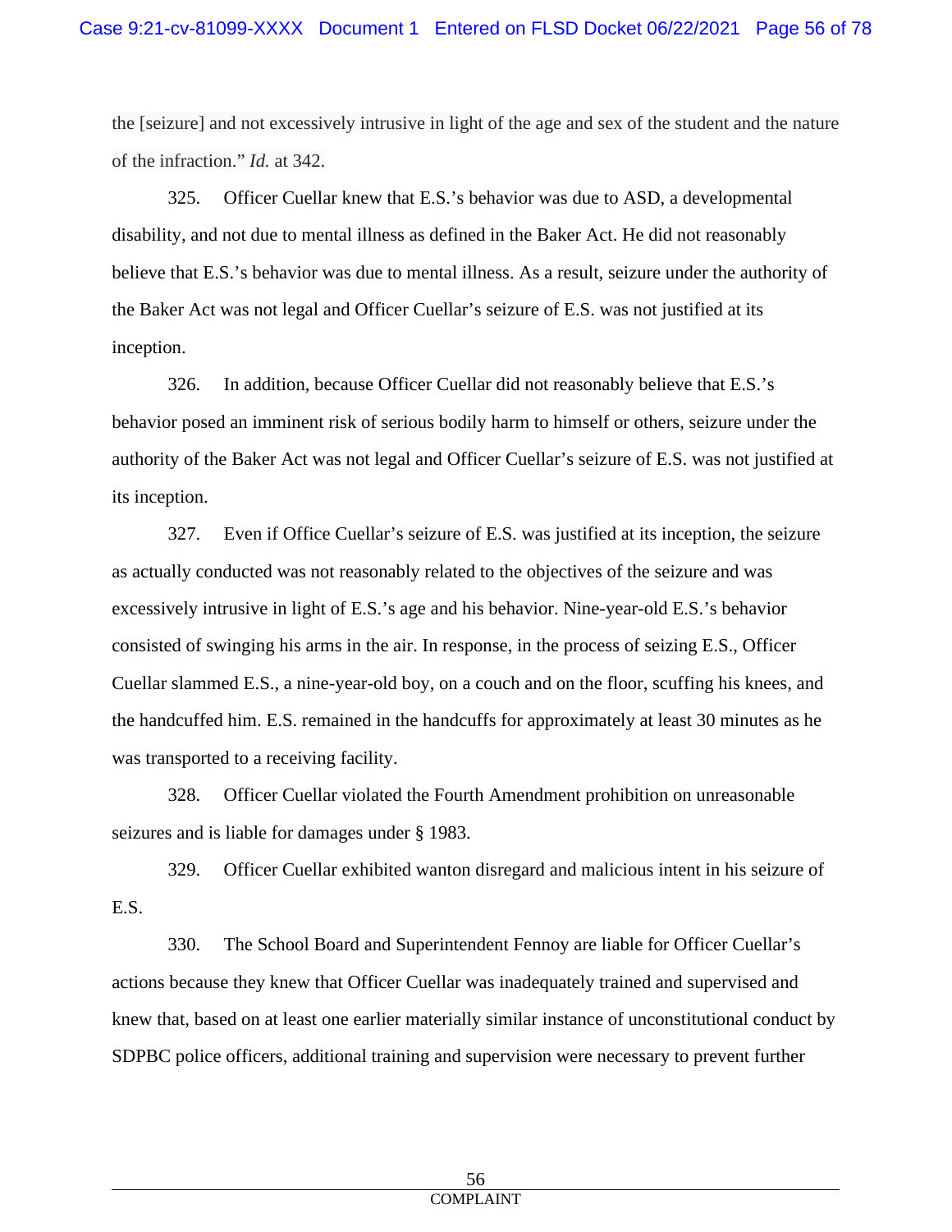the [seizure] and not excessively intrusive in light of the age and sex of the student and the nature of the infraction." *Id.* at 342.

325. Officer Cuellar knew that E.S.'s behavior was due to ASD, a developmental disability, and not due to mental illness as defined in the Baker Act. He did not reasonably believe that E.S.'s behavior was due to mental illness. As a result, seizure under the authority of the Baker Act was not legal and Officer Cuellar's seizure of E.S. was not justified at its inception.

326. In addition, because Officer Cuellar did not reasonably believe that E.S.'s behavior posed an imminent risk of serious bodily harm to himself or others, seizure under the authority of the Baker Act was not legal and Officer Cuellar's seizure of E.S. was not justified at its inception.

327. Even if Office Cuellar's seizure of E.S. was justified at its inception, the seizure as actually conducted was not reasonably related to the objectives of the seizure and was excessively intrusive in light of E.S.'s age and his behavior. Nine-year-old E.S.'s behavior consisted of swinging his arms in the air. In response, in the process of seizing E.S., Officer Cuellar slammed E.S., a nine-year-old boy, on a couch and on the floor, scuffing his knees, and the handcuffed him. E.S. remained in the handcuffs for approximately at least 30 minutes as he was transported to a receiving facility.

328. Officer Cuellar violated the Fourth Amendment prohibition on unreasonable seizures and is liable for damages under § 1983.

329. Officer Cuellar exhibited wanton disregard and malicious intent in his seizure of E.S.

330. The School Board and Superintendent Fennoy are liable for Officer Cuellar's actions because they knew that Officer Cuellar was inadequately trained and supervised and knew that, based on at least one earlier materially similar instance of unconstitutional conduct by SDPBC police officers, additional training and supervision were necessary to prevent further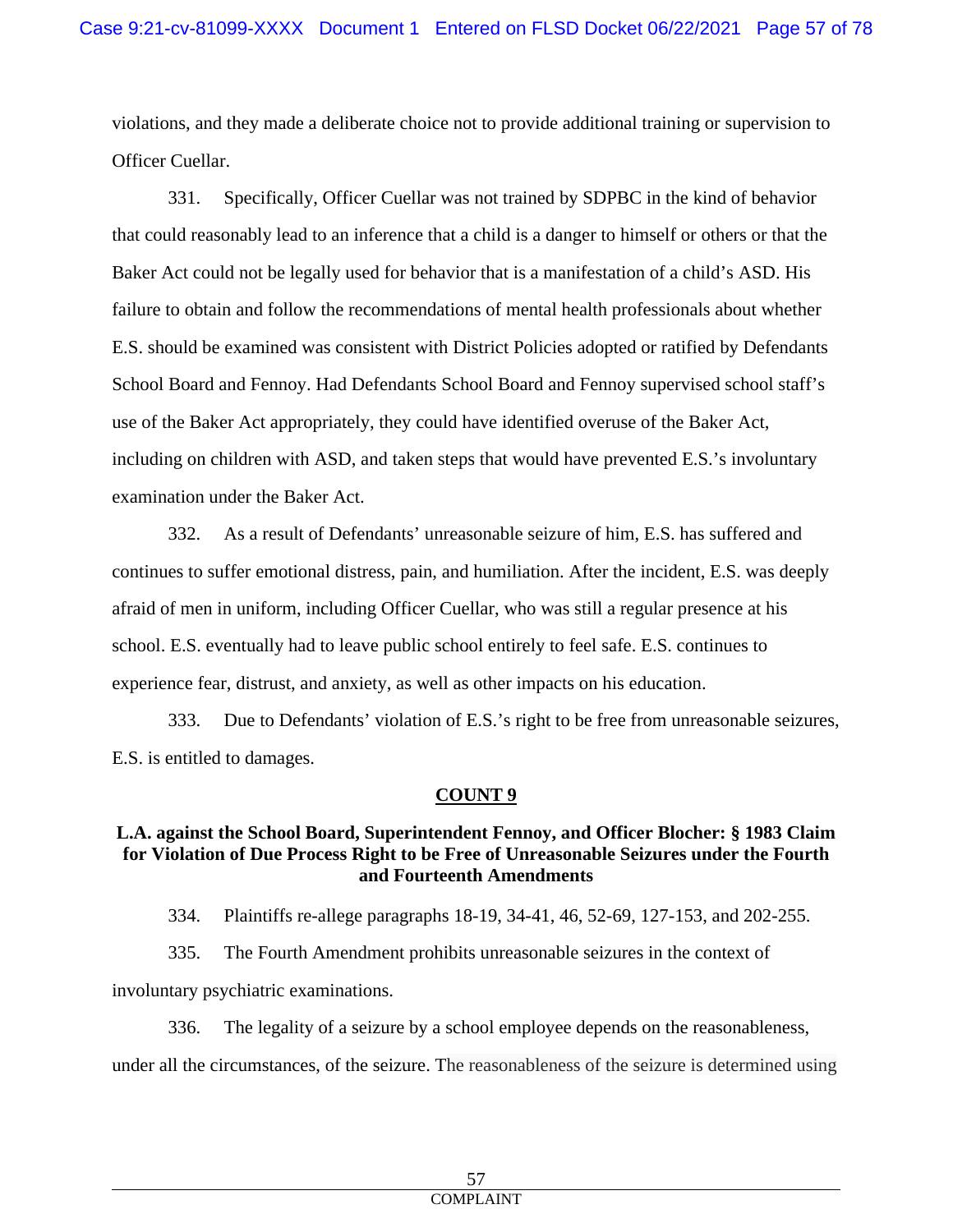violations, and they made a deliberate choice not to provide additional training or supervision to Officer Cuellar.

331. Specifically, Officer Cuellar was not trained by SDPBC in the kind of behavior that could reasonably lead to an inference that a child is a danger to himself or others or that the Baker Act could not be legally used for behavior that is a manifestation of a child's ASD. His failure to obtain and follow the recommendations of mental health professionals about whether E.S. should be examined was consistent with District Policies adopted or ratified by Defendants School Board and Fennoy. Had Defendants School Board and Fennoy supervised school staff's use of the Baker Act appropriately, they could have identified overuse of the Baker Act, including on children with ASD, and taken steps that would have prevented E.S.'s involuntary examination under the Baker Act.

332. As a result of Defendants' unreasonable seizure of him, E.S. has suffered and continues to suffer emotional distress, pain, and humiliation. After the incident, E.S. was deeply afraid of men in uniform, including Officer Cuellar, who was still a regular presence at his school. E.S. eventually had to leave public school entirely to feel safe. E.S. continues to experience fear, distrust, and anxiety, as well as other impacts on his education.

333. Due to Defendants' violation of E.S.'s right to be free from unreasonable seizures, E.S. is entitled to damages.

## COUNT 9

### L.A. against the School Board, Superintendent Fennoy, and Officer Blocher: § 1983 Claim for Violation of Due Process Right to be Free of Unreasonable Seizures under the Fourth and Fourteenth Amendments

334. Plaintiffs re-allege paragraphs 18-19, 34-41, 46, 52-69, 127-153, and 202-255.

335. The Fourth Amendment prohibits unreasonable seizures in the context of involuntary psychiatric examinations.

336. The legality of a seizure by a school employee depends on the reasonableness, under all the circumstances, of the seizure. The reasonableness of the seizure is determined using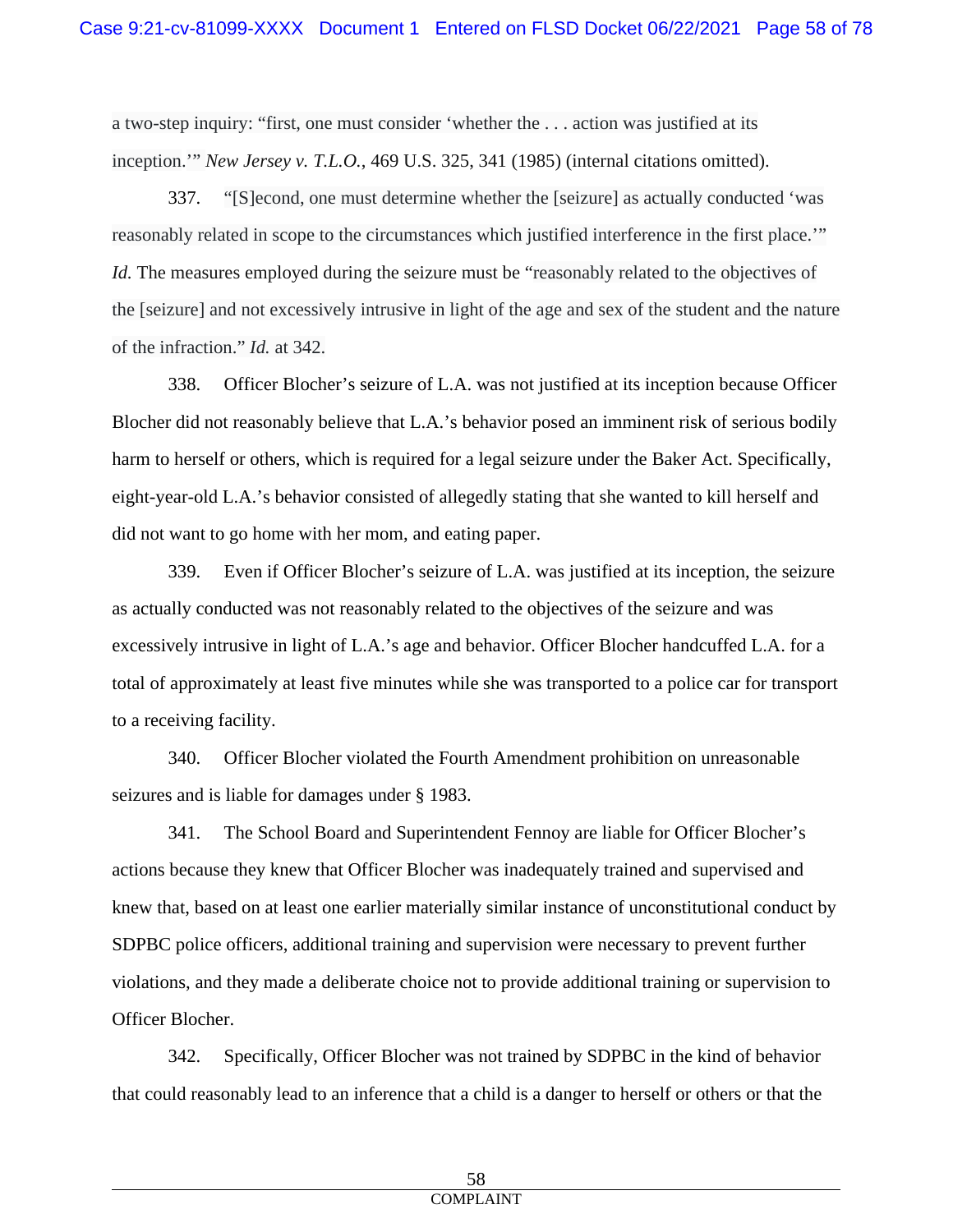a two-step inquiry: "first, one must consider 'whether the . . . action was justified at its inception.'" *New Jersey v. T.L.O.*, 469 U.S. 325, 341 (1985) (internal citations omitted).

337. "[S]econd, one must determine whether the [seizure] as actually conducted 'was reasonably related in scope to the circumstances which justified interference in the first place.'" *Id.* The measures employed during the seizure must be "reasonably related to the objectives of the [seizure] and not excessively intrusive in light of the age and sex of the student and the nature of the infraction." *Id.* at 342.

338. Officer Blocher's seizure of L.A. was not justified at its inception because Officer Blocher did not reasonably believe that L.A.'s behavior posed an imminent risk of serious bodily harm to herself or others, which is required for a legal seizure under the Baker Act. Specifically, eight-year-old L.A.'s behavior consisted of allegedly stating that she wanted to kill herself and did not want to go home with her mom, and eating paper.

339. Even if Officer Blocher's seizure of L.A. was justified at its inception, the seizure as actually conducted was not reasonably related to the objectives of the seizure and was excessively intrusive in light of L.A.'s age and behavior. Officer Blocher handcuffed L.A. for a total of approximately at least five minutes while she was transported to a police car for transport to a receiving facility.

340. Officer Blocher violated the Fourth Amendment prohibition on unreasonable seizures and is liable for damages under § 1983.

341. The School Board and Superintendent Fennoy are liable for Officer Blocher's actions because they knew that Officer Blocher was inadequately trained and supervised and knew that, based on at least one earlier materially similar instance of unconstitutional conduct by SDPBC police officers, additional training and supervision were necessary to prevent further violations, and they made a deliberate choice not to provide additional training or supervision to Officer Blocher.

342. Specifically, Officer Blocher was not trained by SDPBC in the kind of behavior that could reasonably lead to an inference that a child is a danger to herself or others or that the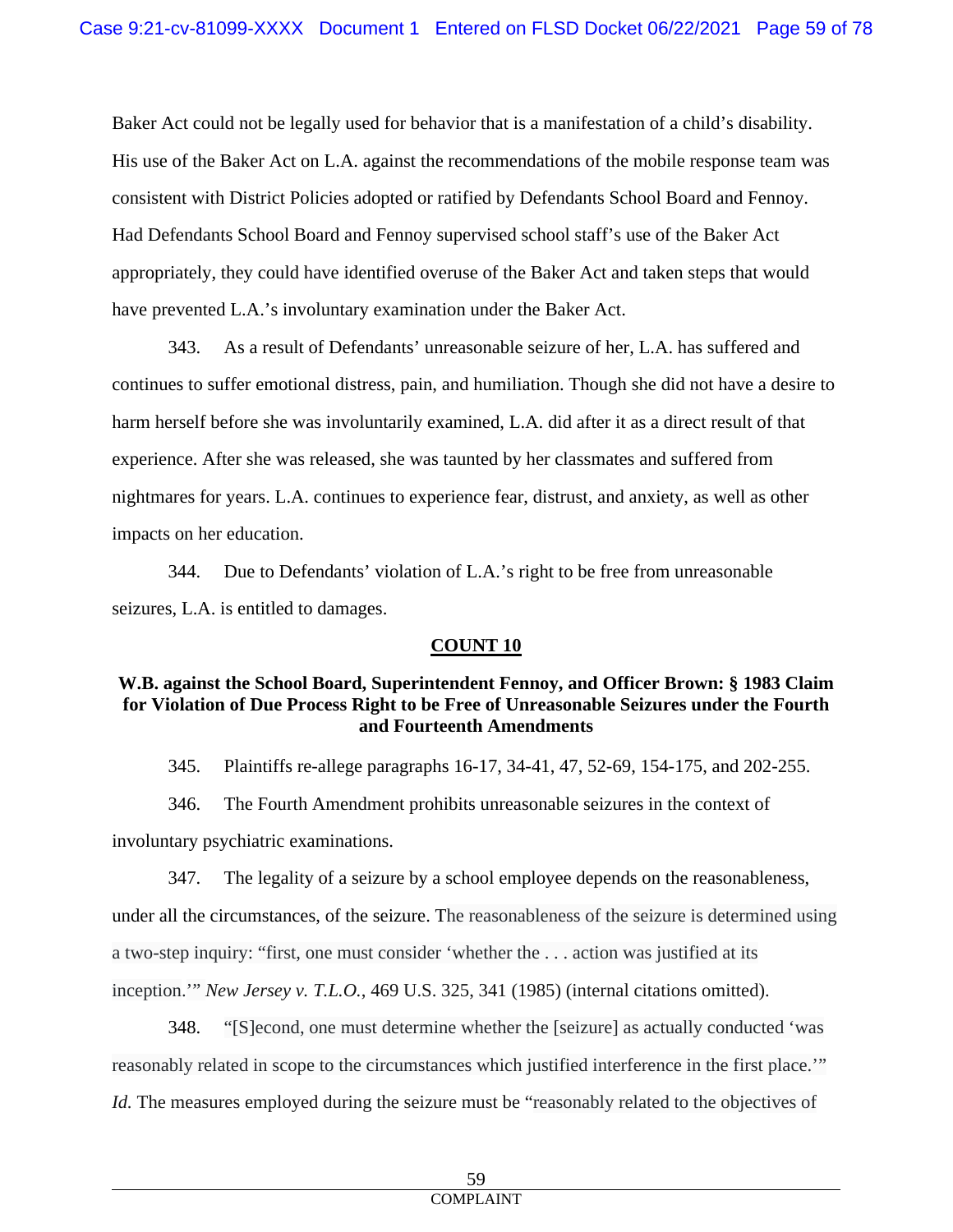Baker Act could not be legally used for behavior that is a manifestation of a child's disability. His use of the Baker Act on L.A. against the recommendations of the mobile response team was consistent with District Policies adopted or ratified by Defendants School Board and Fennoy. Had Defendants School Board and Fennoy supervised school staff's use of the Baker Act appropriately, they could have identified overuse of the Baker Act and taken steps that would have prevented L.A.'s involuntary examination under the Baker Act.

343. As a result of Defendants' unreasonable seizure of her, L.A. has suffered and continues to suffer emotional distress, pain, and humiliation. Though she did not have a desire to harm herself before she was involuntarily examined, L.A. did after it as a direct result of that experience. After she was released, she was taunted by her classmates and suffered from nightmares for years. L.A. continues to experience fear, distrust, and anxiety, as well as other impacts on her education.

344. Due to Defendants' violation of L.A.'s right to be free from unreasonable seizures, L.A. is entitled to damages.

## COUNT 10

### W.B. against the School Board, Superintendent Fennoy, and Officer Brown: § 1983 Claim for Violation of Due Process Right to be Free of Unreasonable Seizures under the Fourth and Fourteenth Amendments

345. Plaintiffs re-allege paragraphs 16-17, 34-41, 47, 52-69, 154-175, and 202-255.

346. The Fourth Amendment prohibits unreasonable seizures in the context of involuntary psychiatric examinations.

347. The legality of a seizure by a school employee depends on the reasonableness, under all the circumstances, of the seizure. The reasonableness of the seizure is determined using a two-step inquiry: "first, one must consider 'whether the . . . action was justified at its inception.'" *New Jersey v. T.L.O.*, 469 U.S. 325, 341 (1985) (internal citations omitted).

348. "[S]econd, one must determine whether the [seizure] as actually conducted 'was reasonably related in scope to the circumstances which justified interference in the first place.'" *Id.* The measures employed during the seizure must be "reasonably related to the objectives of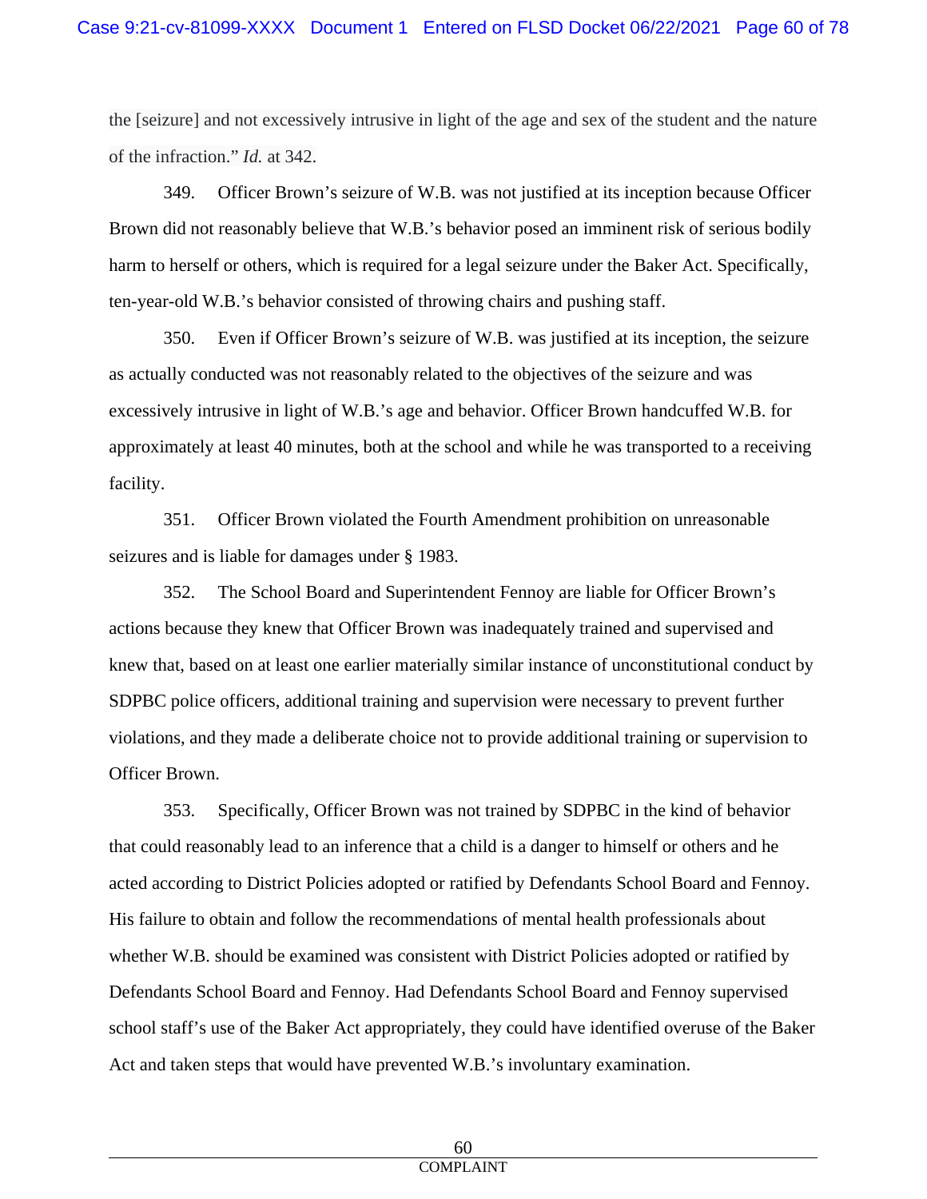the [seizure] and not excessively intrusive in light of the age and sex of the student and the nature of the infraction." *Id.* at 342.

349. Officer Brown's seizure of W.B. was not justified at its inception because Officer Brown did not reasonably believe that W.B.'s behavior posed an imminent risk of serious bodily harm to herself or others, which is required for a legal seizure under the Baker Act. Specifically, ten-year-old W.B.'s behavior consisted of throwing chairs and pushing staff.

350. Even if Officer Brown's seizure of W.B. was justified at its inception, the seizure as actually conducted was not reasonably related to the objectives of the seizure and was excessively intrusive in light of W.B.'s age and behavior. Officer Brown handcuffed W.B. for approximately at least 40 minutes, both at the school and while he was transported to a receiving facility.

351. Officer Brown violated the Fourth Amendment prohibition on unreasonable seizures and is liable for damages under § 1983.

352. The School Board and Superintendent Fennoy are liable for Officer Brown's actions because they knew that Officer Brown was inadequately trained and supervised and knew that, based on at least one earlier materially similar instance of unconstitutional conduct by SDPBC police officers, additional training and supervision were necessary to prevent further violations, and they made a deliberate choice not to provide additional training or supervision to Officer Brown.

353. Specifically, Officer Brown was not trained by SDPBC in the kind of behavior that could reasonably lead to an inference that a child is a danger to himself or others and he acted according to District Policies adopted or ratified by Defendants School Board and Fennoy. His failure to obtain and follow the recommendations of mental health professionals about whether W.B. should be examined was consistent with District Policies adopted or ratified by Defendants School Board and Fennoy. Had Defendants School Board and Fennoy supervised school staff's use of the Baker Act appropriately, they could have identified overuse of the Baker Act and taken steps that would have prevented W.B.'s involuntary examination.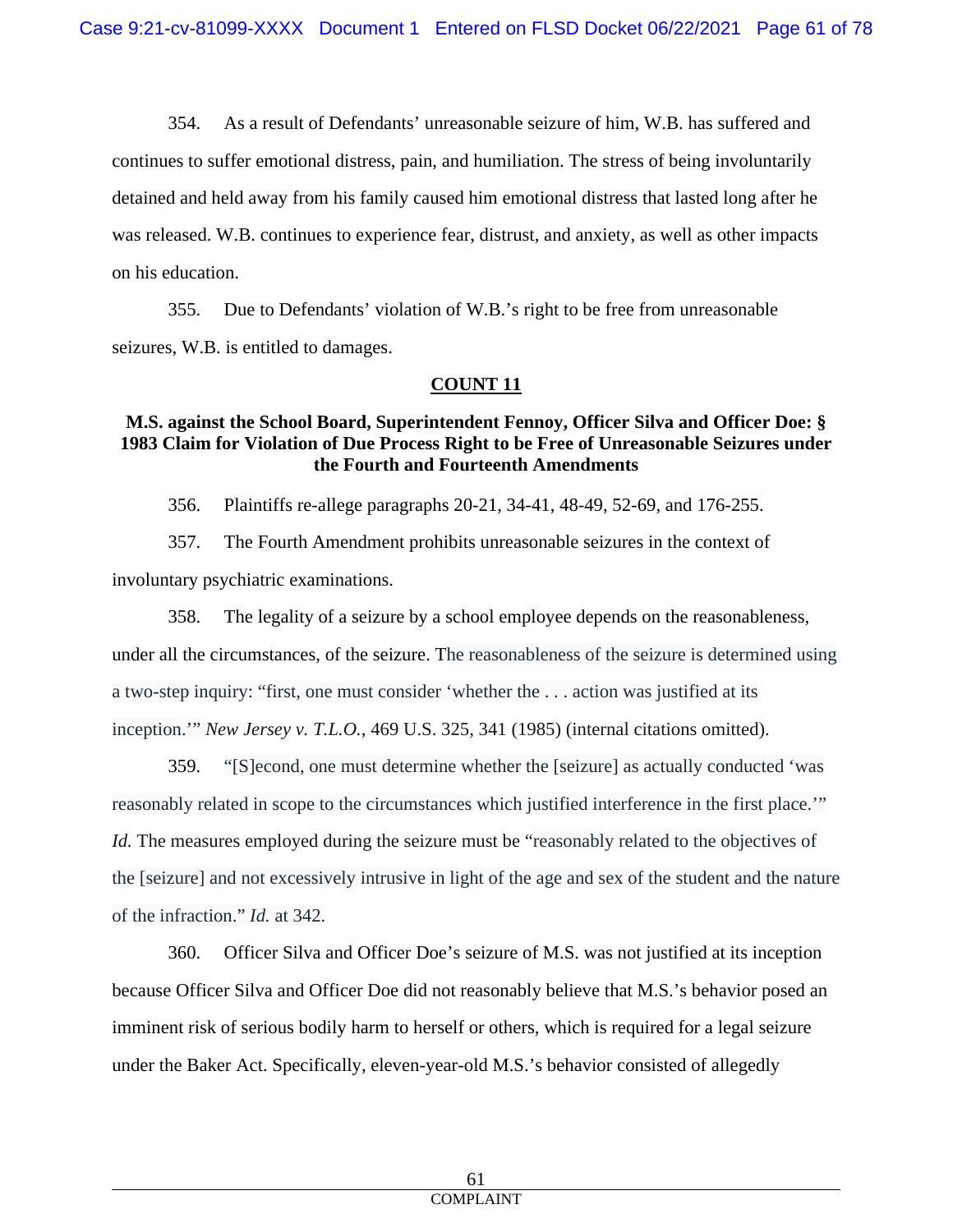354. As a result of Defendants' unreasonable seizure of him, W.B. has suffered and continues to suffer emotional distress, pain, and humiliation. The stress of being involuntarily detained and held away from his family caused him emotional distress that lasted long after he was released. W.B. continues to experience fear, distrust, and anxiety, as well as other impacts on his education.

355. Due to Defendants' violation of W.B.'s right to be free from unreasonable seizures, W.B. is entitled to damages.

## **COUNT 11**

### M.S. against the School Board, Superintendent Fennoy, Officer Silva and Officer Doe: § 1983 Claim for Violation of Due Process Right to be Free of Unreasonable Seizures under the Fourth and Fourteenth Amendments

356. Plaintiffs re-allege paragraphs 20-21, 34-41, 48-49, 52-69, and 176-255.

357. The Fourth Amendment prohibits unreasonable seizures in the context of involuntary psychiatric examinations.

358. The legality of a seizure by a school employee depends on the reasonableness, under all the circumstances, of the seizure. The reasonableness of the seizure is determined using a two-step inquiry: "first, one must consider 'whether the . . . action was justified at its inception.'" *New Jersey v. T.L.O.*, 469 U.S. 325, 341 (1985) (internal citations omitted).

359. "[S]econd, one must determine whether the [seizure] as actually conducted 'was reasonably related in scope to the circumstances which justified interference in the first place.'" *Id.* The measures employed during the seizure must be "reasonably related to the objectives of the [seizure] and not excessively intrusive in light of the age and sex of the student and the nature of the infraction." *Id.* at 342.

360. Officer Silva and Officer Doe's seizure of M.S. was not justified at its inception because Officer Silva and Officer Doe did not reasonably believe that M.S.'s behavior posed an imminent risk of serious bodily harm to herself or others, which is required for a legal seizure under the Baker Act. Specifically, eleven-year-old M.S.'s behavior consisted of allegedly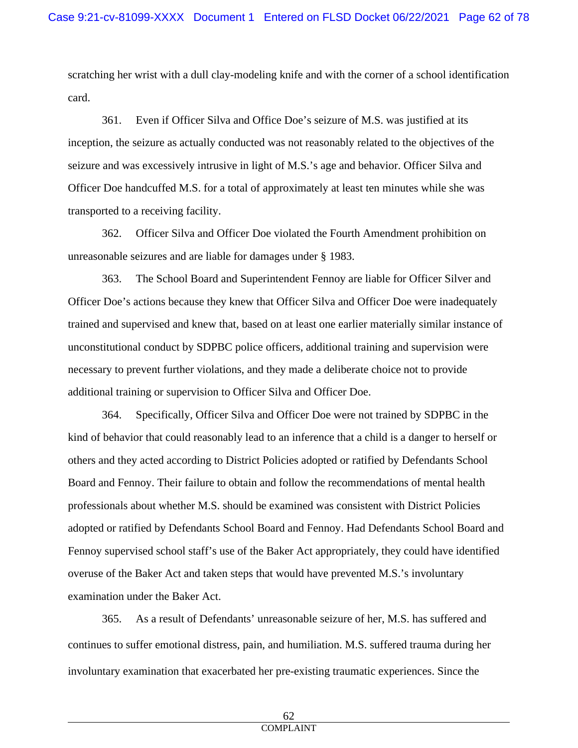scratching her wrist with a dull clay-modeling knife and with the corner of a school identification card.

361. Even if Officer Silva and Office Doe's seizure of M.S. was justified at its inception, the seizure as actually conducted was not reasonably related to the objectives of the seizure and was excessively intrusive in light of M.S.'s age and behavior. Officer Silva and Officer Doe handcuffed M.S. for a total of approximately at least ten minutes while she was transported to a receiving facility.

362. Officer Silva and Officer Doe violated the Fourth Amendment prohibition on unreasonable seizures and are liable for damages under § 1983.

363. The School Board and Superintendent Fennoy are liable for Officer Silver and Officer Doe's actions because they knew that Officer Silva and Officer Doe were inadequately trained and supervised and knew that, based on at least one earlier materially similar instance of unconstitutional conduct by SDPBC police officers, additional training and supervision were necessary to prevent further violations, and they made a deliberate choice not to provide additional training or supervision to Officer Silva and Officer Doe.

364. Specifically, Officer Silva and Officer Doe were not trained by SDPBC in the kind of behavior that could reasonably lead to an inference that a child is a danger to herself or others and they acted according to District Policies adopted or ratified by Defendants School Board and Fennoy. Their failure to obtain and follow the recommendations of mental health professionals about whether M.S. should be examined was consistent with District Policies adopted or ratified by Defendants School Board and Fennoy. Had Defendants School Board and Fennoy supervised school staff's use of the Baker Act appropriately, they could have identified overuse of the Baker Act and taken steps that would have prevented M.S.'s involuntary examination under the Baker Act.

365. As a result of Defendants' unreasonable seizure of her, M.S. has suffered and continues to suffer emotional distress, pain, and humiliation. M.S. suffered trauma during her involuntary examination that exacerbated her pre-existing traumatic experiences. Since the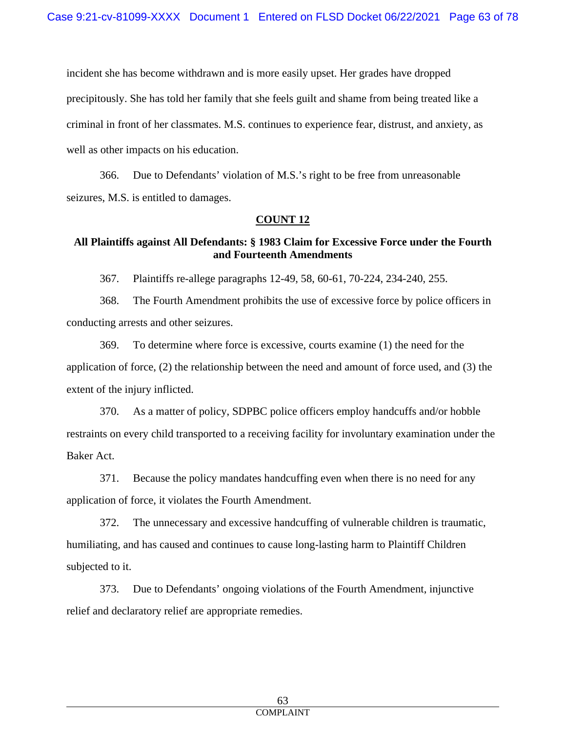incident she has become withdrawn and is more easily upset. Her grades have dropped precipitously. She has told her family that she feels guilt and shame from being treated like a criminal in front of her classmates. M.S. continues to experience fear, distrust, and anxiety, as well as other impacts on his education.

366. Due to Defendants' violation of M.S.'s right to be free from unreasonable seizures, M.S. is entitled to damages.

## COUNT 12

### All Plaintiffs against All Defendants: § 1983 Claim for Excessive Force under the Fourth and Fourteenth Amendments

367. Plaintiffs re-allege paragraphs 12-49, 58, 60-61, 70-224, 234-240, 255.

368. The Fourth Amendment prohibits the use of excessive force by police officers in conducting arrests and other seizures.

369. To determine where force is excessive, courts examine (1) the need for the application of force, (2) the relationship between the need and amount of force used, and (3) the extent of the injury inflicted.

370. As a matter of policy, SDPBC police officers employ handcuffs and/or hobble restraints on every child transported to a receiving facility for involuntary examination under the Baker Act.

371. Because the policy mandates handcuffing even when there is no need for any application of force, it violates the Fourth Amendment.

372. The unnecessary and excessive handcuffing of vulnerable children is traumatic, humiliating, and has caused and continues to cause long-lasting harm to Plaintiff Children subjected to it.

373. Due to Defendants' ongoing violations of the Fourth Amendment, injunctive relief and declaratory relief are appropriate remedies.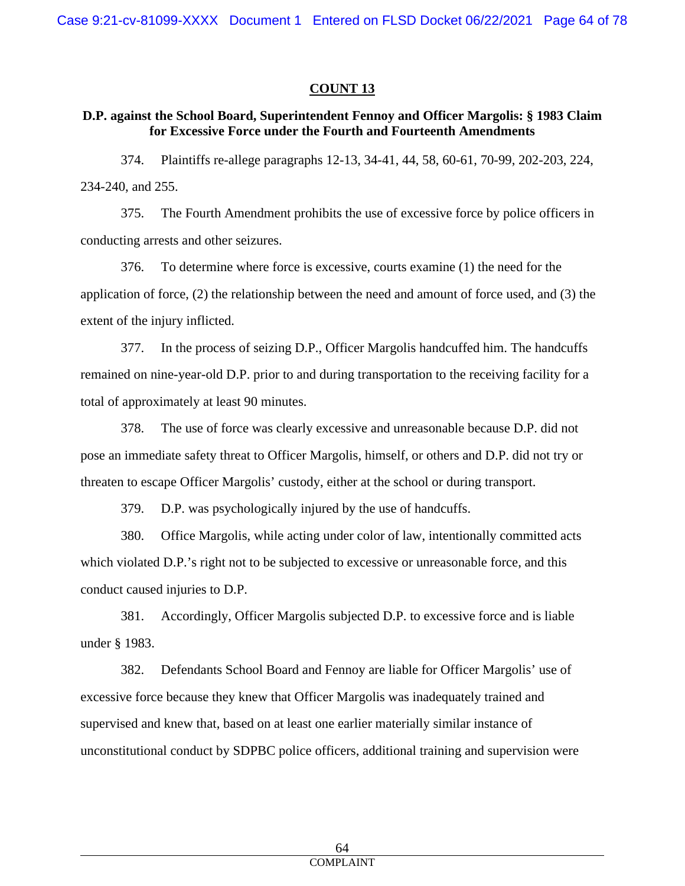## COUNT 13

### D.P. against the School Board, Superintendent Fennoy and Officer Margolis: § 1983 Claim for Excessive Force under the Fourth and Fourteenth Amendments

374. Plaintiffs re-allege paragraphs 12-13, 34-41, 44, 58, 60-61, 70-99, 202-203, 224, 234-240, and 255.

375. The Fourth Amendment prohibits the use of excessive force by police officers in conducting arrests and other seizures.

376. To determine where force is excessive, courts examine (1) the need for the application of force, (2) the relationship between the need and amount of force used, and (3) the extent of the injury inflicted.

377. In the process of seizing D.P., Officer Margolis handcuffed him. The handcuffs remained on nine-year-old D.P. prior to and during transportation to the receiving facility for a total of approximately at least 90 minutes.

378. The use of force was clearly excessive and unreasonable because D.P. did not pose an immediate safety threat to Officer Margolis, himself, or others and D.P. did not try or threaten to escape Officer Margolis' custody, either at the school or during transport.

379. D.P. was psychologically injured by the use of handcuffs.

380. Office Margolis, while acting under color of law, intentionally committed acts which violated D.P.'s right not to be subjected to excessive or unreasonable force, and this conduct caused injuries to D.P.

381. Accordingly, Officer Margolis subjected D.P. to excessive force and is liable under § 1983.

382. Defendants School Board and Fennoy are liable for Officer Margolis' use of excessive force because they knew that Officer Margolis was inadequately trained and supervised and knew that, based on at least one earlier materially similar instance of unconstitutional conduct by SDPBC police officers, additional training and supervision were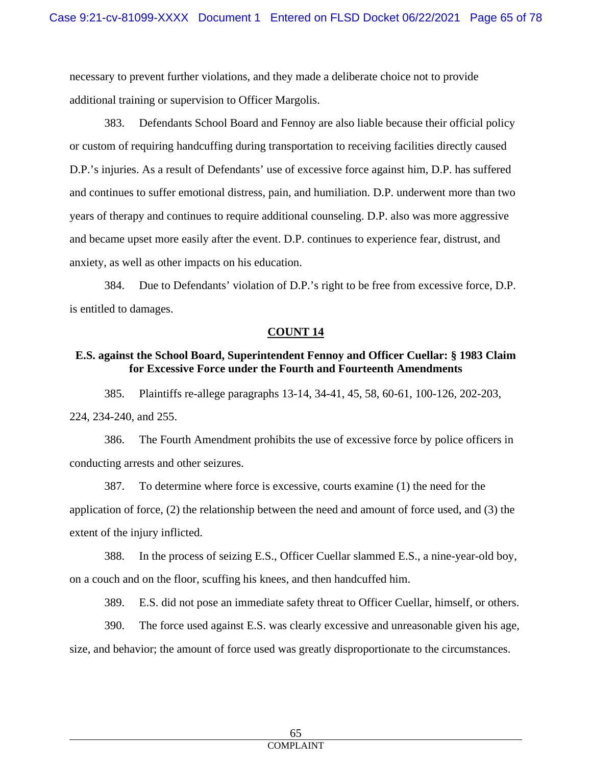necessary to prevent further violations, and they made a deliberate choice not to provide additional training or supervision to Officer Margolis.

383. Defendants School Board and Fennoy are also liable because their official policy or custom of requiring handcuffing during transportation to receiving facilities directly caused D.P.'s injuries. As a result of Defendants' use of excessive force against him, D.P. has suffered and continues to suffer emotional distress, pain, and humiliation. D.P. underwent more than two years of therapy and continues to require additional counseling. D.P. also was more aggressive and became upset more easily after the event. D.P. continues to experience fear, distrust, and anxiety, as well as other impacts on his education.

384. Due to Defendants' violation of D.P.'s right to be free from excessive force, D.P. is entitled to damages.

## COUNT 14

### E.S. against the School Board, Superintendent Fennoy and Officer Cuellar: § 1983 Claim for Excessive Force under the Fourth and Fourteenth Amendments

385. Plaintiffs re-allege paragraphs 13-14, 34-41, 45, 58, 60-61, 100-126, 202-203, 224, 234-240, and 255.

386. The Fourth Amendment prohibits the use of excessive force by police officers in conducting arrests and other seizures.

387. To determine where force is excessive, courts examine (1) the need for the application of force, (2) the relationship between the need and amount of force used, and (3) the extent of the injury inflicted.

388. In the process of seizing E.S., Officer Cuellar slammed E.S., a nine-year-old boy, on a couch and on the floor, scuffing his knees, and then handcuffed him.

389. E.S. did not pose an immediate safety threat to Officer Cuellar, himself, or others.

390. The force used against E.S. was clearly excessive and unreasonable given his age, size, and behavior; the amount of force used was greatly disproportionate to the circumstances.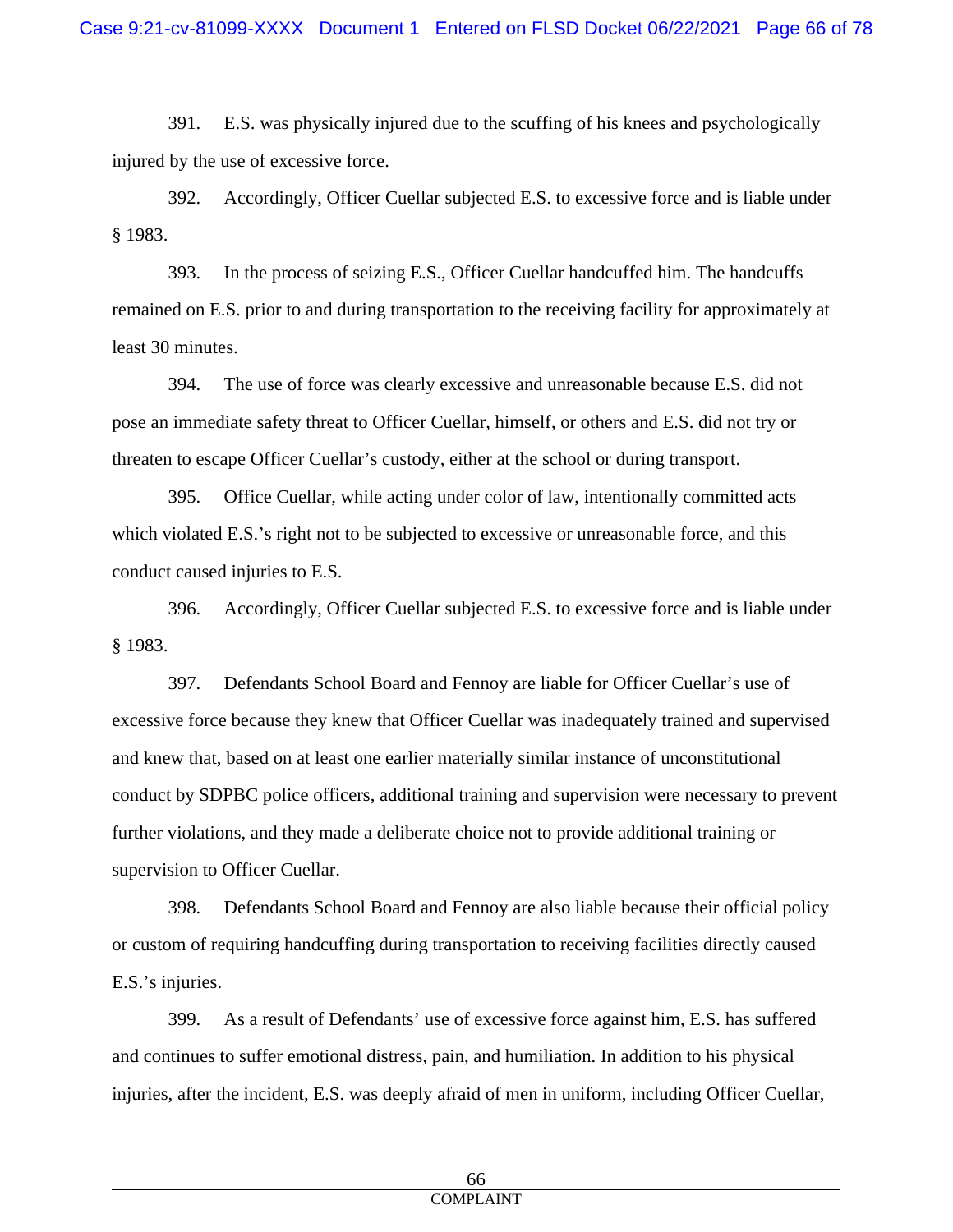391. E.S. was physically injured due to the scuffing of his knees and psychologically injured by the use of excessive force.

392. Accordingly, Officer Cuellar subjected E.S. to excessive force and is liable under § 1983.

393. In the process of seizing E.S., Officer Cuellar handcuffed him. The handcuffs remained on E.S. prior to and during transportation to the receiving facility for approximately at least 30 minutes.

394. The use of force was clearly excessive and unreasonable because E.S. did not pose an immediate safety threat to Officer Cuellar, himself, or others and E.S. did not try or threaten to escape Officer Cuellar's custody, either at the school or during transport.

395. Office Cuellar, while acting under color of law, intentionally committed acts which violated E.S.'s right not to be subjected to excessive or unreasonable force, and this conduct caused injuries to E.S.

396. Accordingly, Officer Cuellar subjected E.S. to excessive force and is liable under § 1983.

397. Defendants School Board and Fennoy are liable for Officer Cuellar's use of excessive force because they knew that Officer Cuellar was inadequately trained and supervised and knew that, based on at least one earlier materially similar instance of unconstitutional conduct by SDPBC police officers, additional training and supervision were necessary to prevent further violations, and they made a deliberate choice not to provide additional training or supervision to Officer Cuellar.

398. Defendants School Board and Fennoy are also liable because their official policy or custom of requiring handcuffing during transportation to receiving facilities directly caused E.S.'s injuries.

399. As a result of Defendants' use of excessive force against him, E.S. has suffered and continues to suffer emotional distress, pain, and humiliation. In addition to his physical injuries, after the incident, E.S. was deeply afraid of men in uniform, including Officer Cuellar,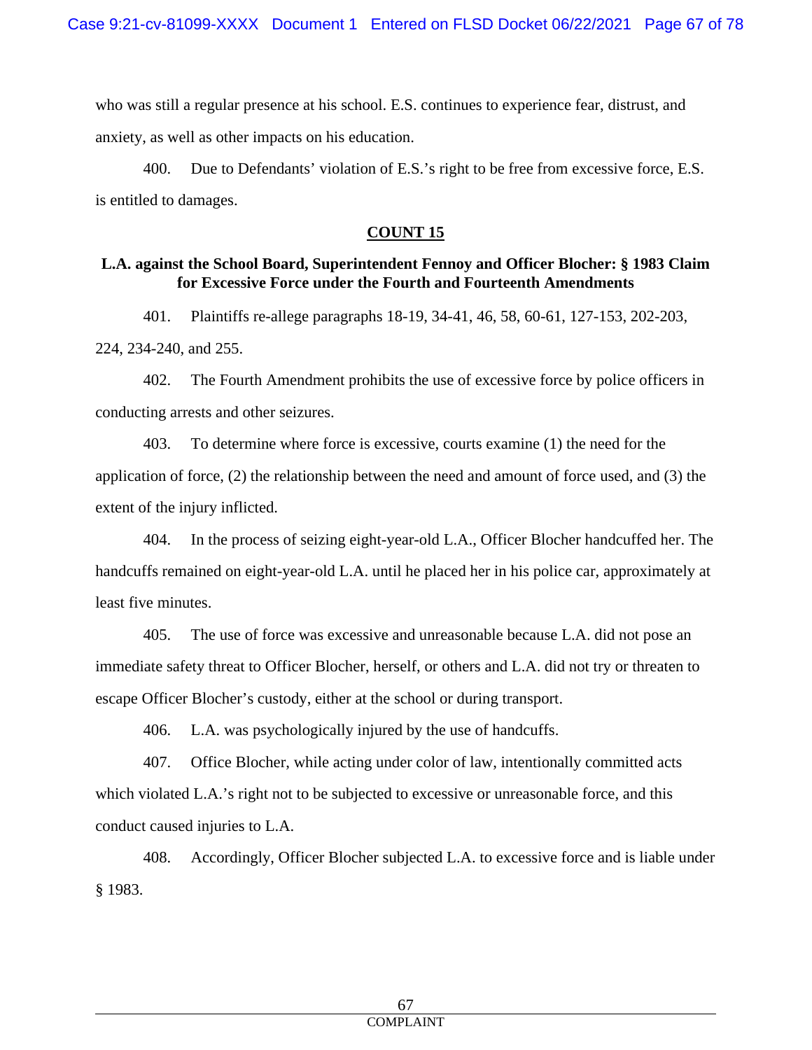who was still a regular presence at his school. E.S. continues to experience fear, distrust, and anxiety, as well as other impacts on his education.

400. Due to Defendants' violation of E.S.'s right to be free from excessive force, E.S. is entitled to damages.

## COUNT 15

### L.A. against the School Board, Superintendent Fennoy and Officer Blocher: § 1983 Claim for Excessive Force under the Fourth and Fourteenth Amendments

401. Plaintiffs re-allege paragraphs 18-19, 34-41, 46, 58, 60-61, 127-153, 202-203, 224, 234-240, and 255.

402. The Fourth Amendment prohibits the use of excessive force by police officers in conducting arrests and other seizures.

403. To determine where force is excessive, courts examine (1) the need for the application of force, (2) the relationship between the need and amount of force used, and (3) the extent of the injury inflicted.

404. In the process of seizing eight-year-old L.A., Officer Blocher handcuffed her. The handcuffs remained on eight-year-old L.A. until he placed her in his police car, approximately at least five minutes.

405. The use of force was excessive and unreasonable because L.A. did not pose an immediate safety threat to Officer Blocher, herself, or others and L.A. did not try or threaten to escape Officer Blocher's custody, either at the school or during transport.

406. L.A. was psychologically injured by the use of handcuffs.

407. Office Blocher, while acting under color of law, intentionally committed acts which violated L.A.'s right not to be subjected to excessive or unreasonable force, and this conduct caused injuries to L.A.

408. Accordingly, Officer Blocher subjected L.A. to excessive force and is liable under § 1983.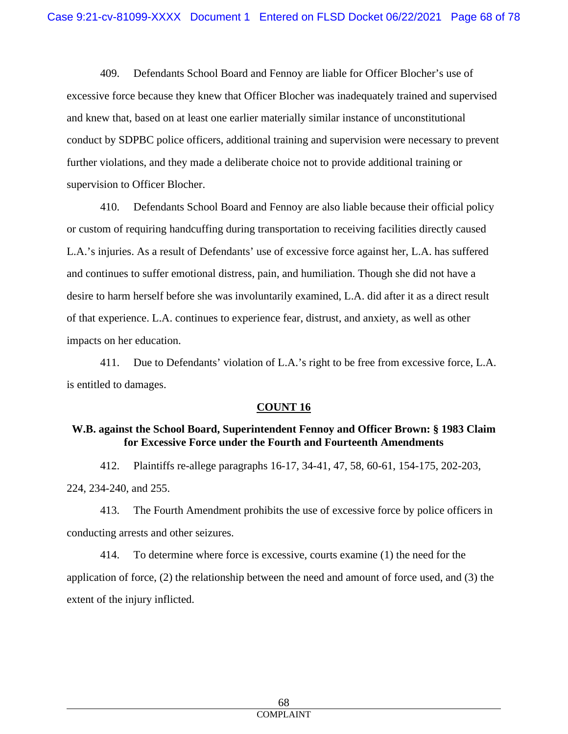409. Defendants School Board and Fennoy are liable for Officer Blocher's use of excessive force because they knew that Officer Blocher was inadequately trained and supervised and knew that, based on at least one earlier materially similar instance of unconstitutional conduct by SDPBC police officers, additional training and supervision were necessary to prevent further violations, and they made a deliberate choice not to provide additional training or supervision to Officer Blocher.

410. Defendants School Board and Fennoy are also liable because their official policy or custom of requiring handcuffing during transportation to receiving facilities directly caused L.A.'s injuries. As a result of Defendants' use of excessive force against her, L.A. has suffered and continues to suffer emotional distress, pain, and humiliation. Though she did not have a desire to harm herself before she was involuntarily examined, L.A. did after it as a direct result of that experience. L.A. continues to experience fear, distrust, and anxiety, as well as other impacts on her education.

411. Due to Defendants' violation of L.A.'s right to be free from excessive force, L.A. is entitled to damages.

## COUNT 16

### W.B. against the School Board, Superintendent Fennoy and Officer Brown: § 1983 Claim for Excessive Force under the Fourth and Fourteenth Amendments

412. Plaintiffs re-allege paragraphs 16-17, 34-41, 47, 58, 60-61, 154-175, 202-203, 224, 234-240, and 255.

413. The Fourth Amendment prohibits the use of excessive force by police officers in conducting arrests and other seizures.

414. To determine where force is excessive, courts examine (1) the need for the application of force, (2) the relationship between the need and amount of force used, and (3) the extent of the injury inflicted.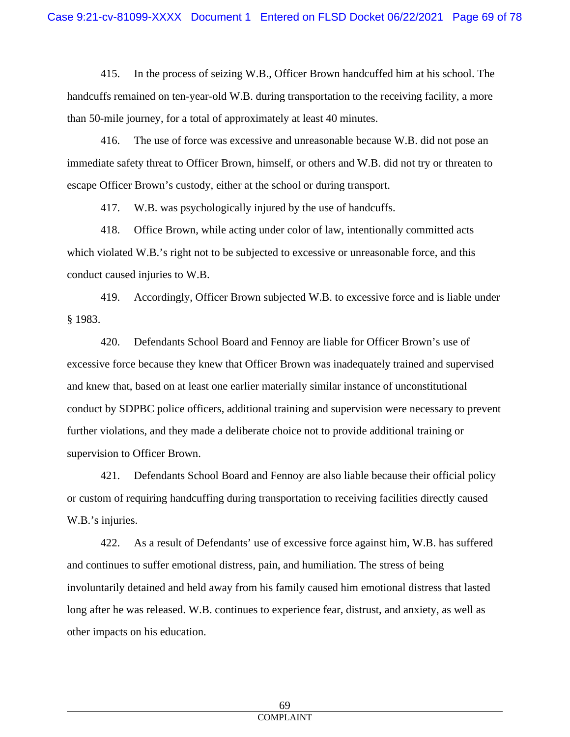415. In the process of seizing W.B., Officer Brown handcuffed him at his school. The handcuffs remained on ten-year-old W.B. during transportation to the receiving facility, a more than 50-mile journey, for a total of approximately at least 40 minutes.

416. The use of force was excessive and unreasonable because W.B. did not pose an immediate safety threat to Officer Brown, himself, or others and W.B. did not try or threaten to escape Officer Brown's custody, either at the school or during transport.

417. W.B. was psychologically injured by the use of handcuffs.

418. Office Brown, while acting under color of law, intentionally committed acts which violated W.B.'s right not to be subjected to excessive or unreasonable force, and this conduct caused injuries to W.B.

419. Accordingly, Officer Brown subjected W.B. to excessive force and is liable under § 1983.

420. Defendants School Board and Fennoy are liable for Officer Brown's use of excessive force because they knew that Officer Brown was inadequately trained and supervised and knew that, based on at least one earlier materially similar instance of unconstitutional conduct by SDPBC police officers, additional training and supervision were necessary to prevent further violations, and they made a deliberate choice not to provide additional training or supervision to Officer Brown.

421. Defendants School Board and Fennoy are also liable because their official policy or custom of requiring handcuffing during transportation to receiving facilities directly caused W.B.'s injuries.

422. As a result of Defendants' use of excessive force against him, W.B. has suffered and continues to suffer emotional distress, pain, and humiliation. The stress of being involuntarily detained and held away from his family caused him emotional distress that lasted long after he was released. W.B. continues to experience fear, distrust, and anxiety, as well as other impacts on his education.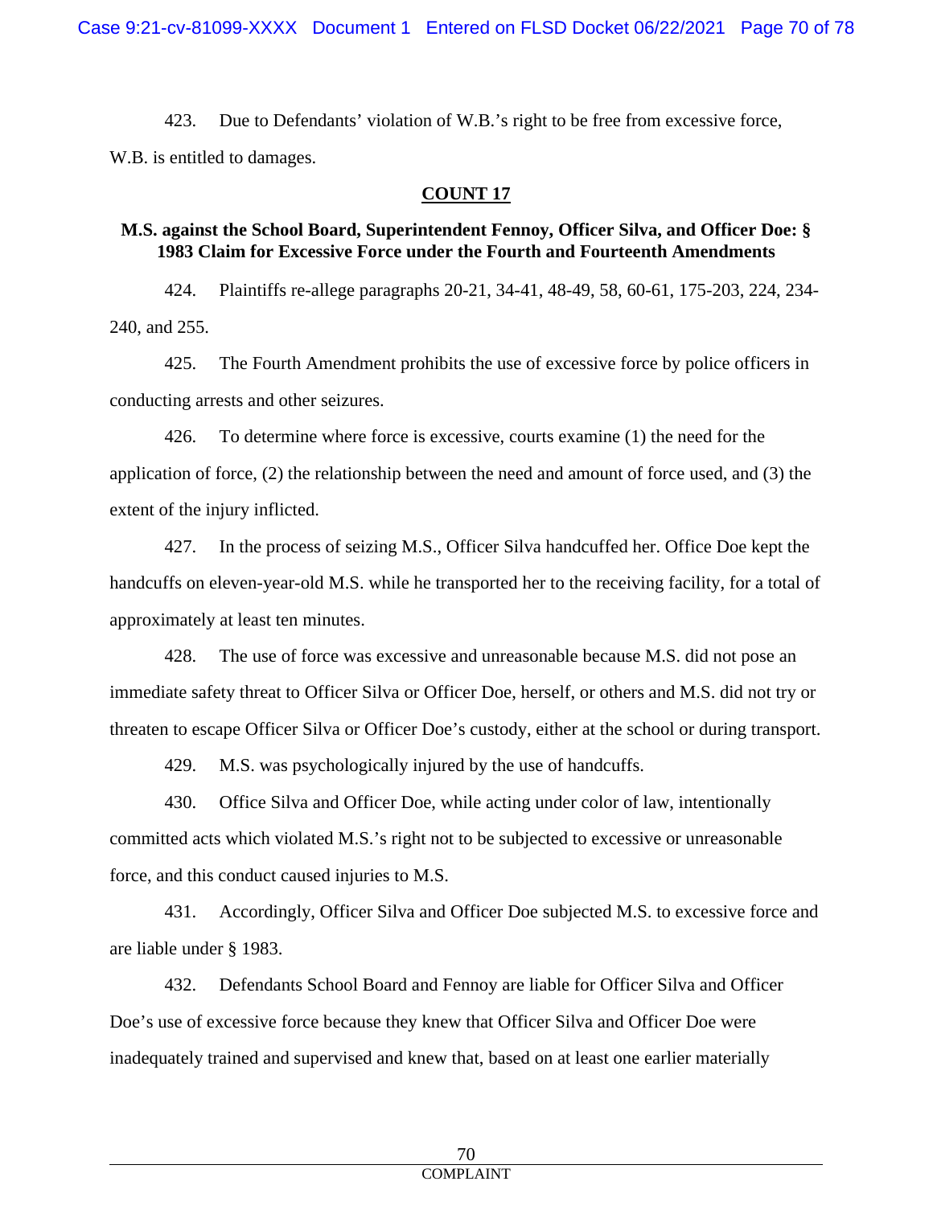423. Due to Defendants' violation of W.B.'s right to be free from excessive force, W.B. is entitled to damages.

## COUNT 17

### M.S. against the School Board, Superintendent Fennoy, Officer Silva, and Officer Doe: § 1983 Claim for Excessive Force under the Fourth and Fourteenth Amendments

424. Plaintiffs re-allege paragraphs 20-21, 34-41, 48-49, 58, 60-61, 175-203, 224, 234-240, and 255.

425. The Fourth Amendment prohibits the use of excessive force by police officers in conducting arrests and other seizures.

426. To determine where force is excessive, courts examine (1) the need for the application of force, (2) the relationship between the need and amount of force used, and (3) the extent of the injury inflicted.

427. In the process of seizing M.S., Officer Silva handcuffed her. Office Doe kept the handcuffs on eleven-year-old M.S. while he transported her to the receiving facility, for a total of approximately at least ten minutes.

428. The use of force was excessive and unreasonable because M.S. did not pose an immediate safety threat to Officer Silva or Officer Doe, herself, or others and M.S. did not try or threaten to escape Officer Silva or Officer Doe's custody, either at the school or during transport.

429. M.S. was psychologically injured by the use of handcuffs.

430. Office Silva and Officer Doe, while acting under color of law, intentionally committed acts which violated M.S.'s right not to be subjected to excessive or unreasonable force, and this conduct caused injuries to M.S.

431. Accordingly, Officer Silva and Officer Doe subjected M.S. to excessive force and are liable under § 1983.

432. Defendants School Board and Fennoy are liable for Officer Silva and Officer Doe's use of excessive force because they knew that Officer Silva and Officer Doe were inadequately trained and supervised and knew that, based on at least one earlier materially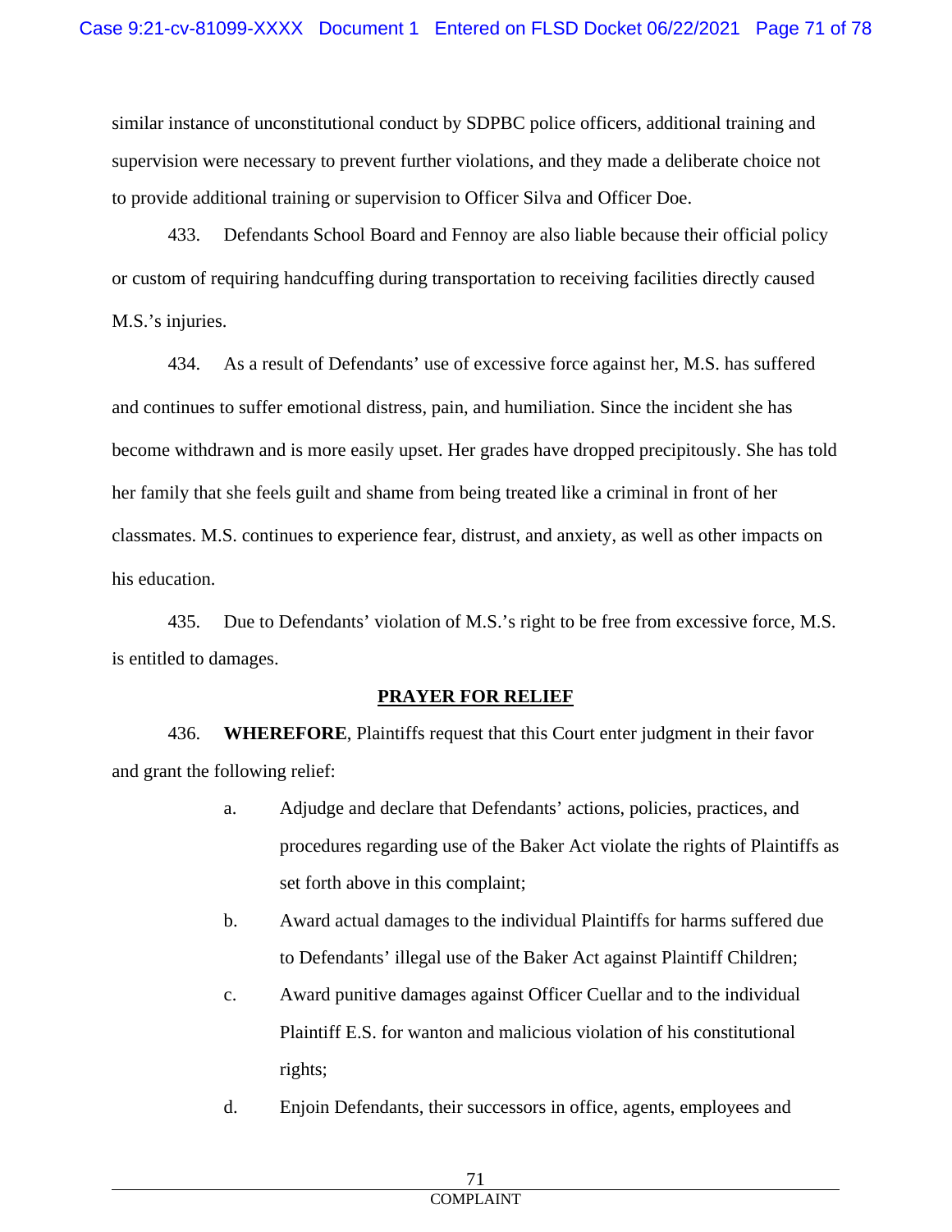similar instance of unconstitutional conduct by SDPBC police officers, additional training and supervision were necessary to prevent further violations, and they made a deliberate choice not to provide additional training or supervision to Officer Silva and Officer Doe.

433. Defendants School Board and Fennoy are also liable because their official policy or custom of requiring handcuffing during transportation to receiving facilities directly caused M.S.'s injuries.

434. As a result of Defendants' use of excessive force against her, M.S. has suffered and continues to suffer emotional distress, pain, and humiliation. Since the incident she has become withdrawn and is more easily upset. Her grades have dropped precipitously. She has told her family that she feels guilt and shame from being treated like a criminal in front of her classmates. M.S. continues to experience fear, distrust, and anxiety, as well as other impacts on his education.

435. Due to Defendants' violation of M.S.'s right to be free from excessive force, M.S. is entitled to damages.

## PRAYER FOR RELIEF

436. **WHEREFORE**, Plaintiffs request that this Court enter judgment in their favor and grant the following relief:

a. Adjudge and declare that Defendants' actions, policies, practices, and procedures regarding use of the Baker Act violate the rights of Plaintiffs as set forth above in this complaint;

b. Award actual damages to the individual Plaintiffs for harms suffered due to Defendants' illegal use of the Baker Act against Plaintiff Children;

c. Award punitive damages against Officer Cuellar and to the individual Plaintiff E.S. for wanton and malicious violation of his constitutional rights;

d. Enjoin Defendants, their successors in office, agents, employees and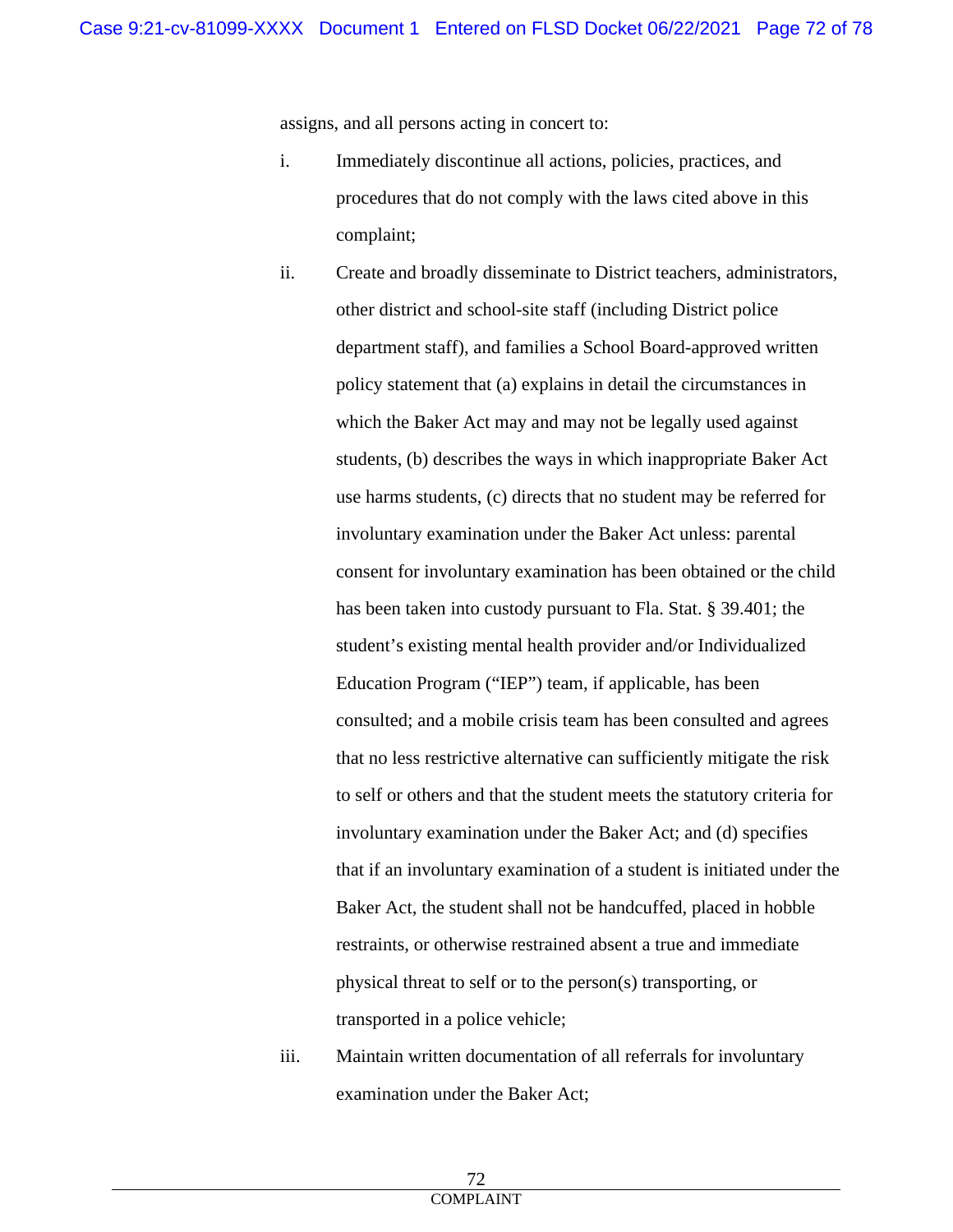assigns, and all persons acting in concert to:

i. Immediately discontinue all actions, policies, practices, and procedures that do not comply with the laws cited above in this complaint;

ii. Create and broadly disseminate to District teachers, administrators, other district and school-site staff (including District police department staff), and families a School Board-approved written policy statement that (a) explains in detail the circumstances in which the Baker Act may and may not be legally used against students, (b) describes the ways in which inappropriate Baker Act use harms students, (c) directs that no student may be referred for involuntary examination under the Baker Act unless: parental consent for involuntary examination has been obtained or the child has been taken into custody pursuant to Fla. Stat. § 39.401; the student's existing mental health provider and/or Individualized Education Program ("IEP") team, if applicable, has been consulted; and a mobile crisis team has been consulted and agrees that no less restrictive alternative can sufficiently mitigate the risk to self or others and that the student meets the statutory criteria for involuntary examination under the Baker Act; and (d) specifies that if an involuntary examination of a student is initiated under the Baker Act, the student shall not be handcuffed, placed in hobble restraints, or otherwise restrained absent a true and immediate physical threat to self or to the person(s) transporting, or transported in a police vehicle;

iii. Maintain written documentation of all referrals for involuntary examination under the Baker Act;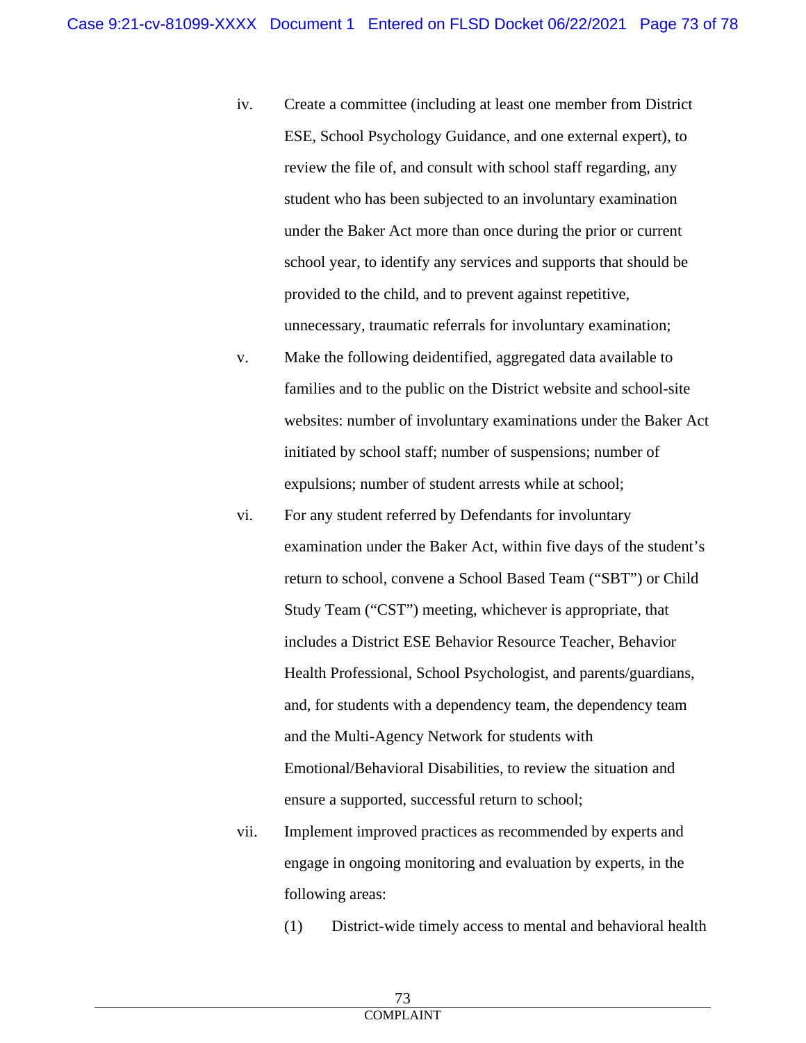iv. Create a committee (including at least one member from District ESE, School Psychology Guidance, and one external expert), to review the file of, and consult with school staff regarding, any student who has been subjected to an involuntary examination under the Baker Act more than once during the prior or current school year, to identify any services and supports that should be provided to the child, and to prevent against repetitive, unnecessary, traumatic referrals for involuntary examination;

v. Make the following deidentified, aggregated data available to families and to the public on the District website and school-site websites: number of involuntary examinations under the Baker Act initiated by school staff; number of suspensions; number of expulsions; number of student arrests while at school;

vi. For any student referred by Defendants for involuntary examination under the Baker Act, within five days of the student's return to school, convene a School Based Team ("SBT") or Child Study Team ("CST") meeting, whichever is appropriate, that includes a District ESE Behavior Resource Teacher, Behavior Health Professional, School Psychologist, and parents/guardians, and, for students with a dependency team, the dependency team and the Multi-Agency Network for students with Emotional/Behavioral Disabilities, to review the situation and ensure a supported, successful return to school;

vii. Implement improved practices as recommended by experts and engage in ongoing monitoring and evaluation by experts, in the following areas:

(1) District-wide timely access to mental and behavioral health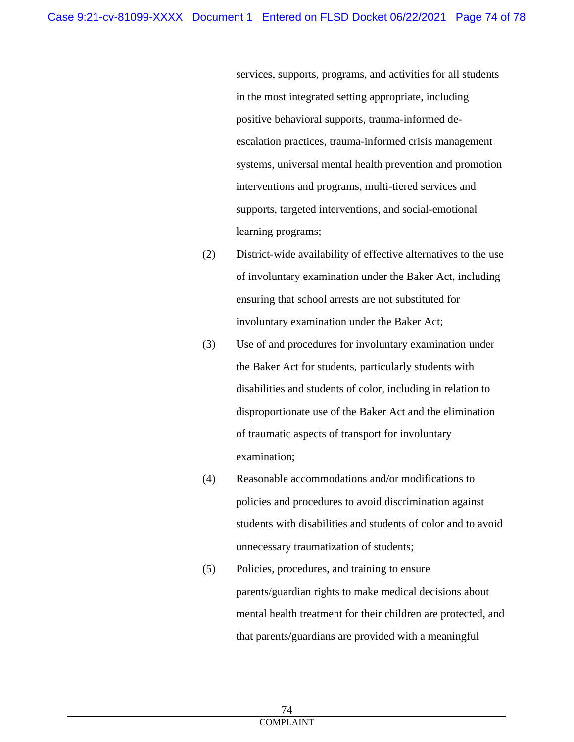services, supports, programs, and activities for all students in the most integrated setting appropriate, including positive behavioral supports, trauma-informed de-escalation practices, trauma-informed crisis management systems, universal mental health prevention and promotion interventions and programs, multi-tiered services and supports, targeted interventions, and social-emotional learning programs;

(2) District-wide availability of effective alternatives to the use of involuntary examination under the Baker Act, including ensuring that school arrests are not substituted for involuntary examination under the Baker Act;

(3) Use of and procedures for involuntary examination under the Baker Act for students, particularly students with disabilities and students of color, including in relation to disproportionate use of the Baker Act and the elimination of traumatic aspects of transport for involuntary examination;

(4) Reasonable accommodations and/or modifications to policies and procedures to avoid discrimination against students with disabilities and students of color and to avoid unnecessary traumatization of students;

(5) Policies, procedures, and training to ensure parents/guardian rights to make medical decisions about mental health treatment for their children are protected, and that parents/guardians are provided with a meaningful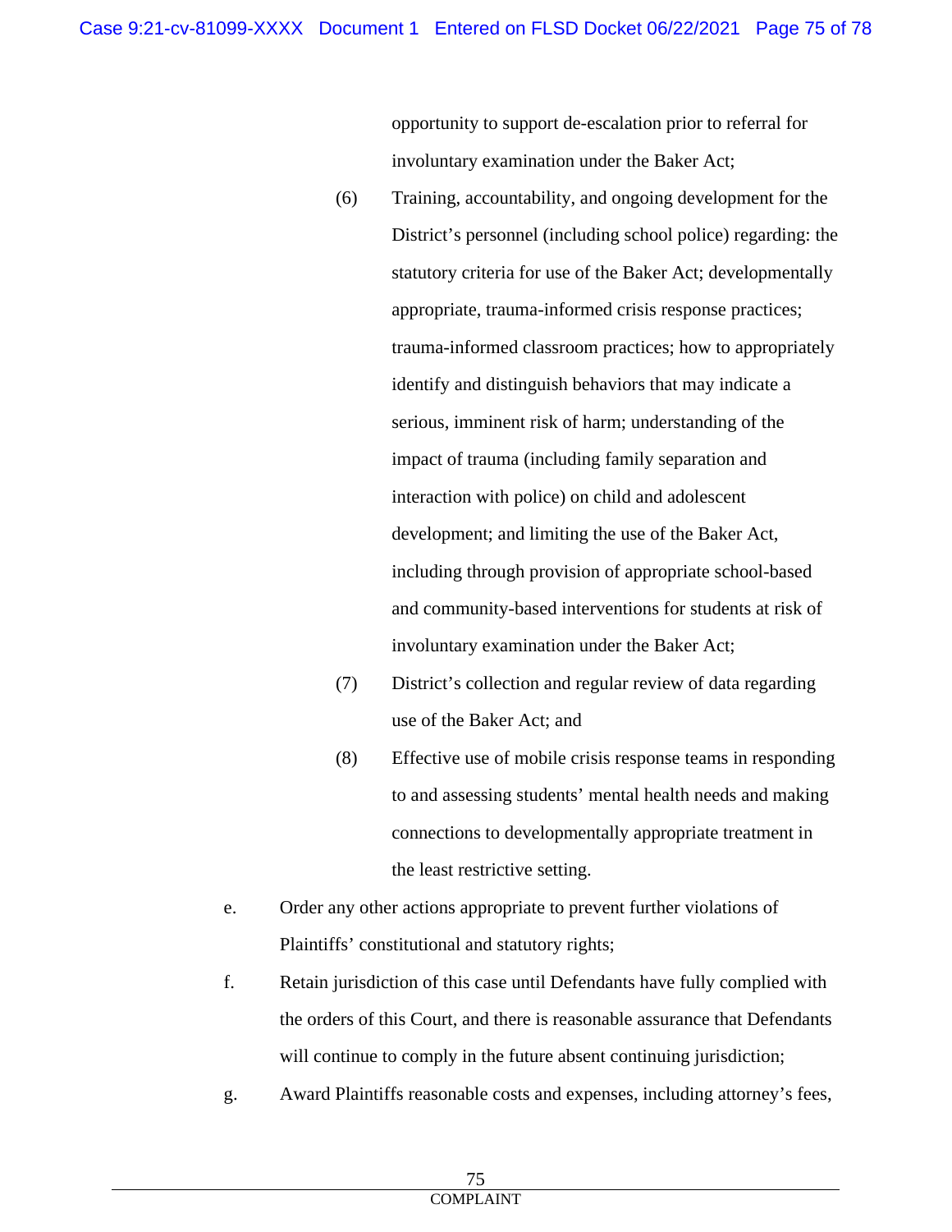opportunity to support de-escalation prior to referral for involuntary examination under the Baker Act;

(6) Training, accountability, and ongoing development for the District's personnel (including school police) regarding: the statutory criteria for use of the Baker Act; developmentally appropriate, trauma-informed crisis response practices; trauma-informed classroom practices; how to appropriately identify and distinguish behaviors that may indicate a serious, imminent risk of harm; understanding of the impact of trauma (including family separation and interaction with police) on child and adolescent development; and limiting the use of the Baker Act, including through provision of appropriate school-based and community-based interventions for students at risk of involuntary examination under the Baker Act;

(7) District's collection and regular review of data regarding use of the Baker Act; and

(8) Effective use of mobile crisis response teams in responding to and assessing students' mental health needs and making connections to developmentally appropriate treatment in the least restrictive setting.

e. Order any other actions appropriate to prevent further violations of Plaintiffs' constitutional and statutory rights;

f. Retain jurisdiction of this case until Defendants have fully complied with the orders of this Court, and there is reasonable assurance that Defendants will continue to comply in the future absent continuing jurisdiction;

g. Award Plaintiffs reasonable costs and expenses, including attorney's fees,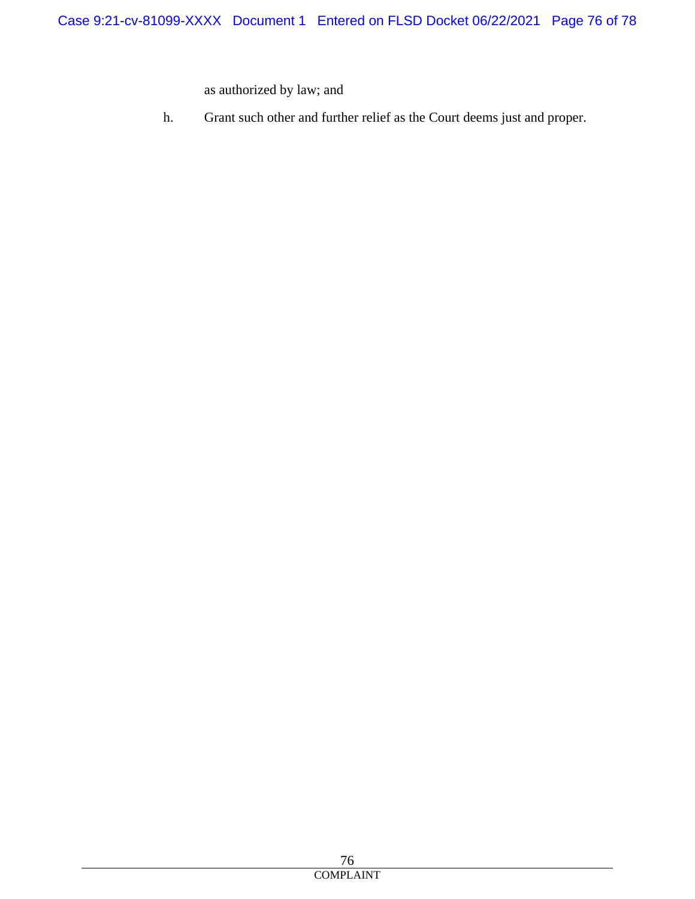as authorized by law; and

h. Grant such other and further relief as the Court deems just and proper.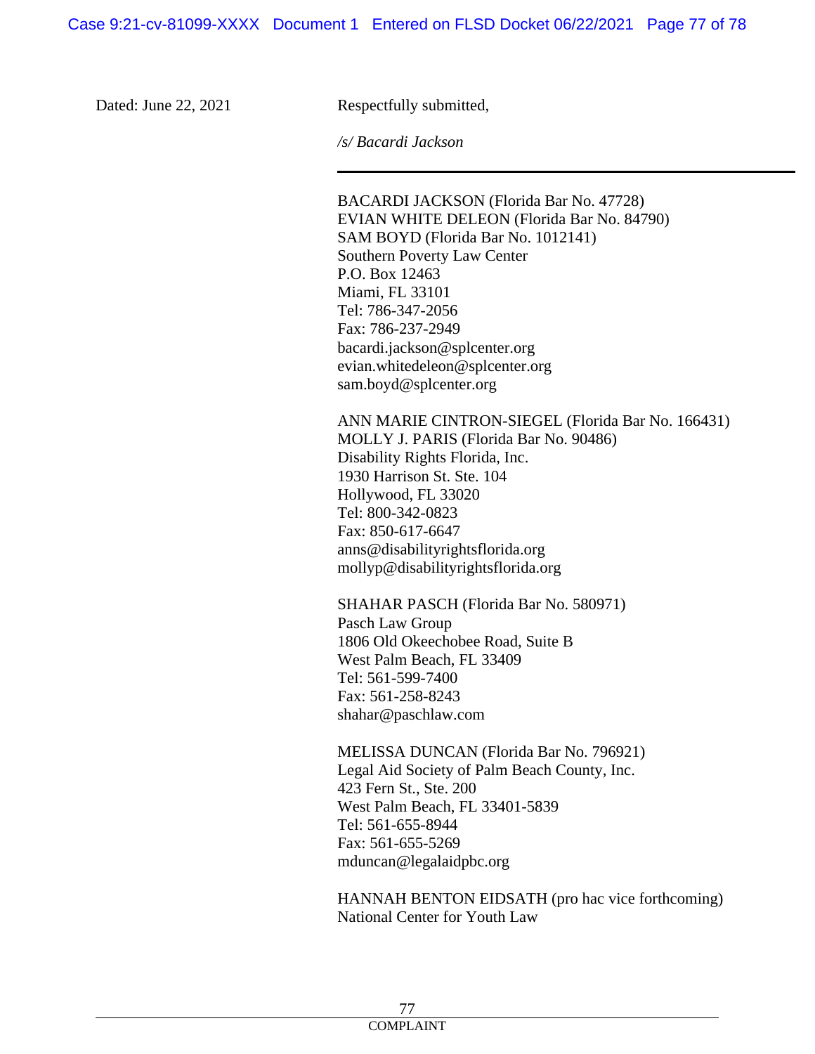Dated: June 22, 2021

Respectfully submitted,

*/s/ Bacardi Jackson*

---

BACARDI JACKSON (Florida Bar No. 47728)
EVIAN WHITE DELEON (Florida Bar No. 84790)
SAM BOYD (Florida Bar No. 1012141)
Southern Poverty Law Center
P.O. Box 12463
Miami, FL 33101
Tel: 786-347-2056
Fax: 786-237-2949
bacardi.jackson@splcenter.org
evian.whitedeleon@splcenter.org
sam.boyd@splcenter.org

ANN MARIE CINTRON-SIEGEL (Florida Bar No. 166431)
MOLLY J. PARIS (Florida Bar No. 90486)
Disability Rights Florida, Inc.
1930 Harrison St. Ste. 104
Hollywood, FL 33020
Tel: 800-342-0823
Fax: 850-617-6647
anns@disabilityrightsflorida.org
mollyp@disabilityrightsflorida.org

SHAHAR PASCH (Florida Bar No. 580971)
Pasch Law Group
1806 Old Okeechobee Road, Suite B
West Palm Beach, FL 33409
Tel: 561-599-7400
Fax: 561-258-8243
shahar@paschlaw.com

MELISSA DUNCAN (Florida Bar No. 796921)
Legal Aid Society of Palm Beach County, Inc.
423 Fern St., Ste. 200
West Palm Beach, FL 33401-5839
Tel: 561-655-8944
Fax: 561-655-5269
mduncan@legalaidpbc.org

HANNAH BENTON EIDSATH (pro hac vice forthcoming)
National Center for Youth Law

COMPLAINT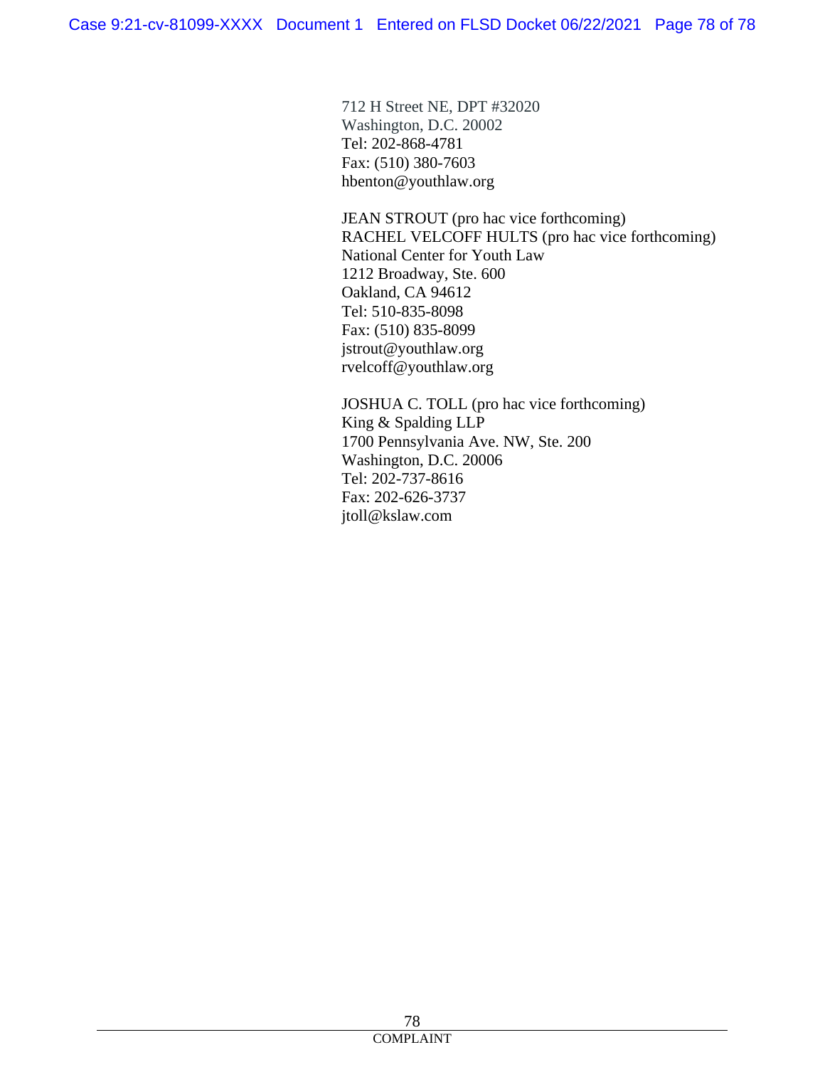712 H Street NE, DPT #32020
Washington, D.C. 20002
Tel: 202-868-4781
Fax: (510) 380-7603
hbenton@youthlaw.org

JEAN STROUT (pro hac vice forthcoming)
RACHEL VELCOFF HULTS (pro hac vice forthcoming)
National Center for Youth Law
1212 Broadway, Ste. 600
Oakland, CA 94612
Tel: 510-835-8098
Fax: (510) 835-8099
jstrout@youthlaw.org
rvelcoff@youthlaw.org

JOSHUA C. TOLL (pro hac vice forthcoming)
King & Spalding LLP
1700 Pennsylvania Ave. NW, Ste. 200
Washington, D.C. 20006
Tel: 202-737-8616
Fax: 202-626-3737
jtoll@kslaw.com